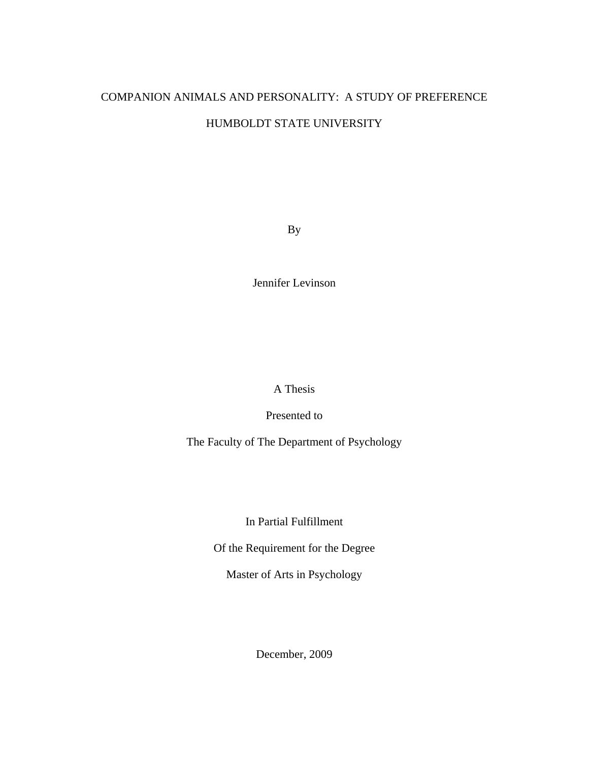# COMPANION ANIMALS AND PERSONALITY: A STUDY OF PREFERENCE

HUMBOLDT STATE UNIVERSITY

By

Jennifer Levinson

A Thesis

Presented to

The Faculty of The Department of Psychology

In Partial Fulfillment

Of the Requirement for the Degree

Master of Arts in Psychology

December, 2009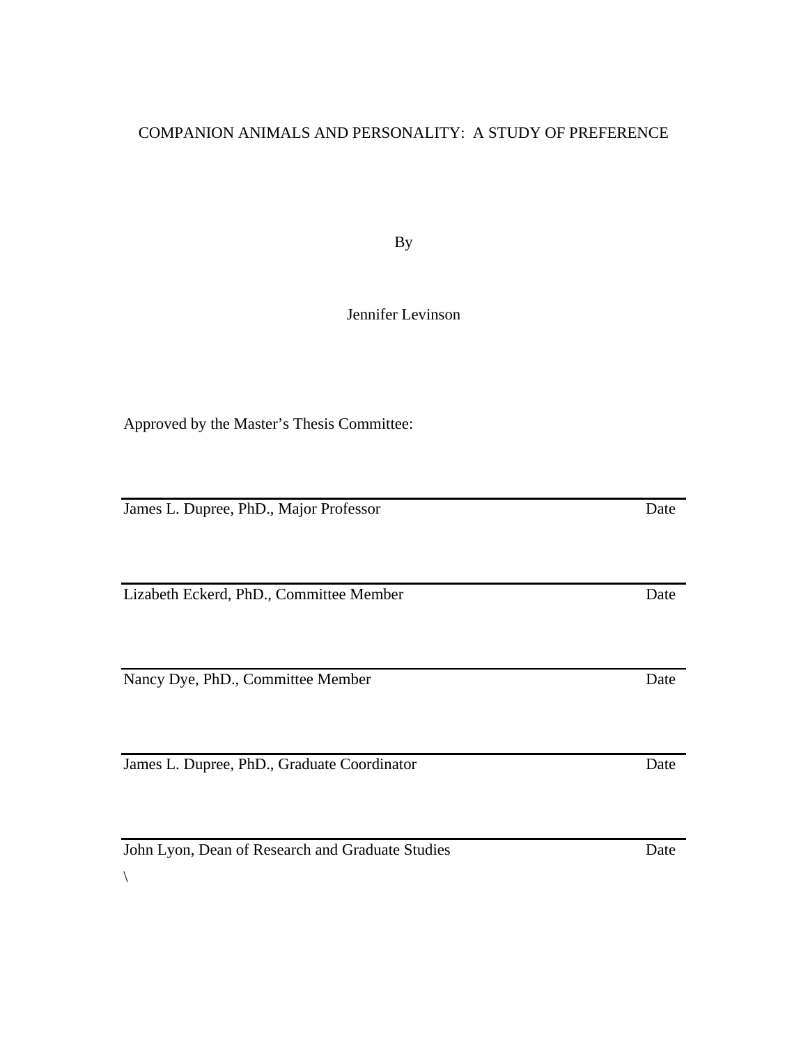COMPANION ANIMALS AND PERSONALITY: A STUDY OF PREFERENCE

By

Jennifer Levinson

Approved by the Master's Thesis Committee:

---

James L. Dupree, PhD., Major Professor Date

---

Lizabeth Eckerd, PhD., Committee Member Date

---

Nancy Dye, PhD., Committee Member Date

---

James L. Dupree, PhD., Graduate Coordinator Date

---

John Lyon, Dean of Research and Graduate Studies Date

\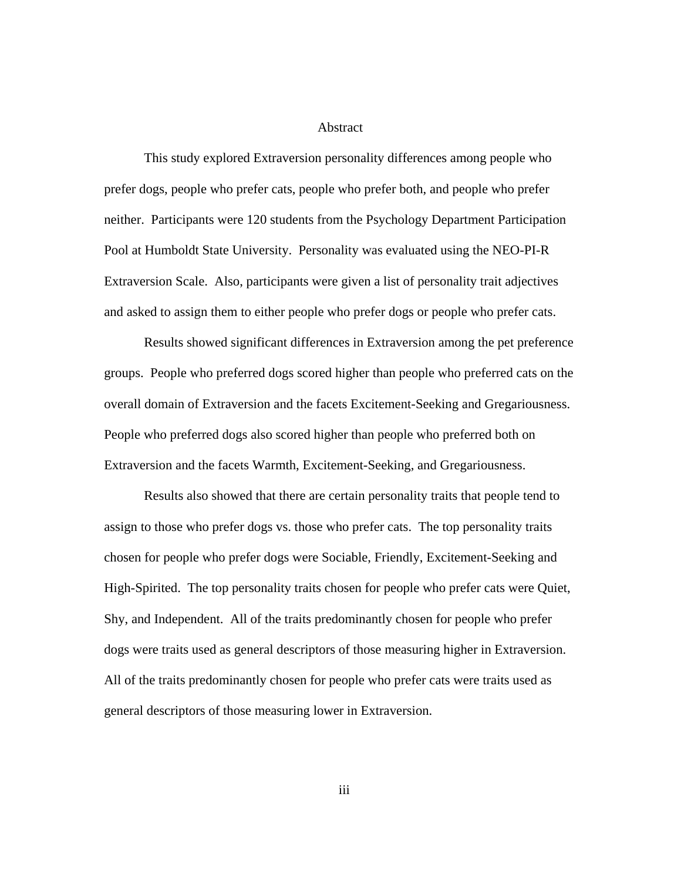# Abstract

This study explored Extraversion personality differences among people who prefer dogs, people who prefer cats, people who prefer both, and people who prefer neither. Participants were 120 students from the Psychology Department Participation Pool at Humboldt State University. Personality was evaluated using the NEO-PI-R Extraversion Scale. Also, participants were given a list of personality trait adjectives and asked to assign them to either people who prefer dogs or people who prefer cats.

Results showed significant differences in Extraversion among the pet preference groups. People who preferred dogs scored higher than people who preferred cats on the overall domain of Extraversion and the facets Excitement-Seeking and Gregariousness. People who preferred dogs also scored higher than people who preferred both on Extraversion and the facets Warmth, Excitement-Seeking, and Gregariousness.

Results also showed that there are certain personality traits that people tend to assign to those who prefer dogs vs. those who prefer cats. The top personality traits chosen for people who prefer dogs were Sociable, Friendly, Excitement-Seeking and High-Spirited. The top personality traits chosen for people who prefer cats were Quiet, Shy, and Independent. All of the traits predominantly chosen for people who prefer dogs were traits used as general descriptors of those measuring higher in Extraversion. All of the traits predominantly chosen for people who prefer cats were traits used as general descriptors of those measuring lower in Extraversion.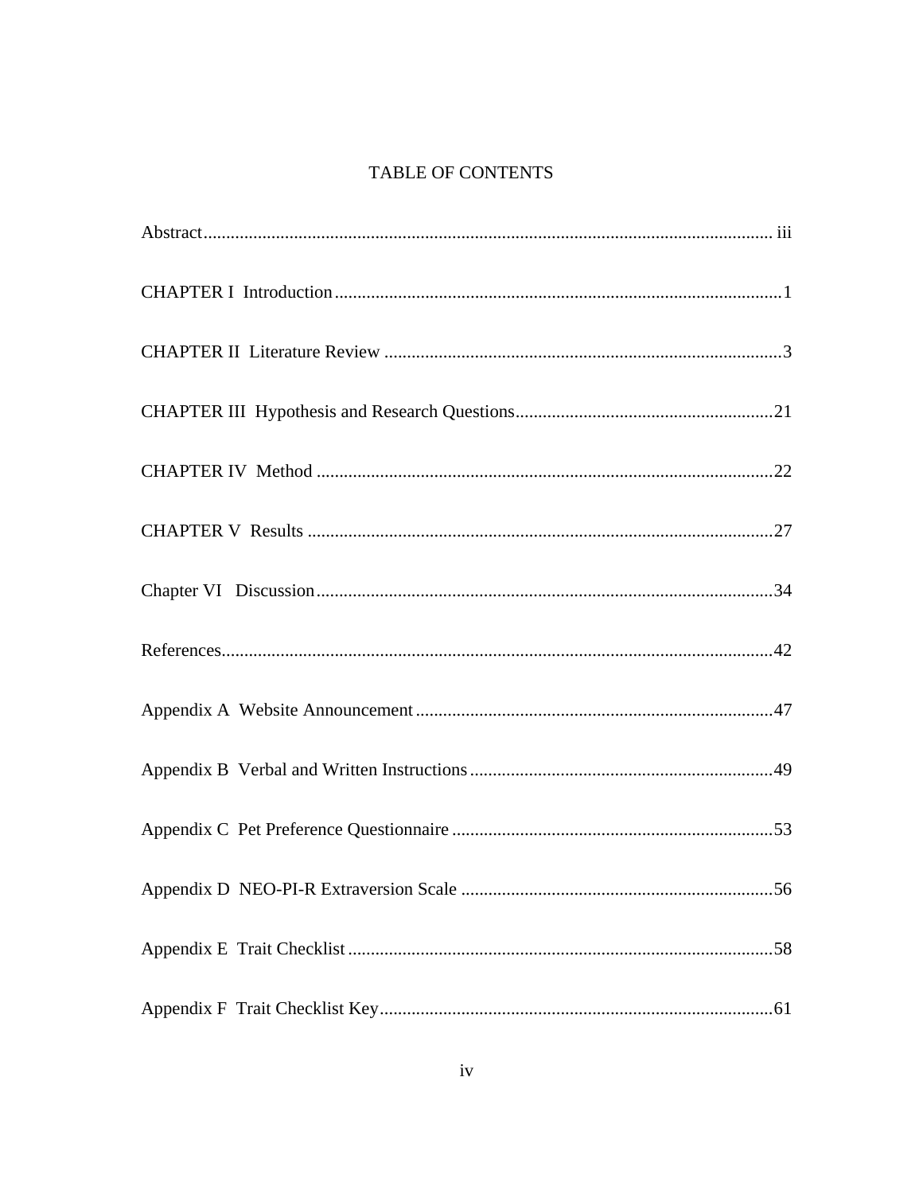# TABLE OF CONTENTS

Abstract ........................................................................................................................ iii

CHAPTER I Introduction .................................................................................................1

CHAPTER II Literature Review ........................................................................................3

CHAPTER III Hypothesis and Research Questions .........................................................21

CHAPTER IV Method .....................................................................................................22

CHAPTER V Results .......................................................................................................27

Chapter VI Discussion .....................................................................................................34

References.........................................................................................................................42

Appendix A Website Announcement ..............................................................................47

Appendix B Verbal and Written Instructions ..................................................................49

Appendix C Pet Preference Questionnaire ......................................................................53

Appendix D NEO-PI-R Extraversion Scale ....................................................................56

Appendix E Trait Checklist .............................................................................................58

Appendix F Trait Checklist Key.......................................................................................61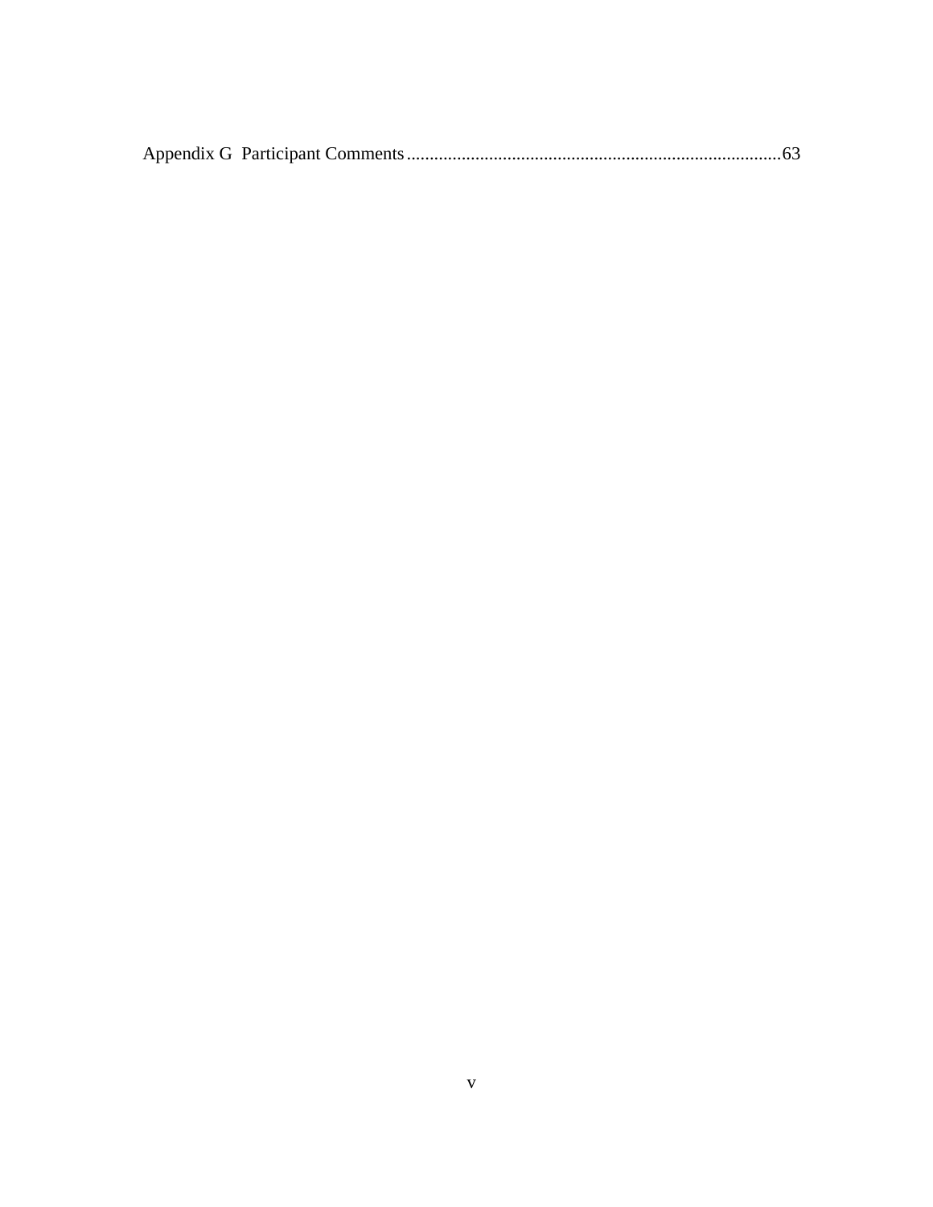Appendix G  Participant Comments......................................................................................63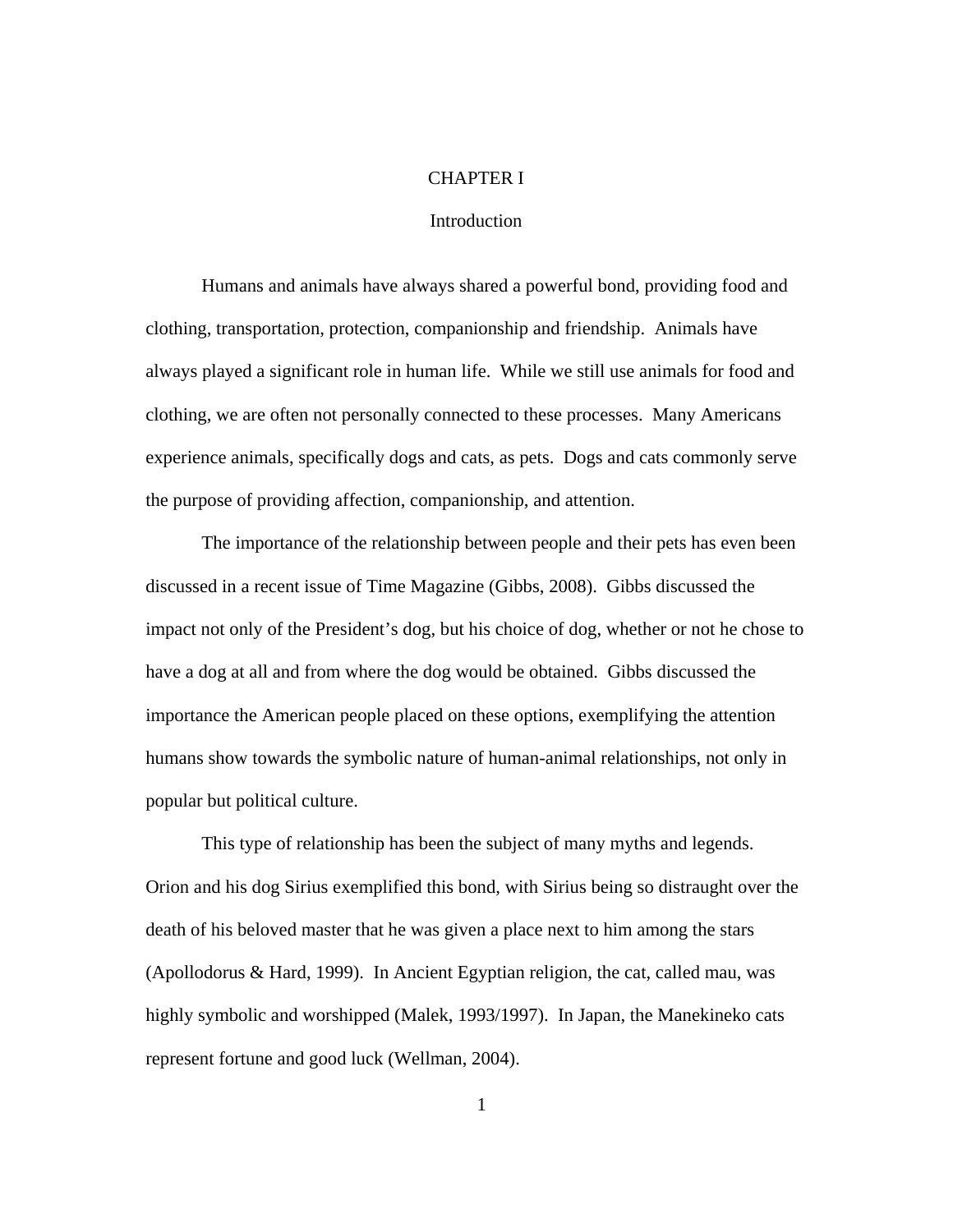# CHAPTER I

## Introduction

Humans and animals have always shared a powerful bond, providing food and clothing, transportation, protection, companionship and friendship. Animals have always played a significant role in human life. While we still use animals for food and clothing, we are often not personally connected to these processes. Many Americans experience animals, specifically dogs and cats, as pets. Dogs and cats commonly serve the purpose of providing affection, companionship, and attention.

The importance of the relationship between people and their pets has even been discussed in a recent issue of Time Magazine (Gibbs, 2008). Gibbs discussed the impact not only of the President's dog, but his choice of dog, whether or not he chose to have a dog at all and from where the dog would be obtained. Gibbs discussed the importance the American people placed on these options, exemplifying the attention humans show towards the symbolic nature of human-animal relationships, not only in popular but political culture.

This type of relationship has been the subject of many myths and legends. Orion and his dog Sirius exemplified this bond, with Sirius being so distraught over the death of his beloved master that he was given a place next to him among the stars (Apollodorus & Hard, 1999). In Ancient Egyptian religion, the cat, called mau, was highly symbolic and worshipped (Malek, 1993/1997). In Japan, the Manekineko cats represent fortune and good luck (Wellman, 2004).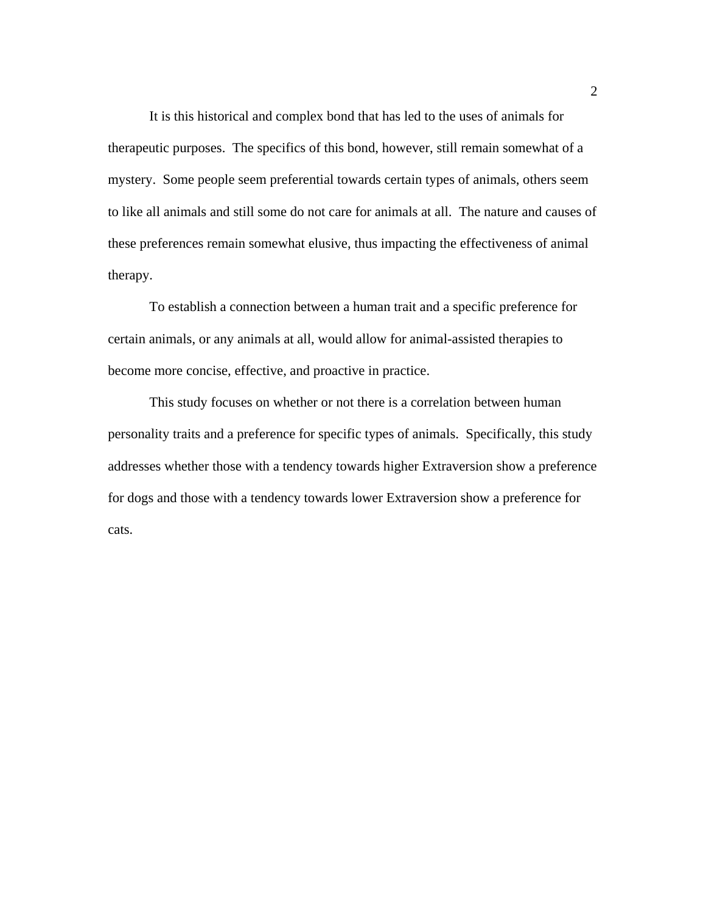It is this historical and complex bond that has led to the uses of animals for therapeutic purposes. The specifics of this bond, however, still remain somewhat of a mystery. Some people seem preferential towards certain types of animals, others seem to like all animals and still some do not care for animals at all. The nature and causes of these preferences remain somewhat elusive, thus impacting the effectiveness of animal therapy.

To establish a connection between a human trait and a specific preference for certain animals, or any animals at all, would allow for animal-assisted therapies to become more concise, effective, and proactive in practice.

This study focuses on whether or not there is a correlation between human personality traits and a preference for specific types of animals. Specifically, this study addresses whether those with a tendency towards higher Extraversion show a preference for dogs and those with a tendency towards lower Extraversion show a preference for cats.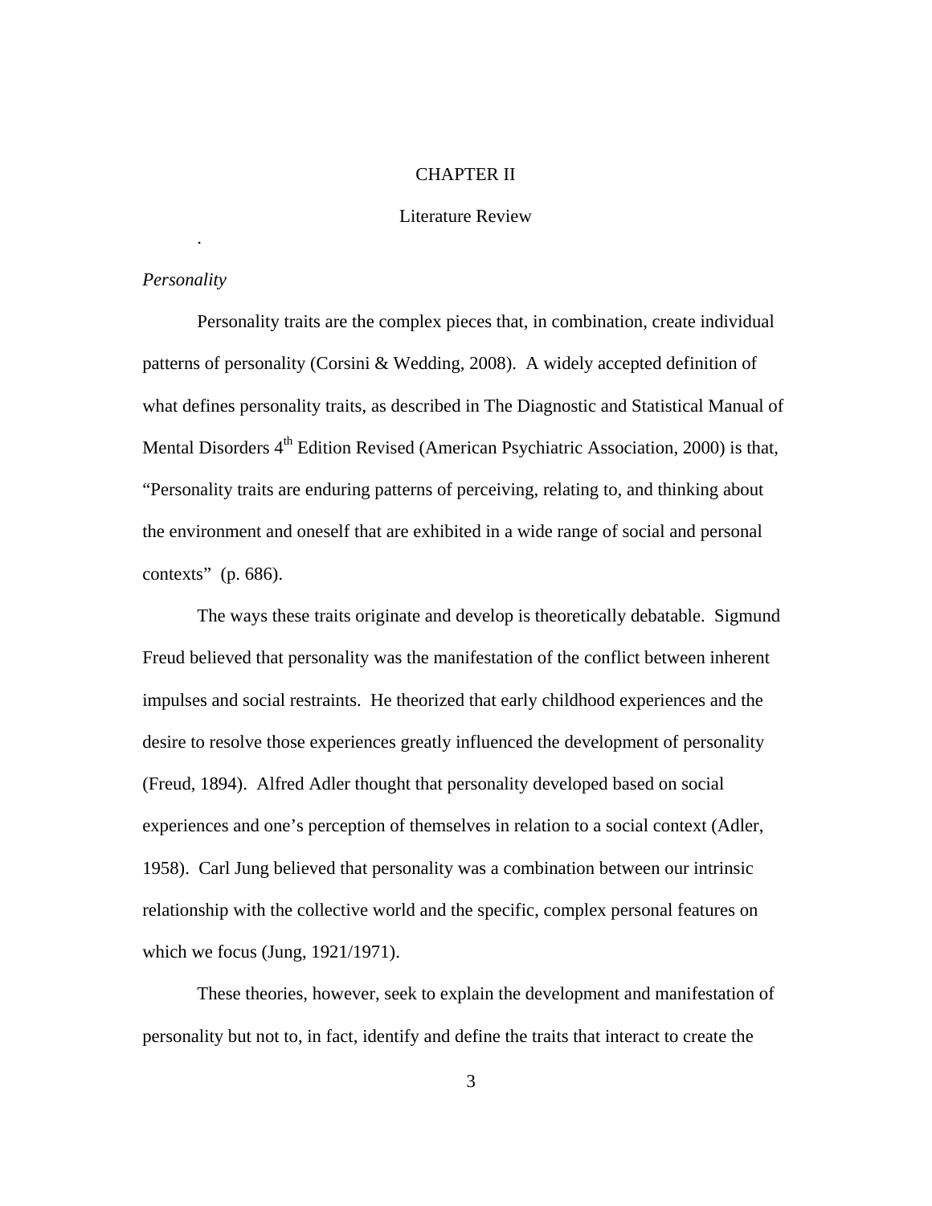# CHAPTER II

## Literature Review

### *Personality*

Personality traits are the complex pieces that, in combination, create individual patterns of personality (Corsini & Wedding, 2008). A widely accepted definition of what defines personality traits, as described in The Diagnostic and Statistical Manual of Mental Disorders 4th Edition Revised (American Psychiatric Association, 2000) is that, "Personality traits are enduring patterns of perceiving, relating to, and thinking about the environment and oneself that are exhibited in a wide range of social and personal contexts" (p. 686).

The ways these traits originate and develop is theoretically debatable. Sigmund Freud believed that personality was the manifestation of the conflict between inherent impulses and social restraints. He theorized that early childhood experiences and the desire to resolve those experiences greatly influenced the development of personality (Freud, 1894). Alfred Adler thought that personality developed based on social experiences and one's perception of themselves in relation to a social context (Adler, 1958). Carl Jung believed that personality was a combination between our intrinsic relationship with the collective world and the specific, complex personal features on which we focus (Jung, 1921/1971).

These theories, however, seek to explain the development and manifestation of personality but not to, in fact, identify and define the traits that interact to create the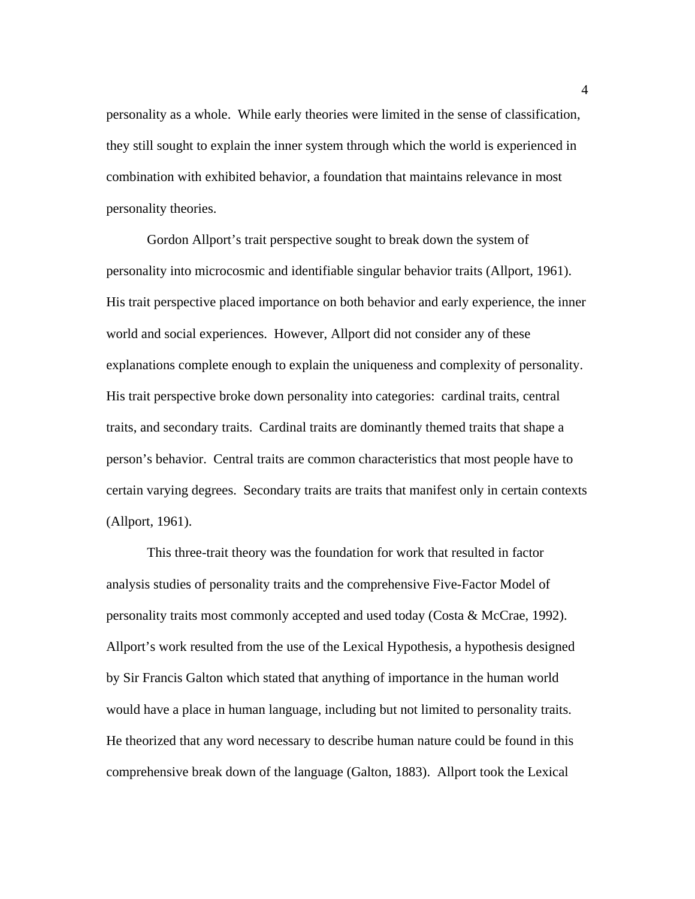personality as a whole. While early theories were limited in the sense of classification, they still sought to explain the inner system through which the world is experienced in combination with exhibited behavior, a foundation that maintains relevance in most personality theories.

Gordon Allport's trait perspective sought to break down the system of personality into microcosmic and identifiable singular behavior traits (Allport, 1961). His trait perspective placed importance on both behavior and early experience, the inner world and social experiences. However, Allport did not consider any of these explanations complete enough to explain the uniqueness and complexity of personality. His trait perspective broke down personality into categories: cardinal traits, central traits, and secondary traits. Cardinal traits are dominantly themed traits that shape a person's behavior. Central traits are common characteristics that most people have to certain varying degrees. Secondary traits are traits that manifest only in certain contexts (Allport, 1961).

This three-trait theory was the foundation for work that resulted in factor analysis studies of personality traits and the comprehensive Five-Factor Model of personality traits most commonly accepted and used today (Costa & McCrae, 1992). Allport's work resulted from the use of the Lexical Hypothesis, a hypothesis designed by Sir Francis Galton which stated that anything of importance in the human world would have a place in human language, including but not limited to personality traits. He theorized that any word necessary to describe human nature could be found in this comprehensive break down of the language (Galton, 1883). Allport took the Lexical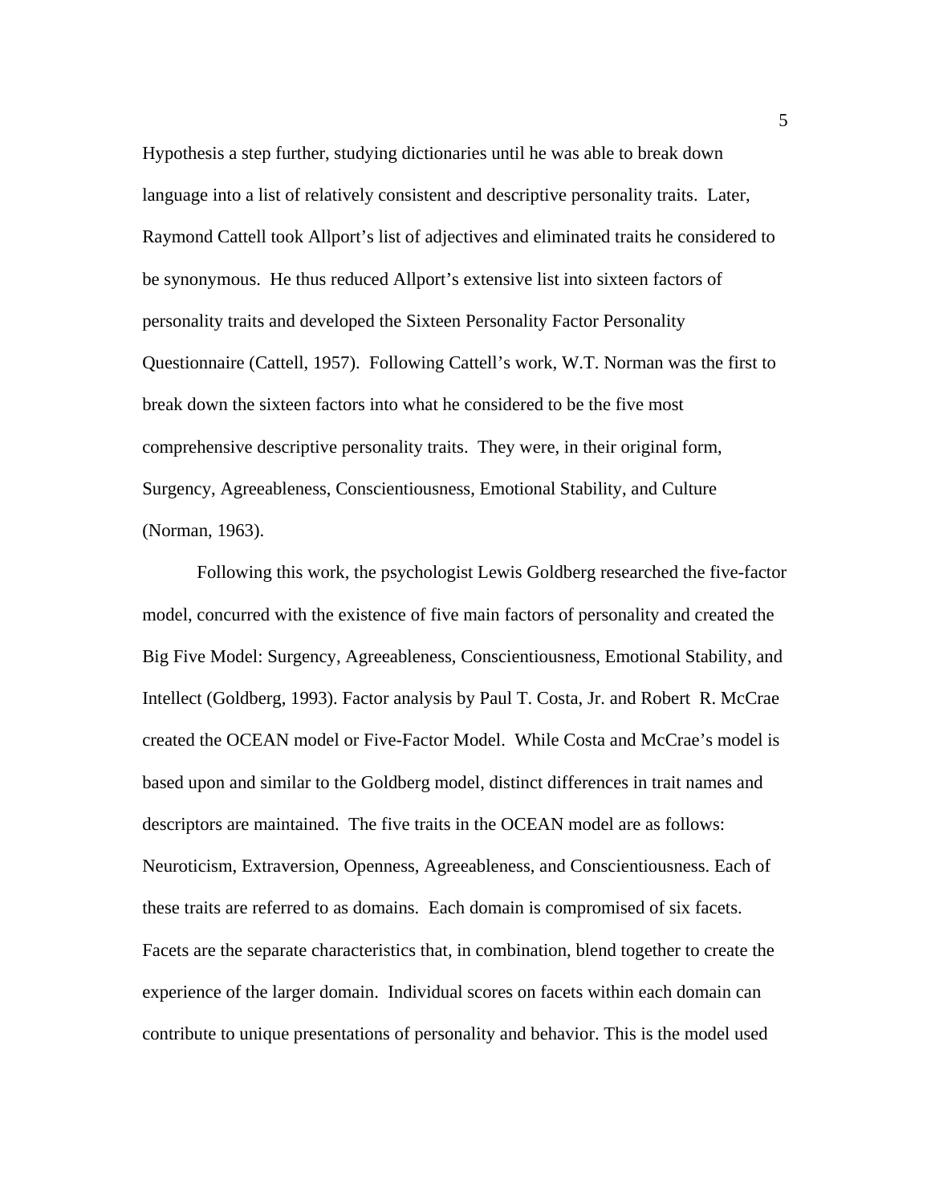Hypothesis a step further, studying dictionaries until he was able to break down language into a list of relatively consistent and descriptive personality traits. Later, Raymond Cattell took Allport's list of adjectives and eliminated traits he considered to be synonymous. He thus reduced Allport's extensive list into sixteen factors of personality traits and developed the Sixteen Personality Factor Personality Questionnaire (Cattell, 1957). Following Cattell's work, W.T. Norman was the first to break down the sixteen factors into what he considered to be the five most comprehensive descriptive personality traits. They were, in their original form, Surgency, Agreeableness, Conscientiousness, Emotional Stability, and Culture (Norman, 1963).

Following this work, the psychologist Lewis Goldberg researched the five-factor model, concurred with the existence of five main factors of personality and created the Big Five Model: Surgency, Agreeableness, Conscientiousness, Emotional Stability, and Intellect (Goldberg, 1993). Factor analysis by Paul T. Costa, Jr. and Robert R. McCrae created the OCEAN model or Five-Factor Model. While Costa and McCrae's model is based upon and similar to the Goldberg model, distinct differences in trait names and descriptors are maintained. The five traits in the OCEAN model are as follows: Neuroticism, Extraversion, Openness, Agreeableness, and Conscientiousness. Each of these traits are referred to as domains. Each domain is compromised of six facets. Facets are the separate characteristics that, in combination, blend together to create the experience of the larger domain. Individual scores on facets within each domain can contribute to unique presentations of personality and behavior. This is the model used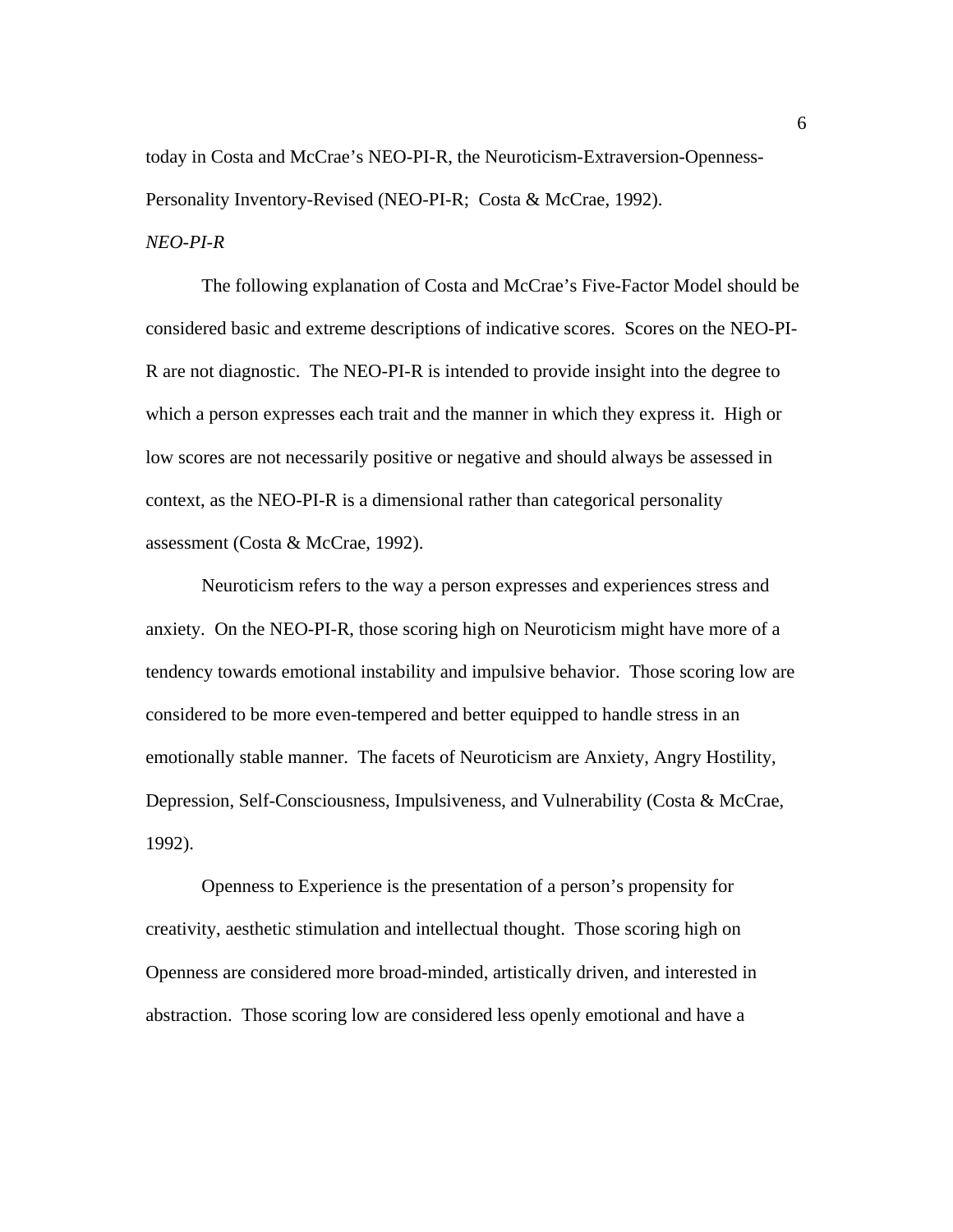today in Costa and McCrae's NEO-PI-R, the Neuroticism-Extraversion-Openness-Personality Inventory-Revised (NEO-PI-R; Costa & McCrae, 1992).

*NEO-PI-R*

The following explanation of Costa and McCrae's Five-Factor Model should be considered basic and extreme descriptions of indicative scores. Scores on the NEO-PI-R are not diagnostic. The NEO-PI-R is intended to provide insight into the degree to which a person expresses each trait and the manner in which they express it. High or low scores are not necessarily positive or negative and should always be assessed in context, as the NEO-PI-R is a dimensional rather than categorical personality assessment (Costa & McCrae, 1992).

Neuroticism refers to the way a person expresses and experiences stress and anxiety. On the NEO-PI-R, those scoring high on Neuroticism might have more of a tendency towards emotional instability and impulsive behavior. Those scoring low are considered to be more even-tempered and better equipped to handle stress in an emotionally stable manner. The facets of Neuroticism are Anxiety, Angry Hostility, Depression, Self-Consciousness, Impulsiveness, and Vulnerability (Costa & McCrae, 1992).

Openness to Experience is the presentation of a person's propensity for creativity, aesthetic stimulation and intellectual thought. Those scoring high on Openness are considered more broad-minded, artistically driven, and interested in abstraction. Those scoring low are considered less openly emotional and have a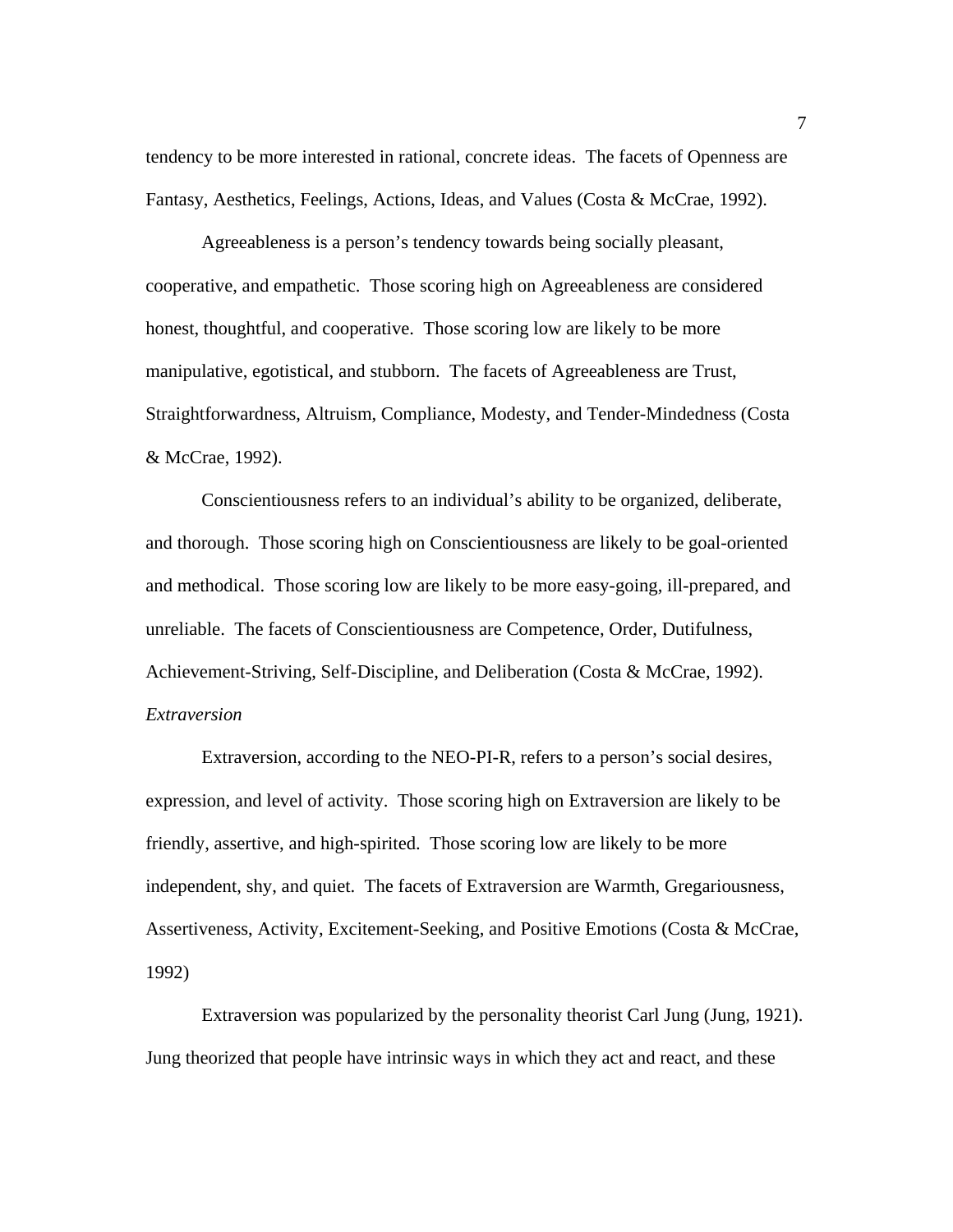tendency to be more interested in rational, concrete ideas. The facets of Openness are Fantasy, Aesthetics, Feelings, Actions, Ideas, and Values (Costa & McCrae, 1992).

Agreeableness is a person's tendency towards being socially pleasant, cooperative, and empathetic. Those scoring high on Agreeableness are considered honest, thoughtful, and cooperative. Those scoring low are likely to be more manipulative, egotistical, and stubborn. The facets of Agreeableness are Trust, Straightforwardness, Altruism, Compliance, Modesty, and Tender-Mindedness (Costa & McCrae, 1992).

Conscientiousness refers to an individual's ability to be organized, deliberate, and thorough. Those scoring high on Conscientiousness are likely to be goal-oriented and methodical. Those scoring low are likely to be more easy-going, ill-prepared, and unreliable. The facets of Conscientiousness are Competence, Order, Dutifulness, Achievement-Striving, Self-Discipline, and Deliberation (Costa & McCrae, 1992).

*Extraversion*

Extraversion, according to the NEO-PI-R, refers to a person's social desires, expression, and level of activity. Those scoring high on Extraversion are likely to be friendly, assertive, and high-spirited. Those scoring low are likely to be more independent, shy, and quiet. The facets of Extraversion are Warmth, Gregariousness, Assertiveness, Activity, Excitement-Seeking, and Positive Emotions (Costa & McCrae, 1992)

Extraversion was popularized by the personality theorist Carl Jung (Jung, 1921). Jung theorized that people have intrinsic ways in which they act and react, and these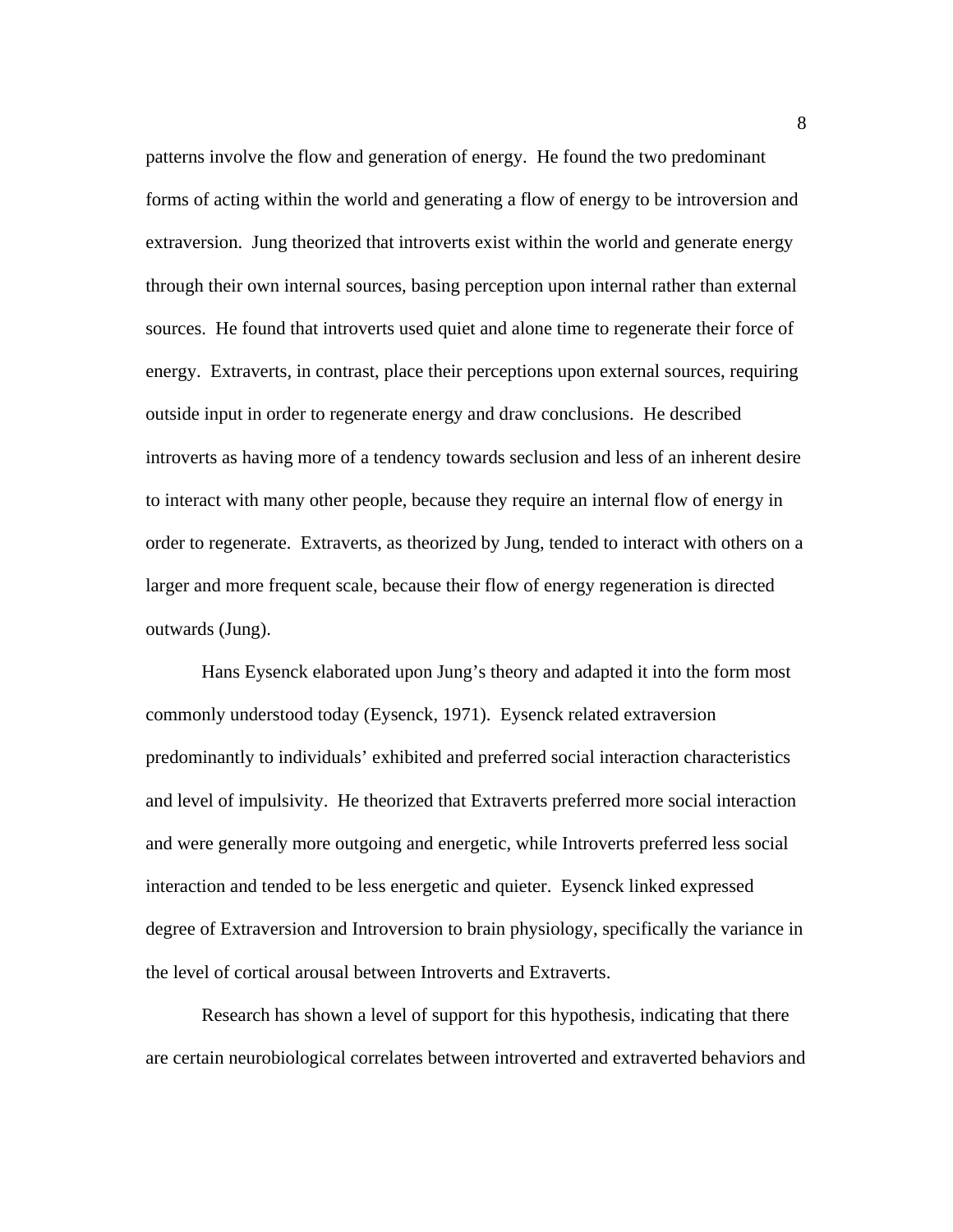patterns involve the flow and generation of energy. He found the two predominant forms of acting within the world and generating a flow of energy to be introversion and extraversion. Jung theorized that introverts exist within the world and generate energy through their own internal sources, basing perception upon internal rather than external sources. He found that introverts used quiet and alone time to regenerate their force of energy. Extraverts, in contrast, place their perceptions upon external sources, requiring outside input in order to regenerate energy and draw conclusions. He described introverts as having more of a tendency towards seclusion and less of an inherent desire to interact with many other people, because they require an internal flow of energy in order to regenerate. Extraverts, as theorized by Jung, tended to interact with others on a larger and more frequent scale, because their flow of energy regeneration is directed outwards (Jung).

Hans Eysenck elaborated upon Jung's theory and adapted it into the form most commonly understood today (Eysenck, 1971). Eysenck related extraversion predominantly to individuals' exhibited and preferred social interaction characteristics and level of impulsivity. He theorized that Extraverts preferred more social interaction and were generally more outgoing and energetic, while Introverts preferred less social interaction and tended to be less energetic and quieter. Eysenck linked expressed degree of Extraversion and Introversion to brain physiology, specifically the variance in the level of cortical arousal between Introverts and Extraverts.

Research has shown a level of support for this hypothesis, indicating that there are certain neurobiological correlates between introverted and extraverted behaviors and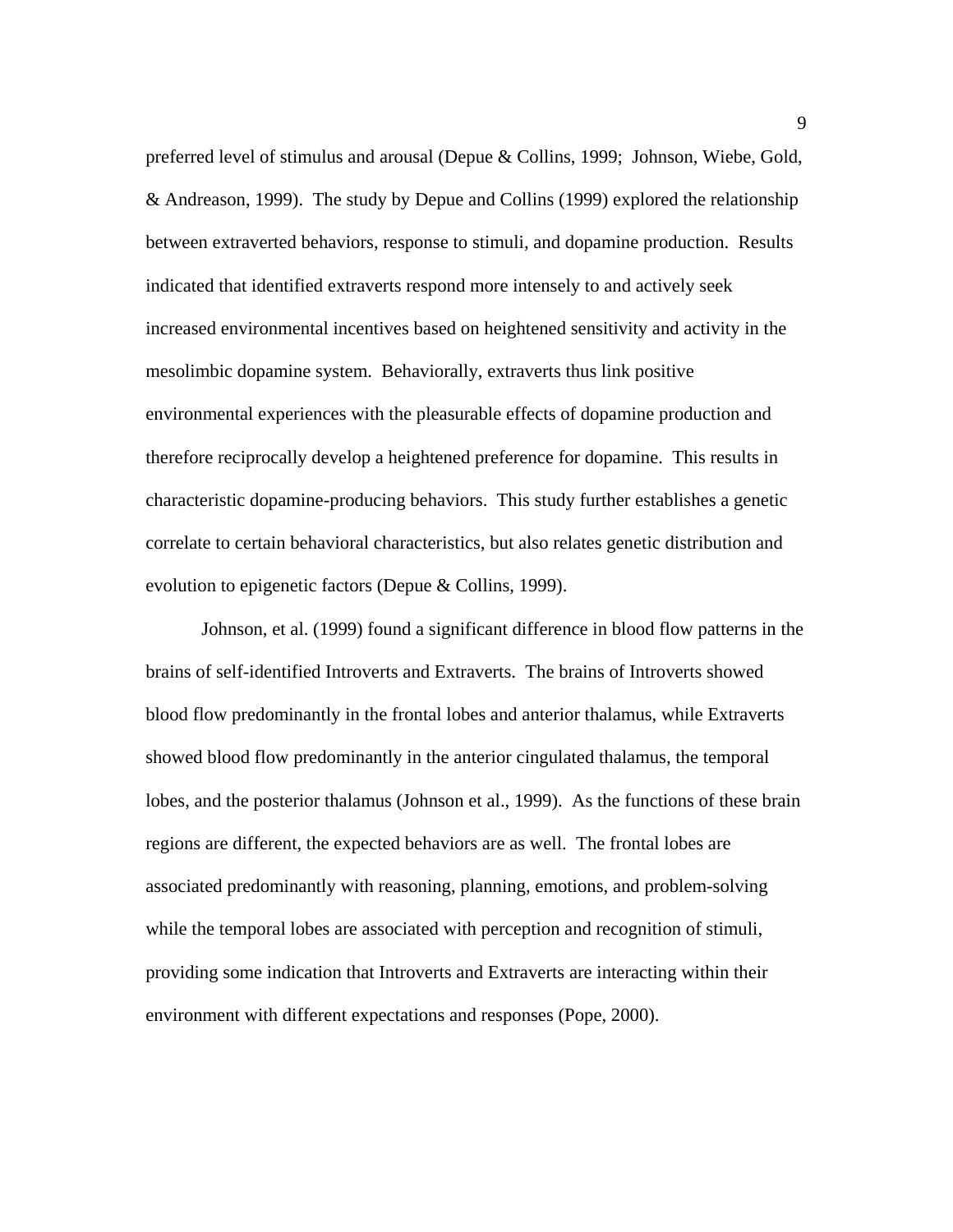preferred level of stimulus and arousal (Depue & Collins, 1999;  Johnson, Wiebe, Gold, & Andreason, 1999).  The study by Depue and Collins (1999) explored the relationship between extraverted behaviors, response to stimuli, and dopamine production.  Results indicated that identified extraverts respond more intensely to and actively seek increased environmental incentives based on heightened sensitivity and activity in the mesolimbic dopamine system.  Behaviorally, extraverts thus link positive environmental experiences with the pleasurable effects of dopamine production and therefore reciprocally develop a heightened preference for dopamine.  This results in characteristic dopamine-producing behaviors.  This study further establishes a genetic correlate to certain behavioral characteristics, but also relates genetic distribution and evolution to epigenetic factors (Depue & Collins, 1999).

Johnson, et al. (1999) found a significant difference in blood flow patterns in the brains of self-identified Introverts and Extraverts.  The brains of Introverts showed blood flow predominantly in the frontal lobes and anterior thalamus, while Extraverts showed blood flow predominantly in the anterior cingulated thalamus, the temporal lobes, and the posterior thalamus (Johnson et al., 1999).  As the functions of these brain regions are different, the expected behaviors are as well.  The frontal lobes are associated predominantly with reasoning, planning, emotions, and problem-solving while the temporal lobes are associated with perception and recognition of stimuli, providing some indication that Introverts and Extraverts are interacting within their environment with different expectations and responses (Pope, 2000).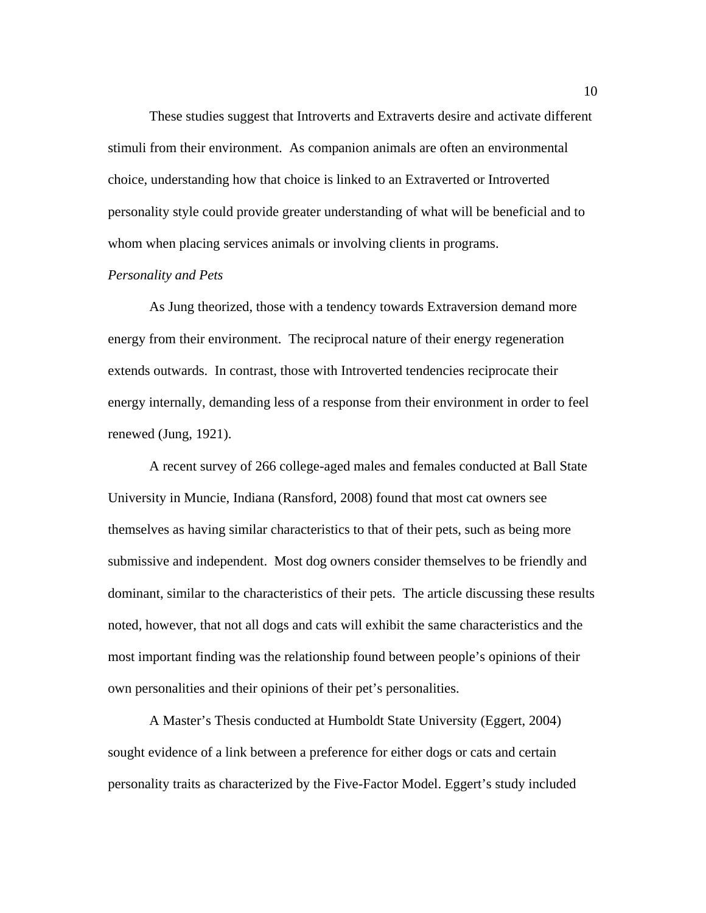These studies suggest that Introverts and Extraverts desire and activate different stimuli from their environment. As companion animals are often an environmental choice, understanding how that choice is linked to an Extraverted or Introverted personality style could provide greater understanding of what will be beneficial and to whom when placing services animals or involving clients in programs.

*Personality and Pets*

As Jung theorized, those with a tendency towards Extraversion demand more energy from their environment. The reciprocal nature of their energy regeneration extends outwards. In contrast, those with Introverted tendencies reciprocate their energy internally, demanding less of a response from their environment in order to feel renewed (Jung, 1921).

A recent survey of 266 college-aged males and females conducted at Ball State University in Muncie, Indiana (Ransford, 2008) found that most cat owners see themselves as having similar characteristics to that of their pets, such as being more submissive and independent. Most dog owners consider themselves to be friendly and dominant, similar to the characteristics of their pets. The article discussing these results noted, however, that not all dogs and cats will exhibit the same characteristics and the most important finding was the relationship found between people's opinions of their own personalities and their opinions of their pet's personalities.

A Master's Thesis conducted at Humboldt State University (Eggert, 2004) sought evidence of a link between a preference for either dogs or cats and certain personality traits as characterized by the Five-Factor Model. Eggert's study included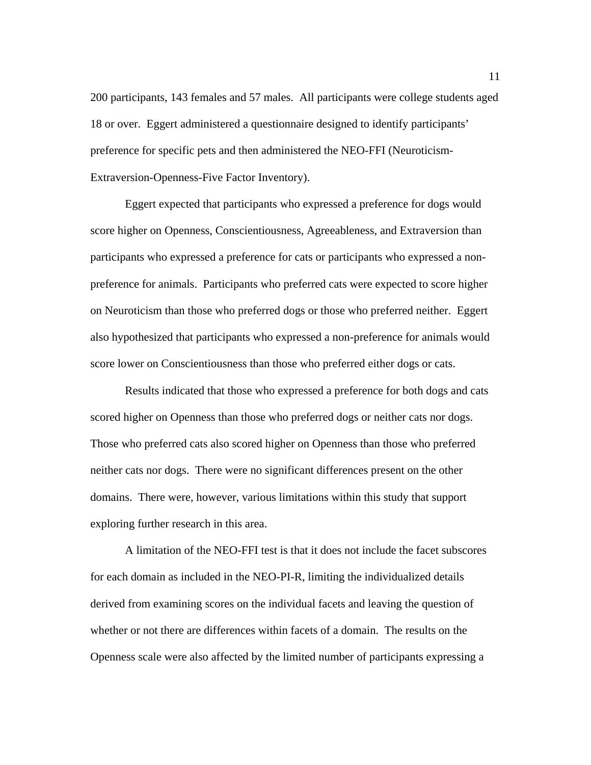200 participants, 143 females and 57 males. All participants were college students aged 18 or over. Eggert administered a questionnaire designed to identify participants' preference for specific pets and then administered the NEO-FFI (Neuroticism-Extraversion-Openness-Five Factor Inventory).

Eggert expected that participants who expressed a preference for dogs would score higher on Openness, Conscientiousness, Agreeableness, and Extraversion than participants who expressed a preference for cats or participants who expressed a non-preference for animals. Participants who preferred cats were expected to score higher on Neuroticism than those who preferred dogs or those who preferred neither. Eggert also hypothesized that participants who expressed a non-preference for animals would score lower on Conscientiousness than those who preferred either dogs or cats.

Results indicated that those who expressed a preference for both dogs and cats scored higher on Openness than those who preferred dogs or neither cats nor dogs. Those who preferred cats also scored higher on Openness than those who preferred neither cats nor dogs. There were no significant differences present on the other domains. There were, however, various limitations within this study that support exploring further research in this area.

A limitation of the NEO-FFI test is that it does not include the facet subscores for each domain as included in the NEO-PI-R, limiting the individualized details derived from examining scores on the individual facets and leaving the question of whether or not there are differences within facets of a domain. The results on the Openness scale were also affected by the limited number of participants expressing a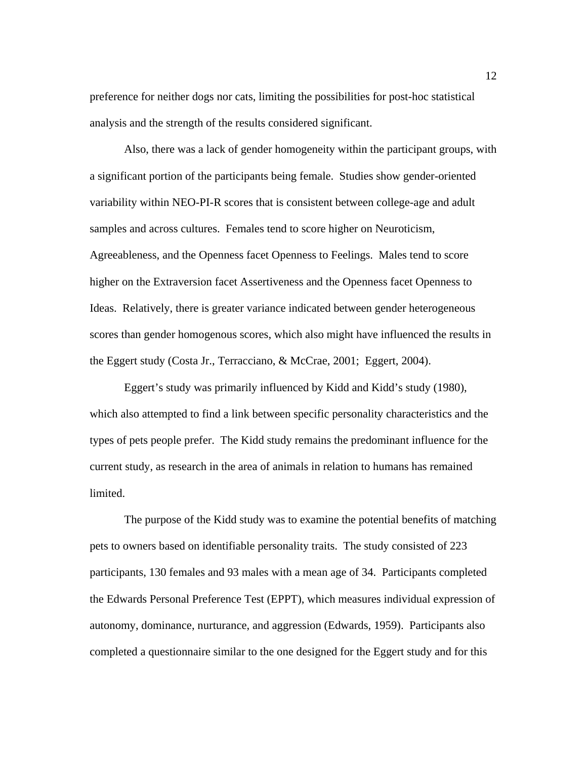preference for neither dogs nor cats, limiting the possibilities for post-hoc statistical analysis and the strength of the results considered significant.

Also, there was a lack of gender homogeneity within the participant groups, with a significant portion of the participants being female. Studies show gender-oriented variability within NEO-PI-R scores that is consistent between college-age and adult samples and across cultures. Females tend to score higher on Neuroticism, Agreeableness, and the Openness facet Openness to Feelings. Males tend to score higher on the Extraversion facet Assertiveness and the Openness facet Openness to Ideas. Relatively, there is greater variance indicated between gender heterogeneous scores than gender homogenous scores, which also might have influenced the results in the Eggert study (Costa Jr., Terracciano, & McCrae, 2001; Eggert, 2004).

Eggert's study was primarily influenced by Kidd and Kidd's study (1980), which also attempted to find a link between specific personality characteristics and the types of pets people prefer. The Kidd study remains the predominant influence for the current study, as research in the area of animals in relation to humans has remained limited.

The purpose of the Kidd study was to examine the potential benefits of matching pets to owners based on identifiable personality traits. The study consisted of 223 participants, 130 females and 93 males with a mean age of 34. Participants completed the Edwards Personal Preference Test (EPPT), which measures individual expression of autonomy, dominance, nurturance, and aggression (Edwards, 1959). Participants also completed a questionnaire similar to the one designed for the Eggert study and for this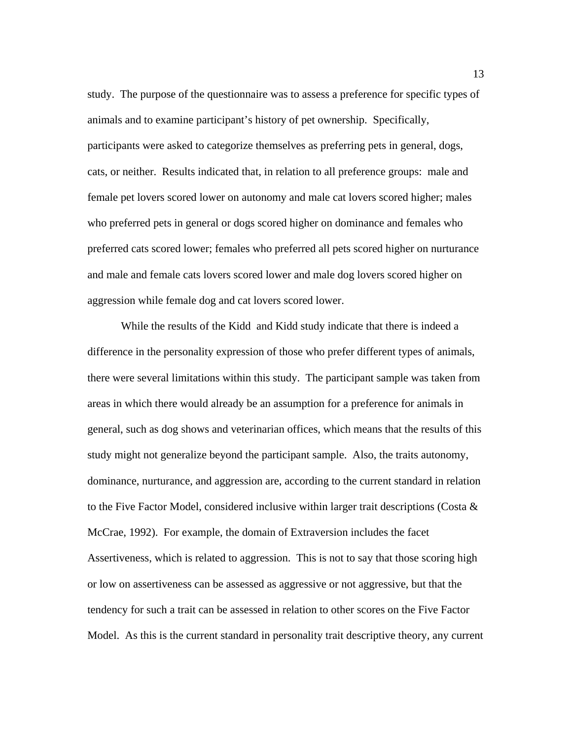study. The purpose of the questionnaire was to assess a preference for specific types of animals and to examine participant's history of pet ownership. Specifically, participants were asked to categorize themselves as preferring pets in general, dogs, cats, or neither. Results indicated that, in relation to all preference groups: male and female pet lovers scored lower on autonomy and male cat lovers scored higher; males who preferred pets in general or dogs scored higher on dominance and females who preferred cats scored lower; females who preferred all pets scored higher on nurturance and male and female cats lovers scored lower and male dog lovers scored higher on aggression while female dog and cat lovers scored lower.

While the results of the Kidd and Kidd study indicate that there is indeed a difference in the personality expression of those who prefer different types of animals, there were several limitations within this study. The participant sample was taken from areas in which there would already be an assumption for a preference for animals in general, such as dog shows and veterinarian offices, which means that the results of this study might not generalize beyond the participant sample. Also, the traits autonomy, dominance, nurturance, and aggression are, according to the current standard in relation to the Five Factor Model, considered inclusive within larger trait descriptions (Costa & McCrae, 1992). For example, the domain of Extraversion includes the facet Assertiveness, which is related to aggression. This is not to say that those scoring high or low on assertiveness can be assessed as aggressive or not aggressive, but that the tendency for such a trait can be assessed in relation to other scores on the Five Factor Model. As this is the current standard in personality trait descriptive theory, any current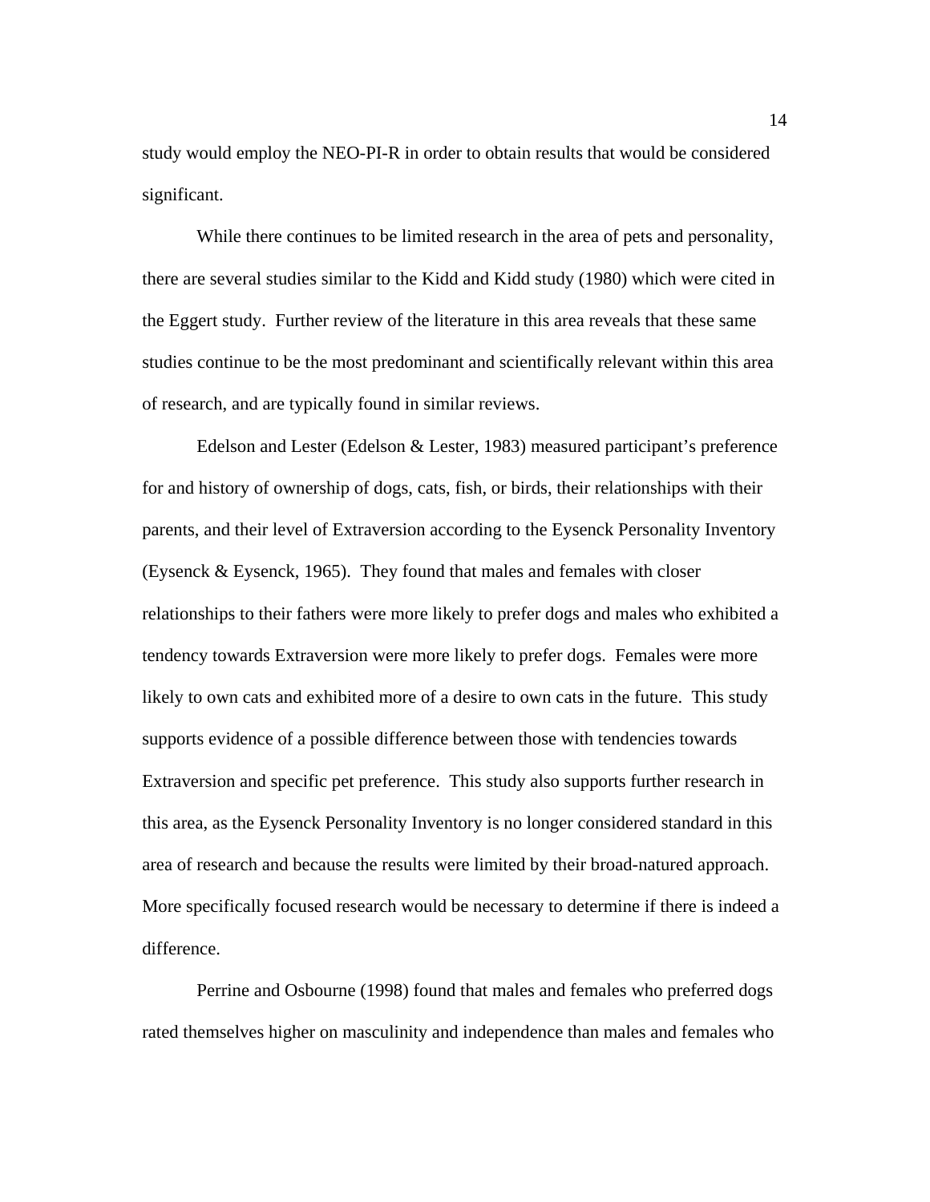study would employ the NEO-PI-R in order to obtain results that would be considered significant.

While there continues to be limited research in the area of pets and personality, there are several studies similar to the Kidd and Kidd study (1980) which were cited in the Eggert study. Further review of the literature in this area reveals that these same studies continue to be the most predominant and scientifically relevant within this area of research, and are typically found in similar reviews.

Edelson and Lester (Edelson & Lester, 1983) measured participant's preference for and history of ownership of dogs, cats, fish, or birds, their relationships with their parents, and their level of Extraversion according to the Eysenck Personality Inventory (Eysenck & Eysenck, 1965). They found that males and females with closer relationships to their fathers were more likely to prefer dogs and males who exhibited a tendency towards Extraversion were more likely to prefer dogs. Females were more likely to own cats and exhibited more of a desire to own cats in the future. This study supports evidence of a possible difference between those with tendencies towards Extraversion and specific pet preference. This study also supports further research in this area, as the Eysenck Personality Inventory is no longer considered standard in this area of research and because the results were limited by their broad-natured approach. More specifically focused research would be necessary to determine if there is indeed a difference.

Perrine and Osbourne (1998) found that males and females who preferred dogs rated themselves higher on masculinity and independence than males and females who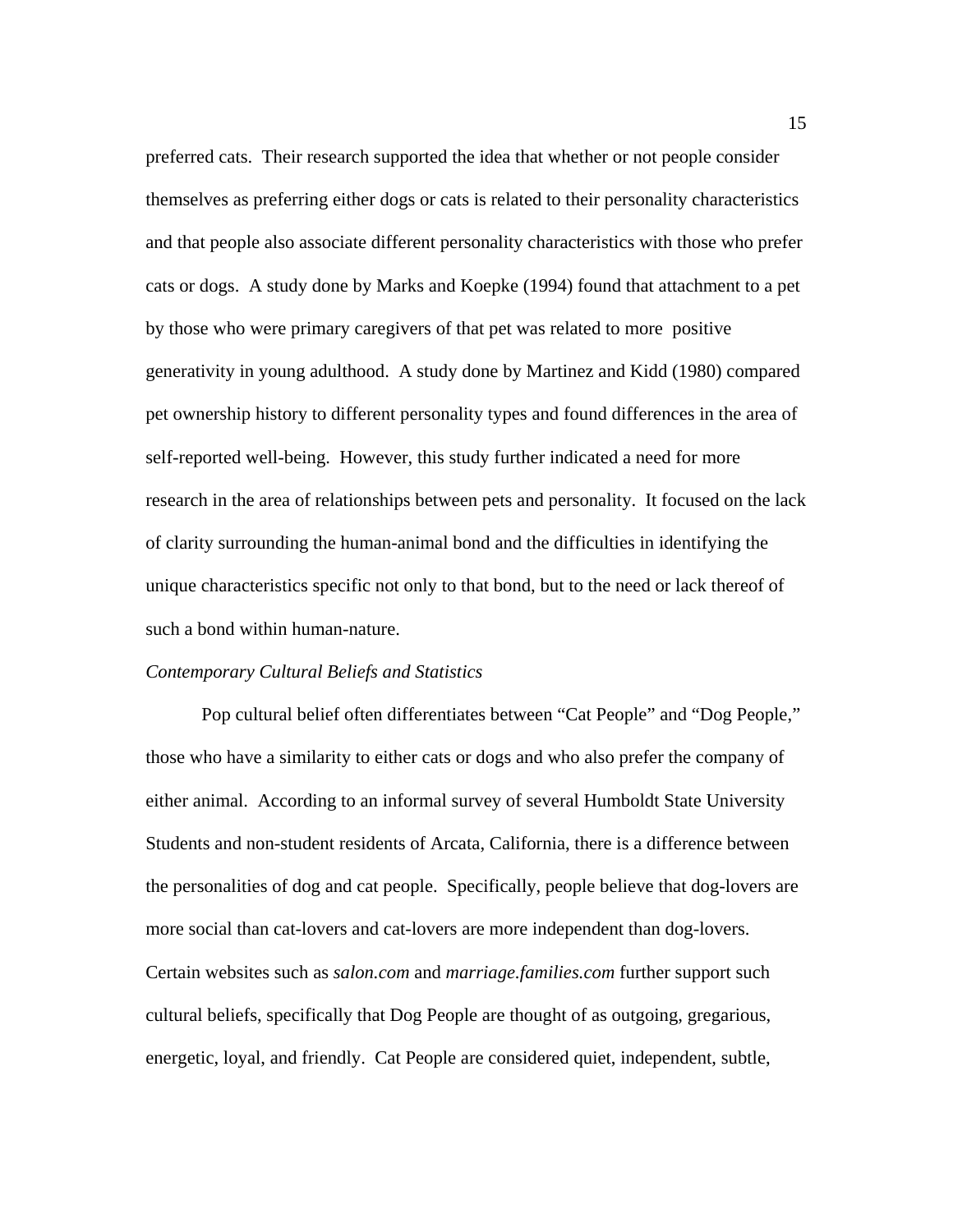preferred cats. Their research supported the idea that whether or not people consider themselves as preferring either dogs or cats is related to their personality characteristics and that people also associate different personality characteristics with those who prefer cats or dogs. A study done by Marks and Koepke (1994) found that attachment to a pet by those who were primary caregivers of that pet was related to more positive generativity in young adulthood. A study done by Martinez and Kidd (1980) compared pet ownership history to different personality types and found differences in the area of self-reported well-being. However, this study further indicated a need for more research in the area of relationships between pets and personality. It focused on the lack of clarity surrounding the human-animal bond and the difficulties in identifying the unique characteristics specific not only to that bond, but to the need or lack thereof of such a bond within human-nature.

*Contemporary Cultural Beliefs and Statistics*

Pop cultural belief often differentiates between "Cat People" and "Dog People," those who have a similarity to either cats or dogs and who also prefer the company of either animal. According to an informal survey of several Humboldt State University Students and non-student residents of Arcata, California, there is a difference between the personalities of dog and cat people. Specifically, people believe that dog-lovers are more social than cat-lovers and cat-lovers are more independent than dog-lovers. Certain websites such as *salon.com* and *marriage.families.com* further support such cultural beliefs, specifically that Dog People are thought of as outgoing, gregarious, energetic, loyal, and friendly. Cat People are considered quiet, independent, subtle,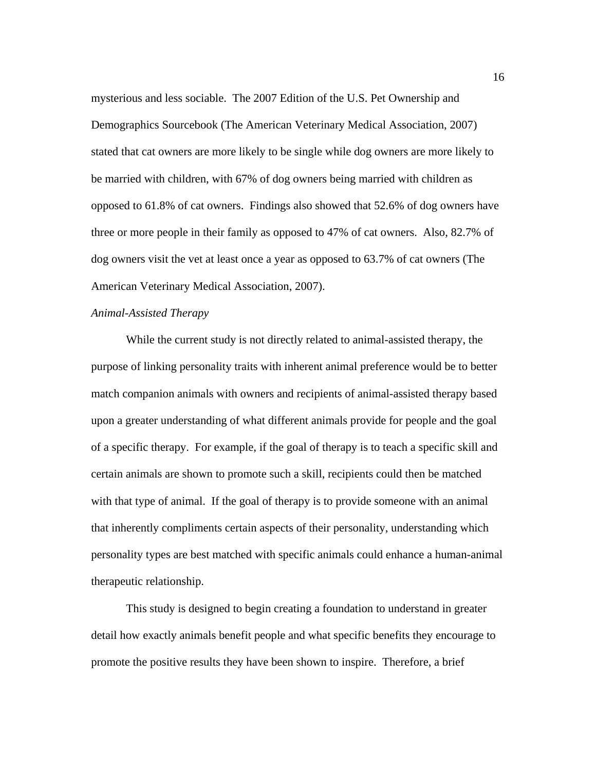mysterious and less sociable. The 2007 Edition of the U.S. Pet Ownership and Demographics Sourcebook (The American Veterinary Medical Association, 2007) stated that cat owners are more likely to be single while dog owners are more likely to be married with children, with 67% of dog owners being married with children as opposed to 61.8% of cat owners. Findings also showed that 52.6% of dog owners have three or more people in their family as opposed to 47% of cat owners. Also, 82.7% of dog owners visit the vet at least once a year as opposed to 63.7% of cat owners (The American Veterinary Medical Association, 2007).

### *Animal-Assisted Therapy*

While the current study is not directly related to animal-assisted therapy, the purpose of linking personality traits with inherent animal preference would be to better match companion animals with owners and recipients of animal-assisted therapy based upon a greater understanding of what different animals provide for people and the goal of a specific therapy. For example, if the goal of therapy is to teach a specific skill and certain animals are shown to promote such a skill, recipients could then be matched with that type of animal. If the goal of therapy is to provide someone with an animal that inherently compliments certain aspects of their personality, understanding which personality types are best matched with specific animals could enhance a human-animal therapeutic relationship.

This study is designed to begin creating a foundation to understand in greater detail how exactly animals benefit people and what specific benefits they encourage to promote the positive results they have been shown to inspire. Therefore, a brief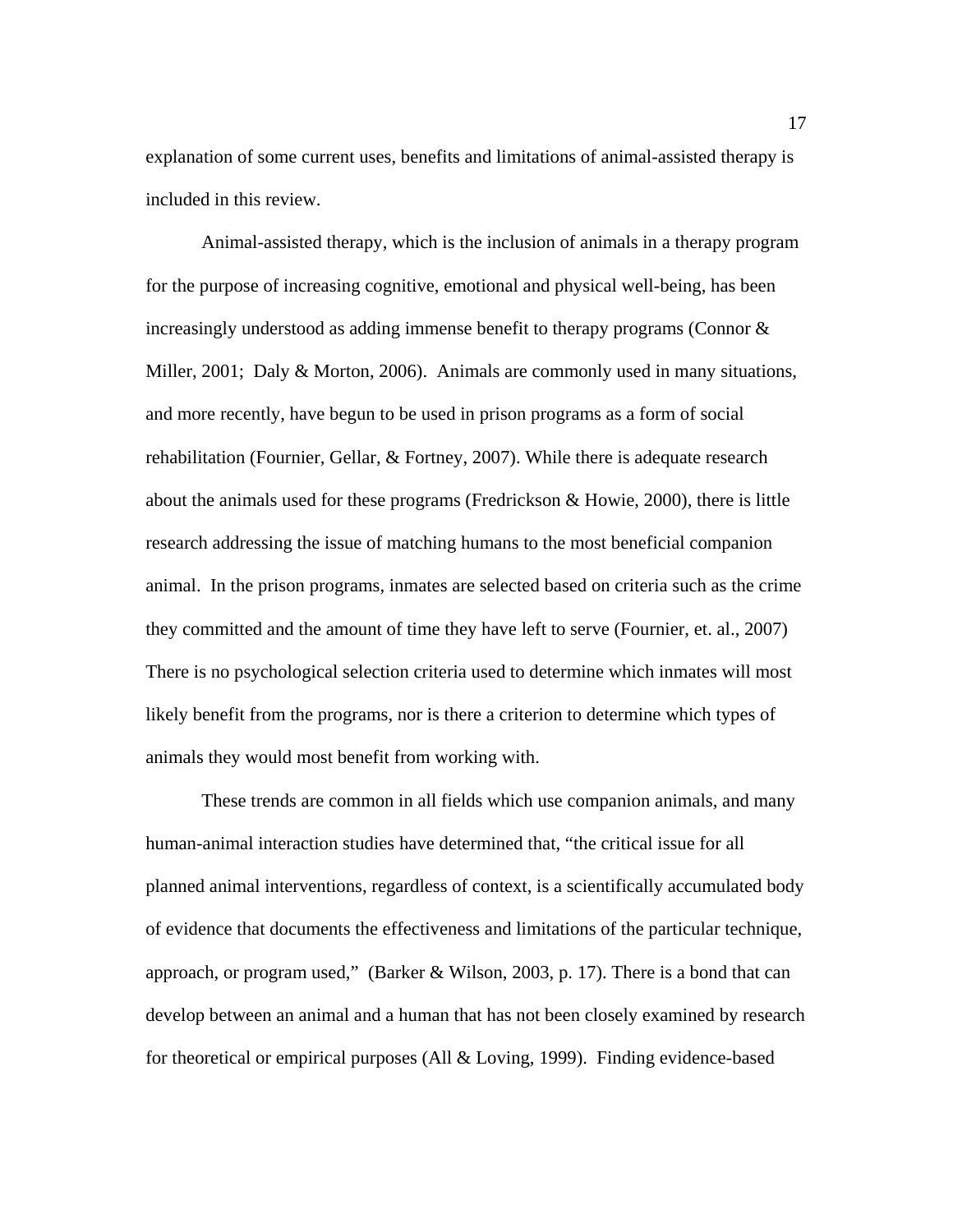explanation of some current uses, benefits and limitations of animal-assisted therapy is included in this review.

Animal-assisted therapy, which is the inclusion of animals in a therapy program for the purpose of increasing cognitive, emotional and physical well-being, has been increasingly understood as adding immense benefit to therapy programs (Connor & Miller, 2001; Daly & Morton, 2006). Animals are commonly used in many situations, and more recently, have begun to be used in prison programs as a form of social rehabilitation (Fournier, Gellar, & Fortney, 2007). While there is adequate research about the animals used for these programs (Fredrickson & Howie, 2000), there is little research addressing the issue of matching humans to the most beneficial companion animal. In the prison programs, inmates are selected based on criteria such as the crime they committed and the amount of time they have left to serve (Fournier, et. al., 2007) There is no psychological selection criteria used to determine which inmates will most likely benefit from the programs, nor is there a criterion to determine which types of animals they would most benefit from working with.

These trends are common in all fields which use companion animals, and many human-animal interaction studies have determined that, "the critical issue for all planned animal interventions, regardless of context, is a scientifically accumulated body of evidence that documents the effectiveness and limitations of the particular technique, approach, or program used," (Barker & Wilson, 2003, p. 17). There is a bond that can develop between an animal and a human that has not been closely examined by research for theoretical or empirical purposes (All & Loving, 1999). Finding evidence-based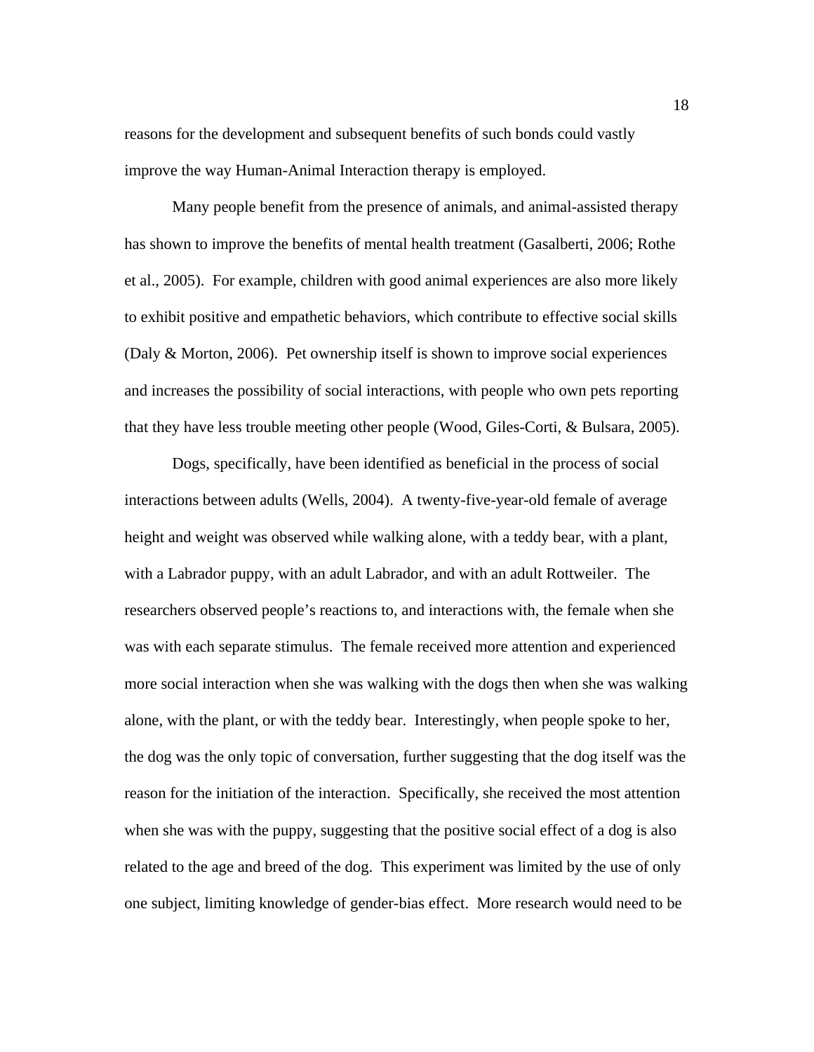reasons for the development and subsequent benefits of such bonds could vastly improve the way Human-Animal Interaction therapy is employed.

Many people benefit from the presence of animals, and animal-assisted therapy has shown to improve the benefits of mental health treatment (Gasalberti, 2006; Rothe et al., 2005). For example, children with good animal experiences are also more likely to exhibit positive and empathetic behaviors, which contribute to effective social skills (Daly & Morton, 2006). Pet ownership itself is shown to improve social experiences and increases the possibility of social interactions, with people who own pets reporting that they have less trouble meeting other people (Wood, Giles-Corti, & Bulsara, 2005).

Dogs, specifically, have been identified as beneficial in the process of social interactions between adults (Wells, 2004). A twenty-five-year-old female of average height and weight was observed while walking alone, with a teddy bear, with a plant, with a Labrador puppy, with an adult Labrador, and with an adult Rottweiler. The researchers observed people's reactions to, and interactions with, the female when she was with each separate stimulus. The female received more attention and experienced more social interaction when she was walking with the dogs then when she was walking alone, with the plant, or with the teddy bear. Interestingly, when people spoke to her, the dog was the only topic of conversation, further suggesting that the dog itself was the reason for the initiation of the interaction. Specifically, she received the most attention when she was with the puppy, suggesting that the positive social effect of a dog is also related to the age and breed of the dog. This experiment was limited by the use of only one subject, limiting knowledge of gender-bias effect. More research would need to be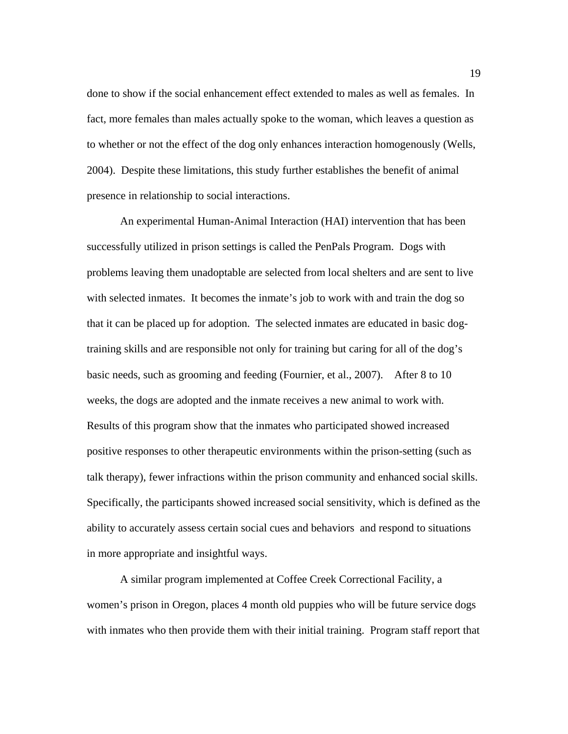done to show if the social enhancement effect extended to males as well as females. In fact, more females than males actually spoke to the woman, which leaves a question as to whether or not the effect of the dog only enhances interaction homogenously (Wells, 2004). Despite these limitations, this study further establishes the benefit of animal presence in relationship to social interactions.

An experimental Human-Animal Interaction (HAI) intervention that has been successfully utilized in prison settings is called the PenPals Program. Dogs with problems leaving them unadoptable are selected from local shelters and are sent to live with selected inmates. It becomes the inmate's job to work with and train the dog so that it can be placed up for adoption. The selected inmates are educated in basic dog-training skills and are responsible not only for training but caring for all of the dog's basic needs, such as grooming and feeding (Fournier, et al., 2007). After 8 to 10 weeks, the dogs are adopted and the inmate receives a new animal to work with. Results of this program show that the inmates who participated showed increased positive responses to other therapeutic environments within the prison-setting (such as talk therapy), fewer infractions within the prison community and enhanced social skills. Specifically, the participants showed increased social sensitivity, which is defined as the ability to accurately assess certain social cues and behaviors and respond to situations in more appropriate and insightful ways.

A similar program implemented at Coffee Creek Correctional Facility, a women's prison in Oregon, places 4 month old puppies who will be future service dogs with inmates who then provide them with their initial training. Program staff report that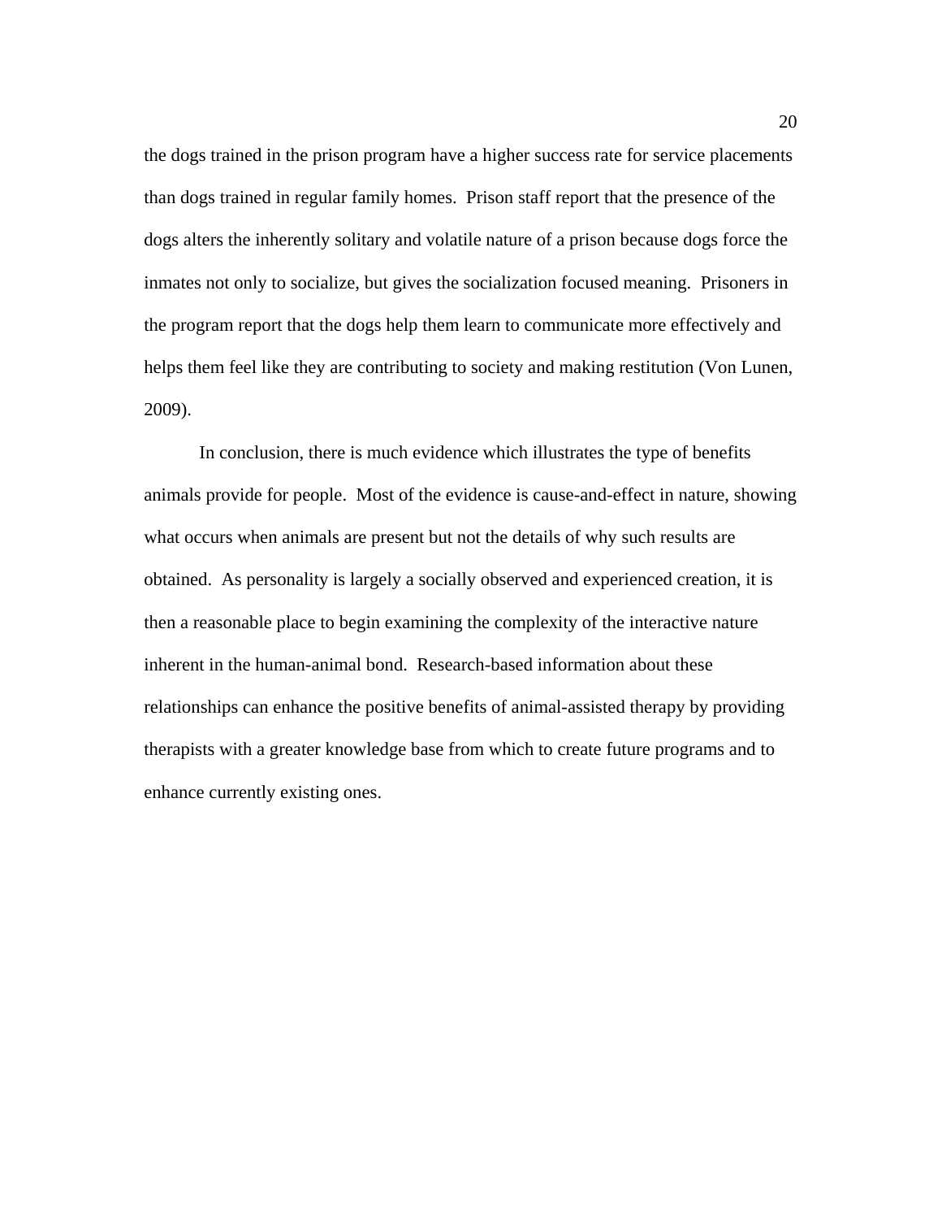the dogs trained in the prison program have a higher success rate for service placements than dogs trained in regular family homes.  Prison staff report that the presence of the dogs alters the inherently solitary and volatile nature of a prison because dogs force the inmates not only to socialize, but gives the socialization focused meaning.  Prisoners in the program report that the dogs help them learn to communicate more effectively and helps them feel like they are contributing to society and making restitution (Von Lunen, 2009).

In conclusion, there is much evidence which illustrates the type of benefits animals provide for people.  Most of the evidence is cause-and-effect in nature, showing what occurs when animals are present but not the details of why such results are obtained.  As personality is largely a socially observed and experienced creation, it is then a reasonable place to begin examining the complexity of the interactive nature inherent in the human-animal bond.  Research-based information about these relationships can enhance the positive benefits of animal-assisted therapy by providing therapists with a greater knowledge base from which to create future programs and to enhance currently existing ones.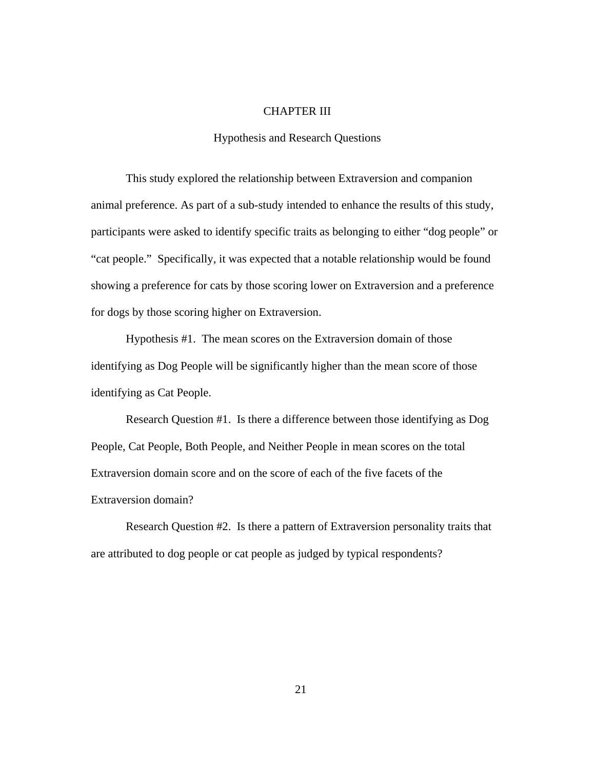# CHAPTER III

## Hypothesis and Research Questions

This study explored the relationship between Extraversion and companion animal preference. As part of a sub-study intended to enhance the results of this study, participants were asked to identify specific traits as belonging to either “dog people” or “cat people.” Specifically, it was expected that a notable relationship would be found showing a preference for cats by those scoring lower on Extraversion and a preference for dogs by those scoring higher on Extraversion.

Hypothesis #1. The mean scores on the Extraversion domain of those identifying as Dog People will be significantly higher than the mean score of those identifying as Cat People.

Research Question #1. Is there a difference between those identifying as Dog People, Cat People, Both People, and Neither People in mean scores on the total Extraversion domain score and on the score of each of the five facets of the Extraversion domain?

Research Question #2. Is there a pattern of Extraversion personality traits that are attributed to dog people or cat people as judged by typical respondents?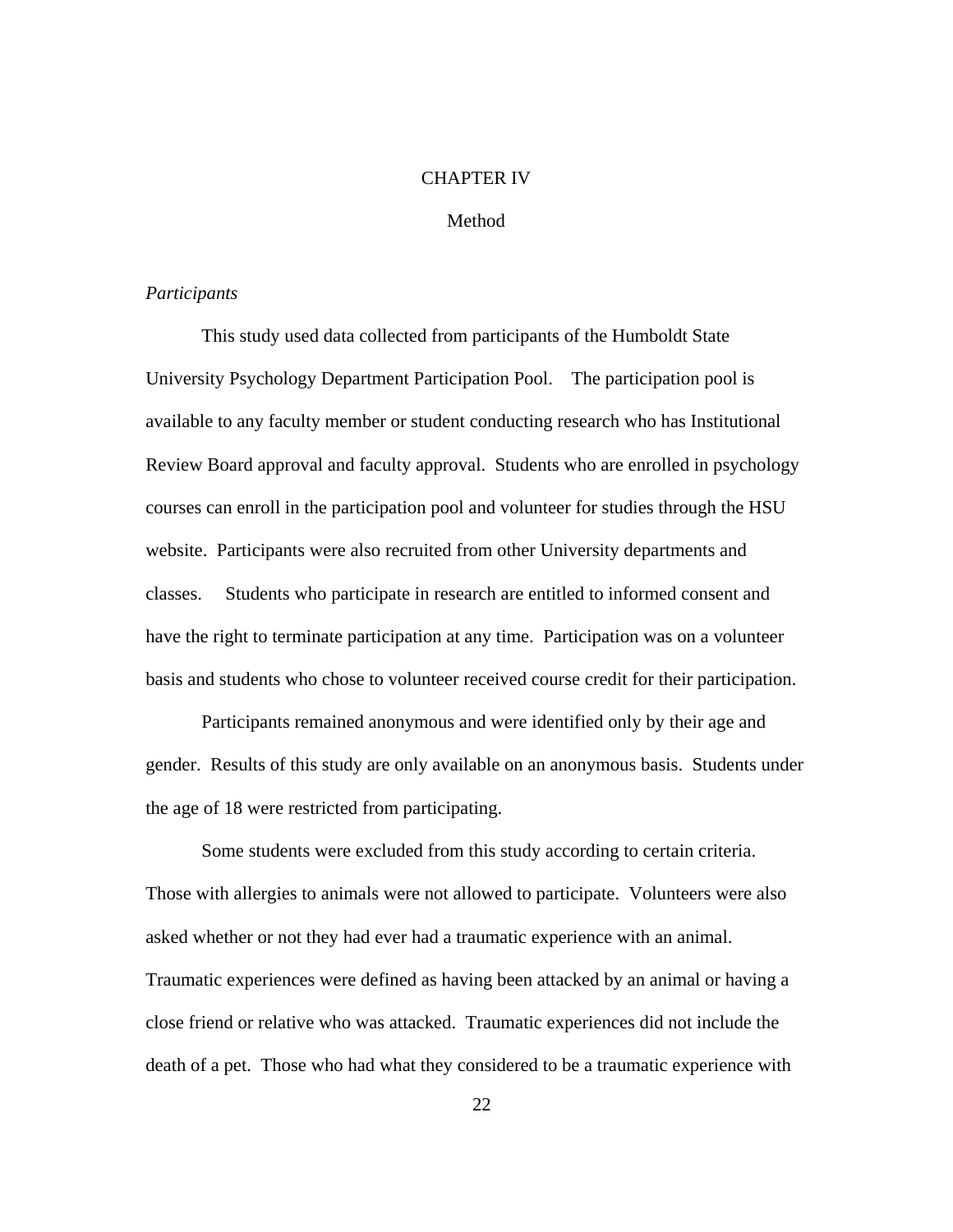# CHAPTER IV

## Method

### *Participants*

This study used data collected from participants of the Humboldt State University Psychology Department Participation Pool. The participation pool is available to any faculty member or student conducting research who has Institutional Review Board approval and faculty approval. Students who are enrolled in psychology courses can enroll in the participation pool and volunteer for studies through the HSU website. Participants were also recruited from other University departments and classes. Students who participate in research are entitled to informed consent and have the right to terminate participation at any time. Participation was on a volunteer basis and students who chose to volunteer received course credit for their participation.

Participants remained anonymous and were identified only by their age and gender. Results of this study are only available on an anonymous basis. Students under the age of 18 were restricted from participating.

Some students were excluded from this study according to certain criteria. Those with allergies to animals were not allowed to participate. Volunteers were also asked whether or not they had ever had a traumatic experience with an animal. Traumatic experiences were defined as having been attacked by an animal or having a close friend or relative who was attacked. Traumatic experiences did not include the death of a pet. Those who had what they considered to be a traumatic experience with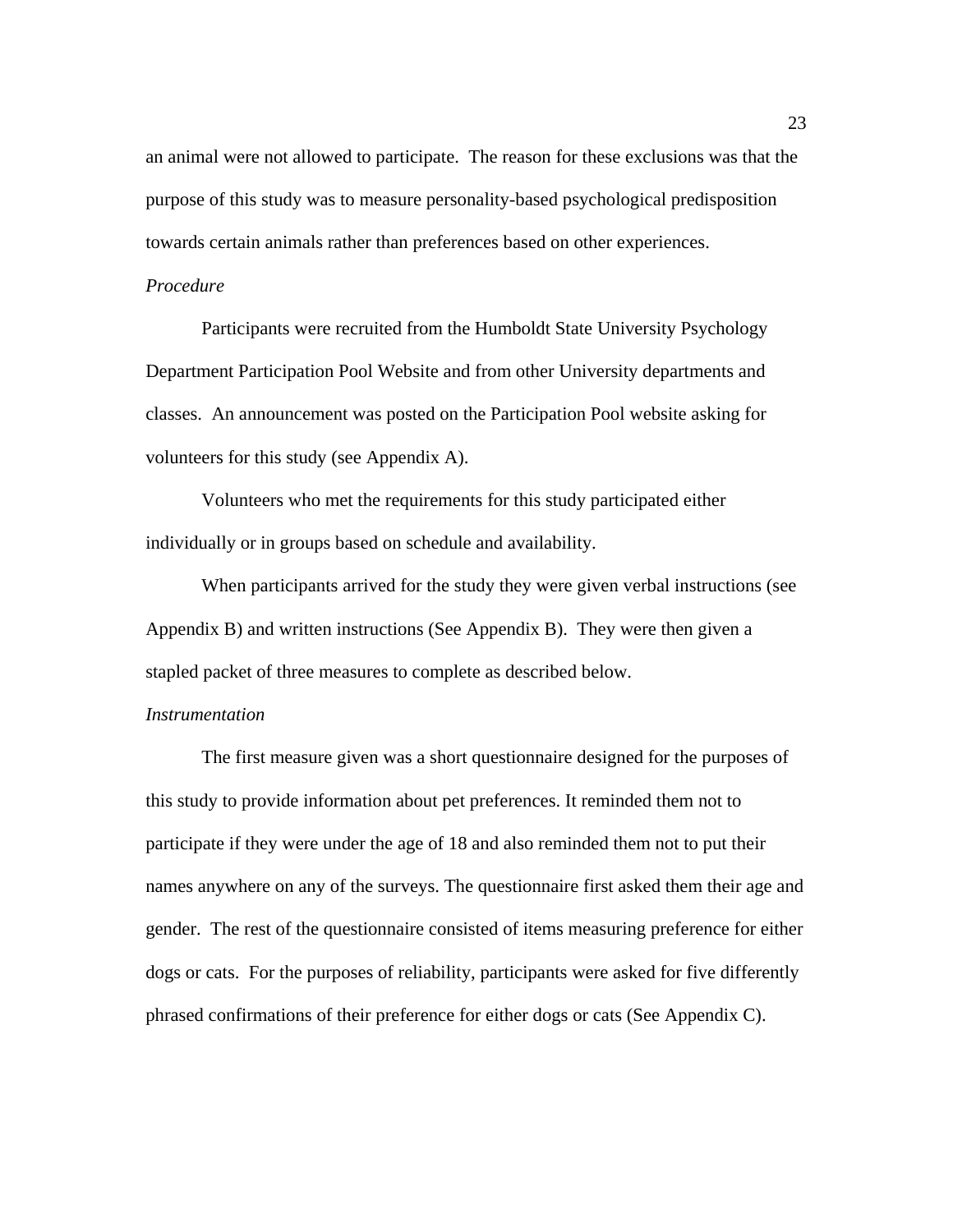an animal were not allowed to participate. The reason for these exclusions was that the purpose of this study was to measure personality-based psychological predisposition towards certain animals rather than preferences based on other experiences.

*Procedure*

Participants were recruited from the Humboldt State University Psychology Department Participation Pool Website and from other University departments and classes. An announcement was posted on the Participation Pool website asking for volunteers for this study (see Appendix A).

Volunteers who met the requirements for this study participated either individually or in groups based on schedule and availability.

When participants arrived for the study they were given verbal instructions (see Appendix B) and written instructions (See Appendix B). They were then given a stapled packet of three measures to complete as described below.

*Instrumentation*

The first measure given was a short questionnaire designed for the purposes of this study to provide information about pet preferences. It reminded them not to participate if they were under the age of 18 and also reminded them not to put their names anywhere on any of the surveys. The questionnaire first asked them their age and gender. The rest of the questionnaire consisted of items measuring preference for either dogs or cats. For the purposes of reliability, participants were asked for five differently phrased confirmations of their preference for either dogs or cats (See Appendix C).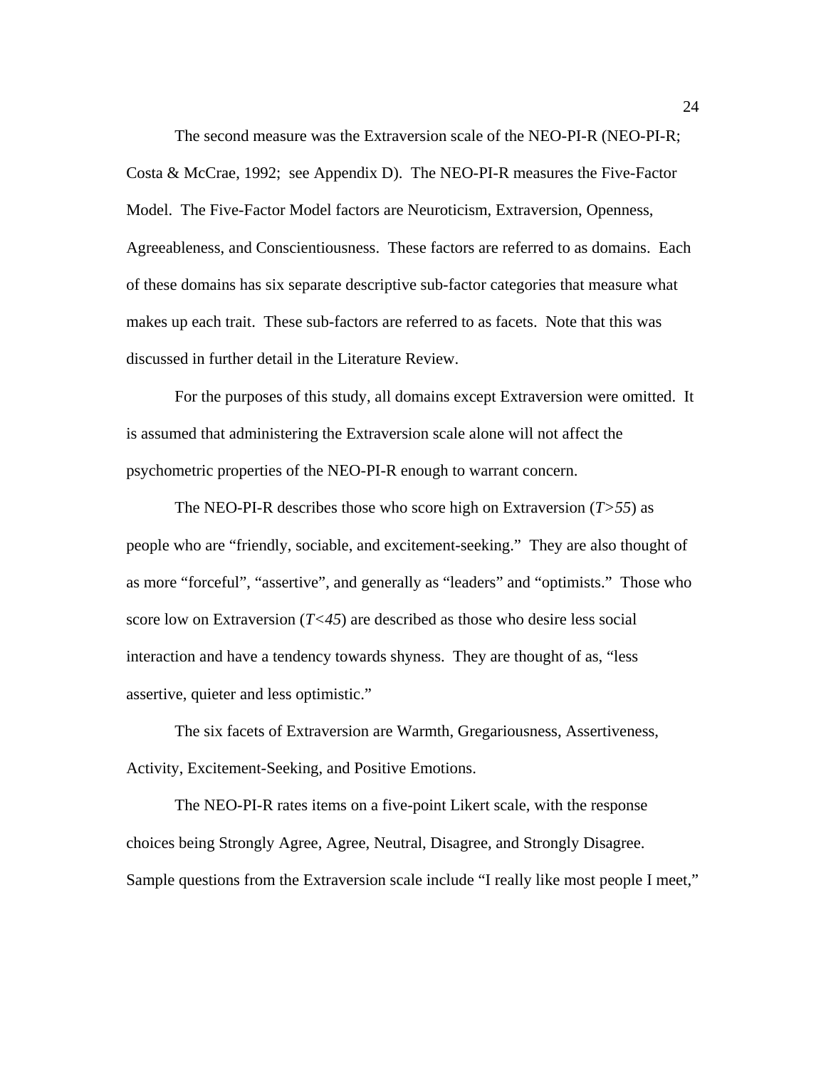The second measure was the Extraversion scale of the NEO-PI-R (NEO-PI-R; Costa & McCrae, 1992; see Appendix D). The NEO-PI-R measures the Five-Factor Model. The Five-Factor Model factors are Neuroticism, Extraversion, Openness, Agreeableness, and Conscientiousness. These factors are referred to as domains. Each of these domains has six separate descriptive sub-factor categories that measure what makes up each trait. These sub-factors are referred to as facets. Note that this was discussed in further detail in the Literature Review.

For the purposes of this study, all domains except Extraversion were omitted. It is assumed that administering the Extraversion scale alone will not affect the psychometric properties of the NEO-PI-R enough to warrant concern.

The NEO-PI-R describes those who score high on Extraversion ($T>55$) as people who are "friendly, sociable, and excitement-seeking." They are also thought of as more "forceful", "assertive", and generally as "leaders" and "optimists." Those who score low on Extraversion ($T<45$) are described as those who desire less social interaction and have a tendency towards shyness. They are thought of as, "less assertive, quieter and less optimistic."

The six facets of Extraversion are Warmth, Gregariousness, Assertiveness, Activity, Excitement-Seeking, and Positive Emotions.

The NEO-PI-R rates items on a five-point Likert scale, with the response choices being Strongly Agree, Agree, Neutral, Disagree, and Strongly Disagree. Sample questions from the Extraversion scale include "I really like most people I meet,"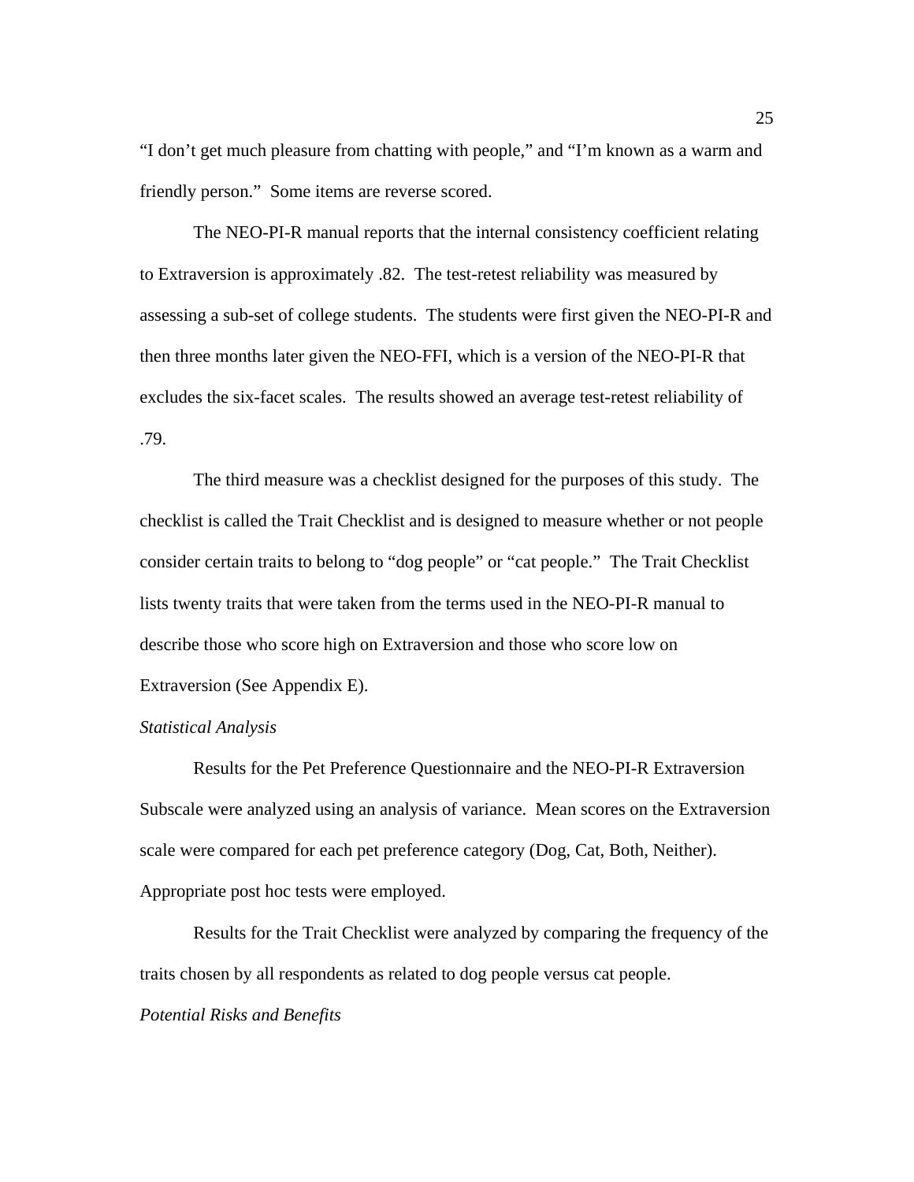"I don't get much pleasure from chatting with people," and "I'm known as a warm and friendly person." Some items are reverse scored.

The NEO-PI-R manual reports that the internal consistency coefficient relating to Extraversion is approximately .82. The test-retest reliability was measured by assessing a sub-set of college students. The students were first given the NEO-PI-R and then three months later given the NEO-FFI, which is a version of the NEO-PI-R that excludes the six-facet scales. The results showed an average test-retest reliability of .79.

The third measure was a checklist designed for the purposes of this study. The checklist is called the Trait Checklist and is designed to measure whether or not people consider certain traits to belong to "dog people" or "cat people." The Trait Checklist lists twenty traits that were taken from the terms used in the NEO-PI-R manual to describe those who score high on Extraversion and those who score low on Extraversion (See Appendix E).

*Statistical Analysis*

Results for the Pet Preference Questionnaire and the NEO-PI-R Extraversion Subscale were analyzed using an analysis of variance. Mean scores on the Extraversion scale were compared for each pet preference category (Dog, Cat, Both, Neither). Appropriate post hoc tests were employed.

Results for the Trait Checklist were analyzed by comparing the frequency of the traits chosen by all respondents as related to dog people versus cat people.

*Potential Risks and Benefits*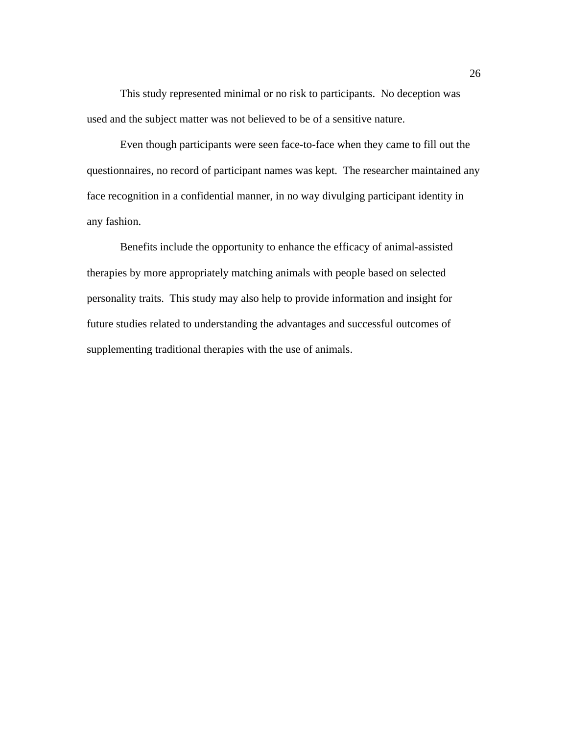This study represented minimal or no risk to participants.  No deception was used and the subject matter was not believed to be of a sensitive nature.

Even though participants were seen face-to-face when they came to fill out the questionnaires, no record of participant names was kept.  The researcher maintained any face recognition in a confidential manner, in no way divulging participant identity in any fashion.

Benefits include the opportunity to enhance the efficacy of animal-assisted therapies by more appropriately matching animals with people based on selected personality traits.  This study may also help to provide information and insight for future studies related to understanding the advantages and successful outcomes of supplementing traditional therapies with the use of animals.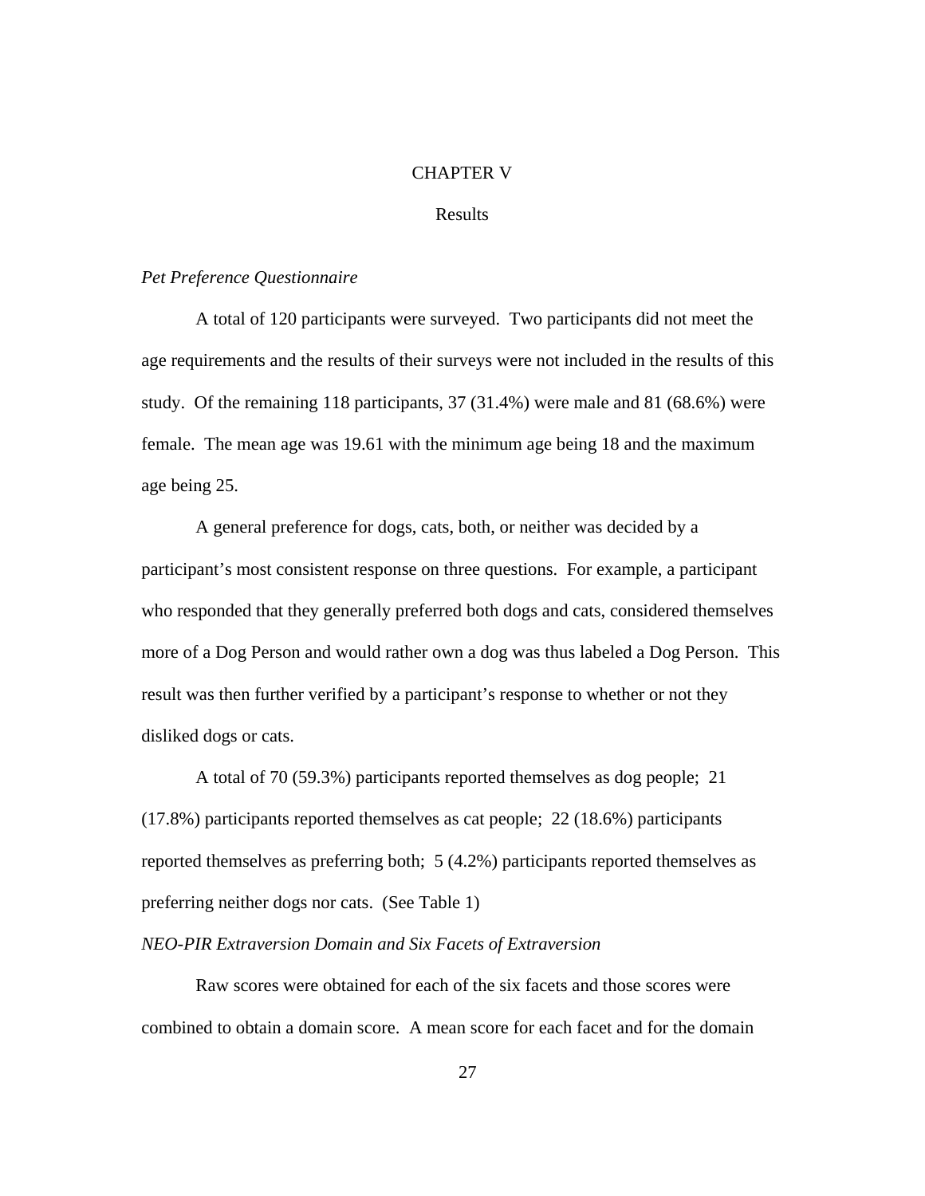# CHAPTER V

## Results

### *Pet Preference Questionnaire*

A total of 120 participants were surveyed. Two participants did not meet the age requirements and the results of their surveys were not included in the results of this study. Of the remaining 118 participants, 37 (31.4%) were male and 81 (68.6%) were female. The mean age was 19.61 with the minimum age being 18 and the maximum age being 25.

A general preference for dogs, cats, both, or neither was decided by a participant's most consistent response on three questions. For example, a participant who responded that they generally preferred both dogs and cats, considered themselves more of a Dog Person and would rather own a dog was thus labeled a Dog Person. This result was then further verified by a participant's response to whether or not they disliked dogs or cats.

A total of 70 (59.3%) participants reported themselves as dog people; 21 (17.8%) participants reported themselves as cat people; 22 (18.6%) participants reported themselves as preferring both; 5 (4.2%) participants reported themselves as preferring neither dogs nor cats. (See Table 1)

### *NEO-PIR Extraversion Domain and Six Facets of Extraversion*

Raw scores were obtained for each of the six facets and those scores were combined to obtain a domain score. A mean score for each facet and for the domain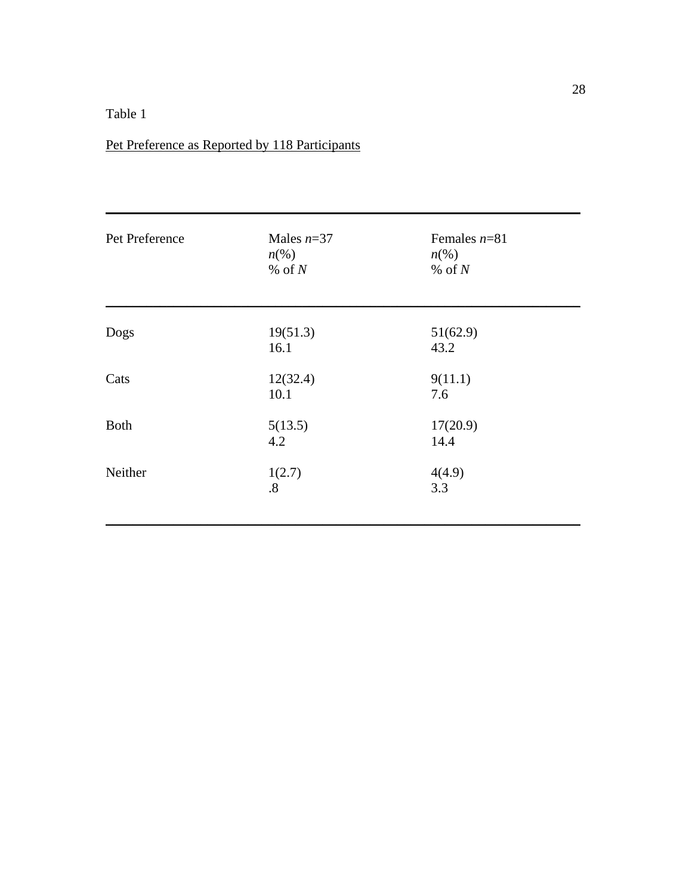Table 1

Pet Preference as Reported by 118 Participants

| Pet Preference | Males *n*=37<br>*n*(%)<br>% of *N* | Females *n*=81<br>*n*(%)<br>% of *N* |
|---|---|---|
| Dogs | 19(51.3)<br>16.1 | 51(62.9)<br>43.2 |
| Cats | 12(32.4)<br>10.1 | 9(11.1)<br>7.6 |
| Both | 5(13.5)<br>4.2 | 17(20.9)<br>14.4 |
| Neither | 1(2.7)<br>.8 | 4(4.9)<br>3.3 |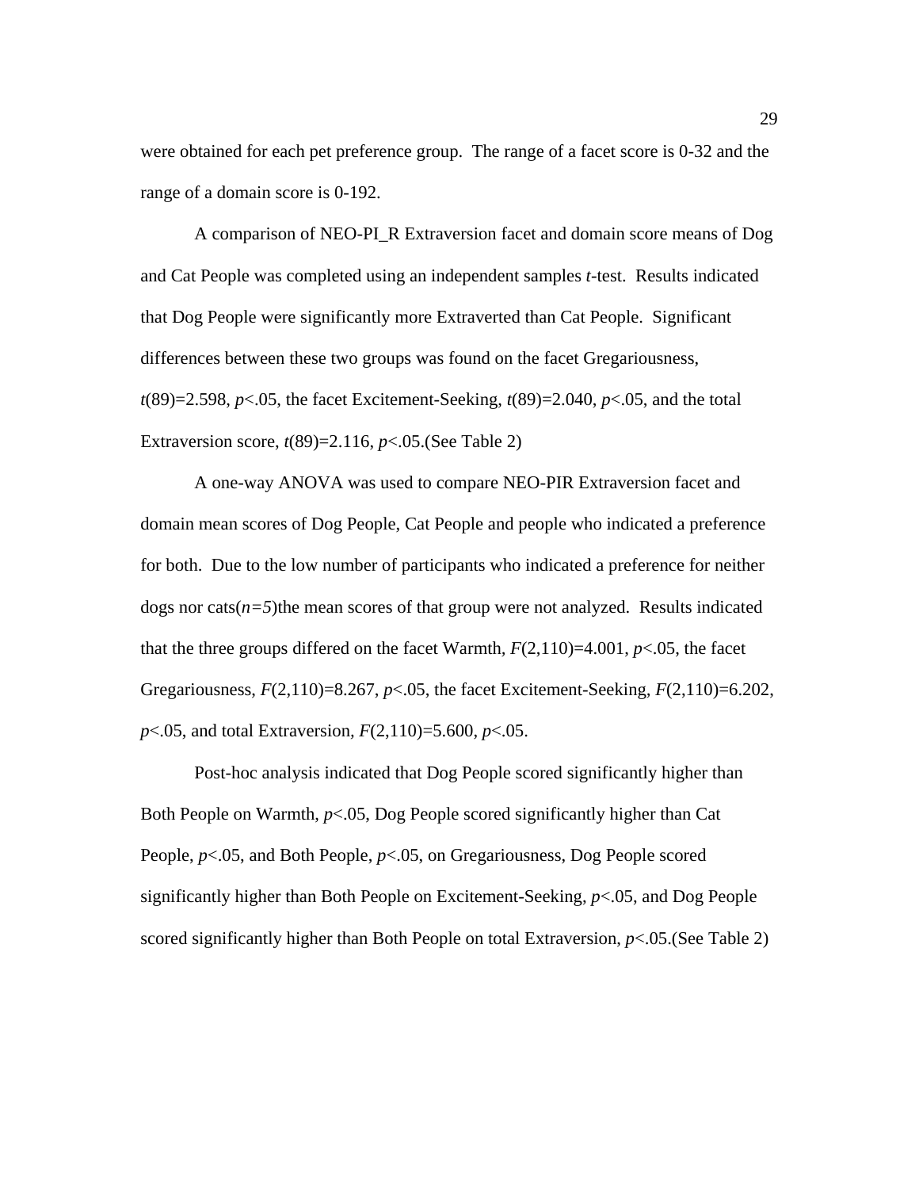were obtained for each pet preference group.  The range of a facet score is 0-32 and the range of a domain score is 0-192.

A comparison of NEO-PI_R Extraversion facet and domain score means of Dog and Cat People was completed using an independent samples *t*-test.  Results indicated that Dog People were significantly more Extraverted than Cat People.  Significant differences between these two groups was found on the facet Gregariousness, $t(89)=2.598$, $p<.05$, the facet Excitement-Seeking, $t(89)=2.040$, $p<.05$, and the total Extraversion score, $t(89)=2.116$, $p<.05$.(See Table 2)

A one-way ANOVA was used to compare NEO-PIR Extraversion facet and domain mean scores of Dog People, Cat People and people who indicated a preference for both.  Due to the low number of participants who indicated a preference for neither dogs nor cats($n=5$)the mean scores of that group were not analyzed.  Results indicated that the three groups differed on the facet Warmth, $F(2,110)=4.001$, $p<.05$, the facet Gregariousness, $F(2,110)=8.267$, $p<.05$, the facet Excitement-Seeking, $F(2,110)=6.202$, $p<.05$, and total Extraversion, $F(2,110)=5.600$, $p<.05$.

Post-hoc analysis indicated that Dog People scored significantly higher than Both People on Warmth, $p<.05$, Dog People scored significantly higher than Cat People, $p<.05$, and Both People, $p<.05$, on Gregariousness, Dog People scored significantly higher than Both People on Excitement-Seeking, $p<.05$, and Dog People scored significantly higher than Both People on total Extraversion, $p<.05$.(See Table 2)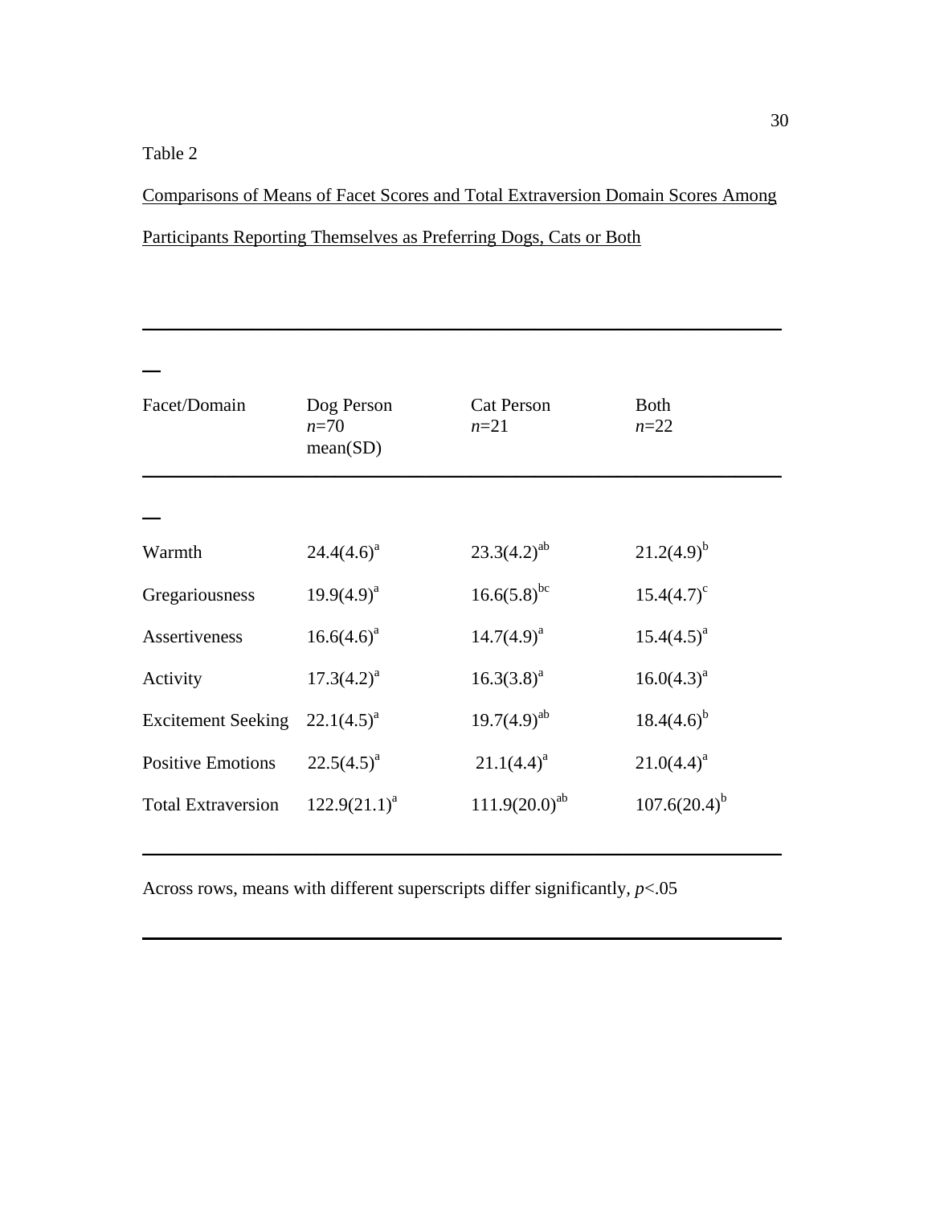Table 2

Comparisons of Means of Facet Scores and Total Extraversion Domain Scores Among Participants Reporting Themselves as Preferring Dogs, Cats or Both

| Facet/Domain | Dog Person $n$=70 mean(SD) | Cat Person $n$=21 | Both $n$=22 |
|---|---|---|---|
| Warmth | 24.4(4.6)[a] | 23.3(4.2)[ab] | 21.2(4.9)[b] |
| Gregariousness | 19.9(4.9)[a] | 16.6(5.8)[bc] | 15.4(4.7)[c] |
| Assertiveness | 16.6(4.6)[a] | 14.7(4.9)[a] | 15.4(4.5)[a] |
| Activity | 17.3(4.2)[a] | 16.3(3.8)[a] | 16.0(4.3)[a] |
| Excitement Seeking | 22.1(4.5)[a] | 19.7(4.9)[ab] | 18.4(4.6)[b] |
| Positive Emotions | 22.5(4.5)[a] | 21.1(4.4)[a] | 21.0(4.4)[a] |
| Total Extraversion | 122.9(21.1)[a] | 111.9(20.0)[ab] | 107.6(20.4)[b] |

Across rows, means with different superscripts differ significantly, $p$<.05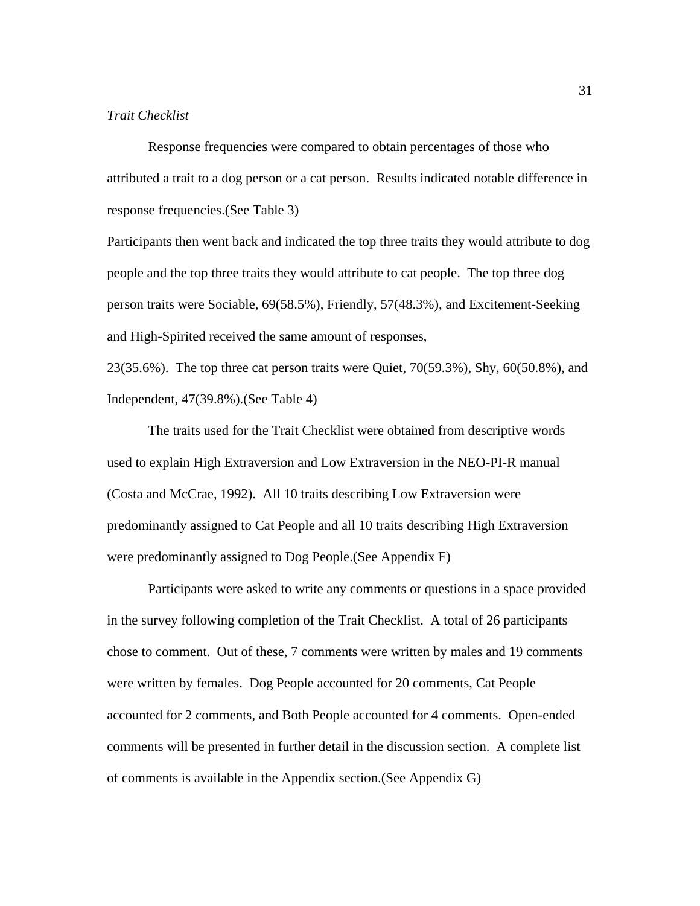*Trait Checklist*

Response frequencies were compared to obtain percentages of those who attributed a trait to a dog person or a cat person. Results indicated notable difference in response frequencies.(See Table 3)

Participants then went back and indicated the top three traits they would attribute to dog people and the top three traits they would attribute to cat people. The top three dog person traits were Sociable, 69(58.5%), Friendly, 57(48.3%), and Excitement-Seeking and High-Spirited received the same amount of responses,

23(35.6%). The top three cat person traits were Quiet, 70(59.3%), Shy, 60(50.8%), and Independent, 47(39.8%).(See Table 4)

The traits used for the Trait Checklist were obtained from descriptive words used to explain High Extraversion and Low Extraversion in the NEO-PI-R manual (Costa and McCrae, 1992). All 10 traits describing Low Extraversion were predominantly assigned to Cat People and all 10 traits describing High Extraversion were predominantly assigned to Dog People.(See Appendix F)

Participants were asked to write any comments or questions in a space provided in the survey following completion of the Trait Checklist. A total of 26 participants chose to comment. Out of these, 7 comments were written by males and 19 comments were written by females. Dog People accounted for 20 comments, Cat People accounted for 2 comments, and Both People accounted for 4 comments. Open-ended comments will be presented in further detail in the discussion section. A complete list of comments is available in the Appendix section.(See Appendix G)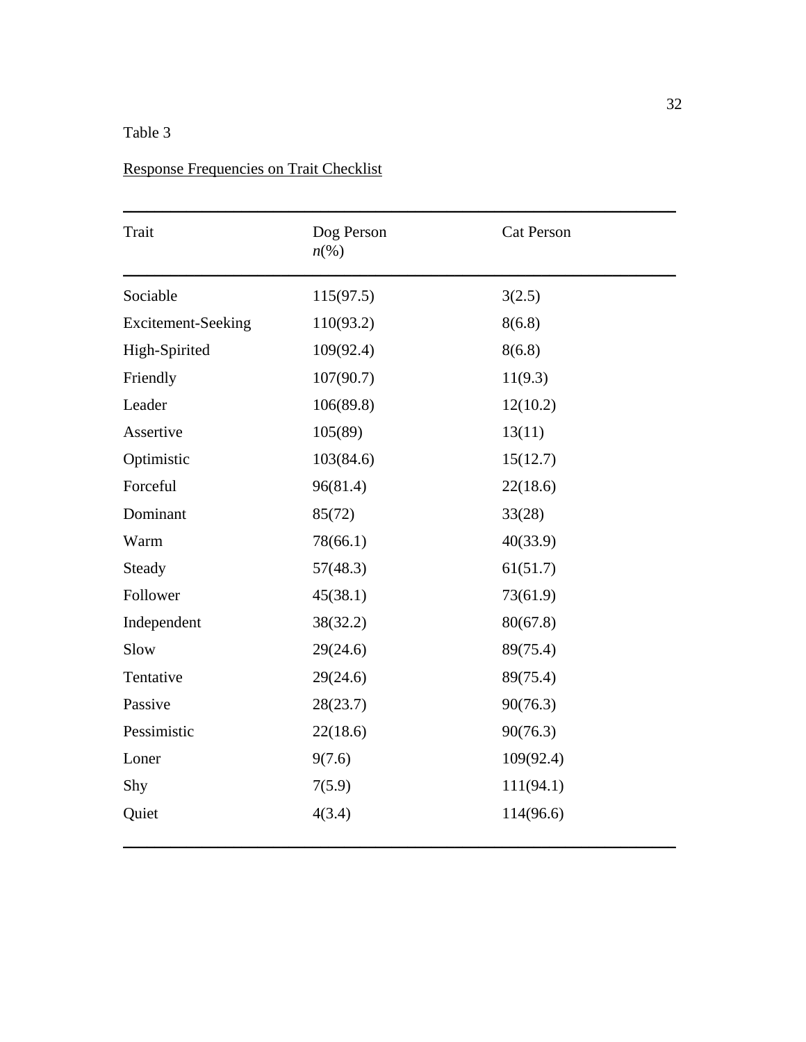Table 3

Response Frequencies on Trait Checklist

| Trait | Dog Person *n*(%) | Cat Person |
|---|---|---|
| Sociable | 115(97.5) | 3(2.5) |
| Excitement-Seeking | 110(93.2) | 8(6.8) |
| High-Spirited | 109(92.4) | 8(6.8) |
| Friendly | 107(90.7) | 11(9.3) |
| Leader | 106(89.8) | 12(10.2) |
| Assertive | 105(89) | 13(11) |
| Optimistic | 103(84.6) | 15(12.7) |
| Forceful | 96(81.4) | 22(18.6) |
| Dominant | 85(72) | 33(28) |
| Warm | 78(66.1) | 40(33.9) |
| Steady | 57(48.3) | 61(51.7) |
| Follower | 45(38.1) | 73(61.9) |
| Independent | 38(32.2) | 80(67.8) |
| Slow | 29(24.6) | 89(75.4) |
| Tentative | 29(24.6) | 89(75.4) |
| Passive | 28(23.7) | 90(76.3) |
| Pessimistic | 22(18.6) | 90(76.3) |
| Loner | 9(7.6) | 109(92.4) |
| Shy | 7(5.9) | 111(94.1) |
| Quiet | 4(3.4) | 114(96.6) |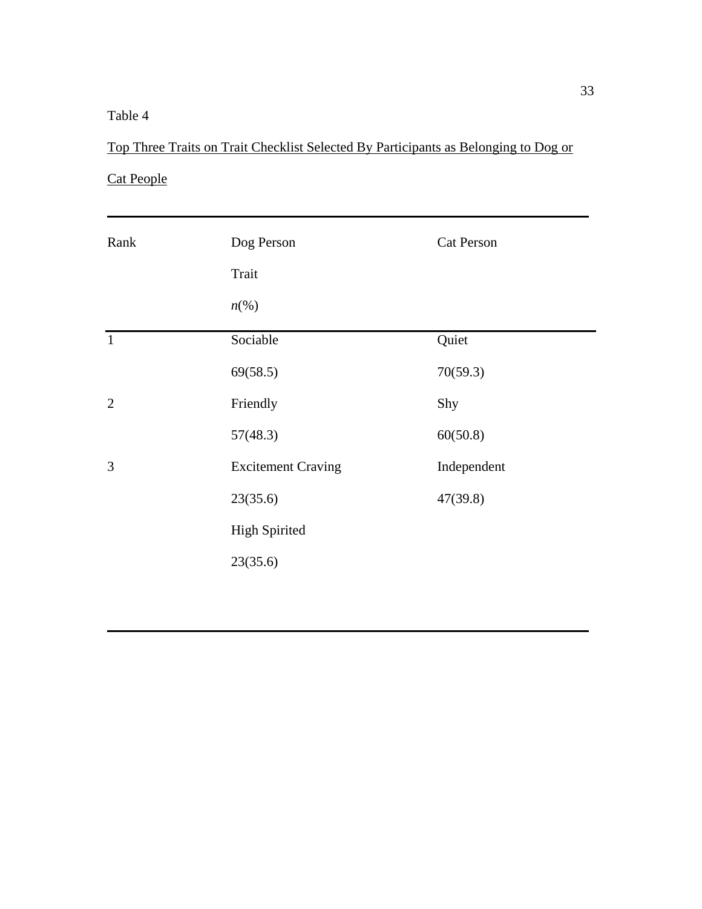Table 4

Top Three Traits on Trait Checklist Selected By Participants as Belonging to Dog or Cat People

| Rank | Dog Person<br>Trait<br>*n*(%) | Cat Person |
|---|---|---|
| 1 | Sociable | Quiet |
| | 69(58.5) | 70(59.3) |
| 2 | Friendly | Shy |
| | 57(48.3) | 60(50.8) |
| 3 | Excitement Craving | Independent |
| | 23(35.6) | 47(39.8) |
| | High Spirited | |
| | 23(35.6) | |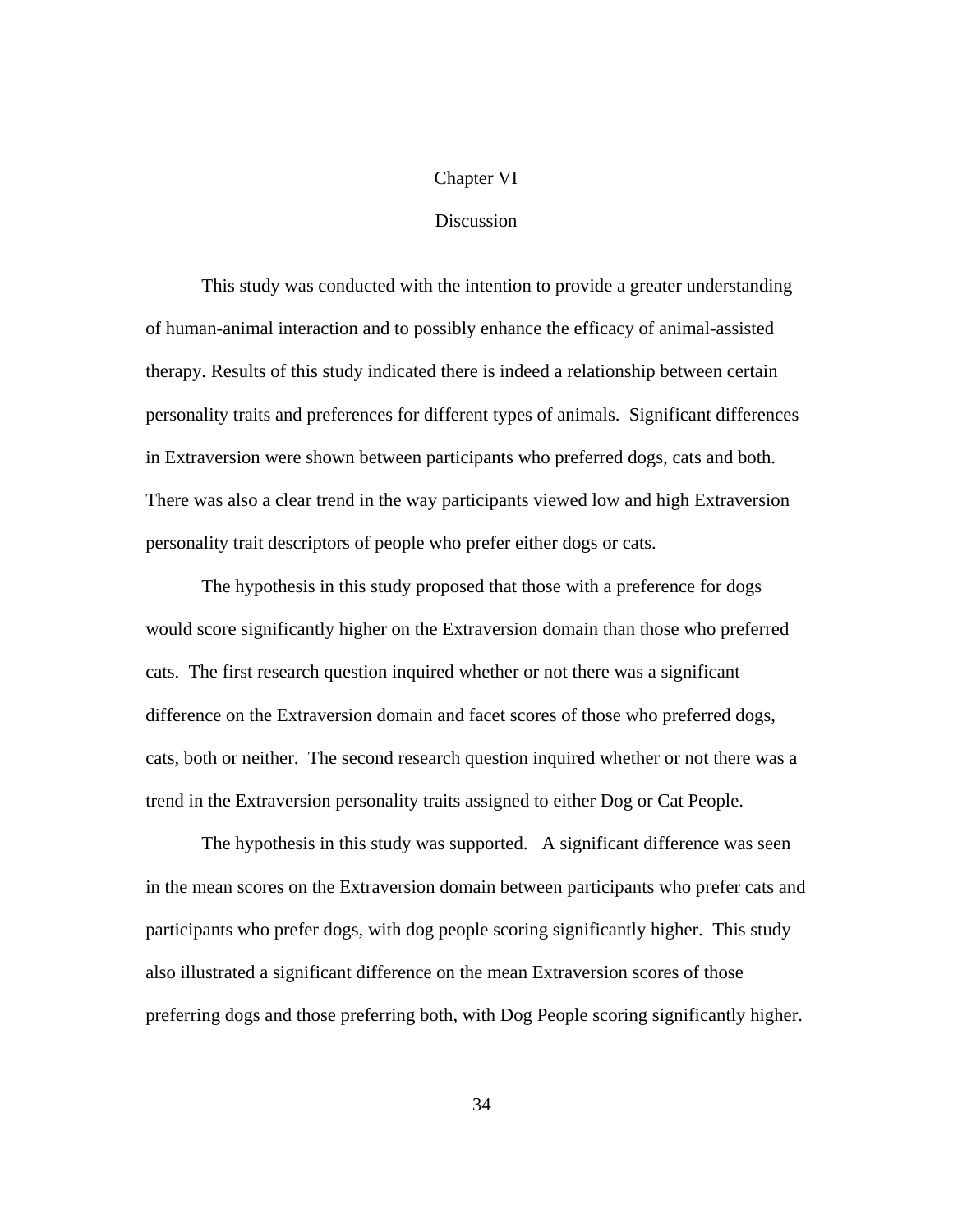# Chapter VI

## Discussion

This study was conducted with the intention to provide a greater understanding of human-animal interaction and to possibly enhance the efficacy of animal-assisted therapy. Results of this study indicated there is indeed a relationship between certain personality traits and preferences for different types of animals. Significant differences in Extraversion were shown between participants who preferred dogs, cats and both. There was also a clear trend in the way participants viewed low and high Extraversion personality trait descriptors of people who prefer either dogs or cats.

The hypothesis in this study proposed that those with a preference for dogs would score significantly higher on the Extraversion domain than those who preferred cats. The first research question inquired whether or not there was a significant difference on the Extraversion domain and facet scores of those who preferred dogs, cats, both or neither. The second research question inquired whether or not there was a trend in the Extraversion personality traits assigned to either Dog or Cat People.

The hypothesis in this study was supported. A significant difference was seen in the mean scores on the Extraversion domain between participants who prefer cats and participants who prefer dogs, with dog people scoring significantly higher. This study also illustrated a significant difference on the mean Extraversion scores of those preferring dogs and those preferring both, with Dog People scoring significantly higher.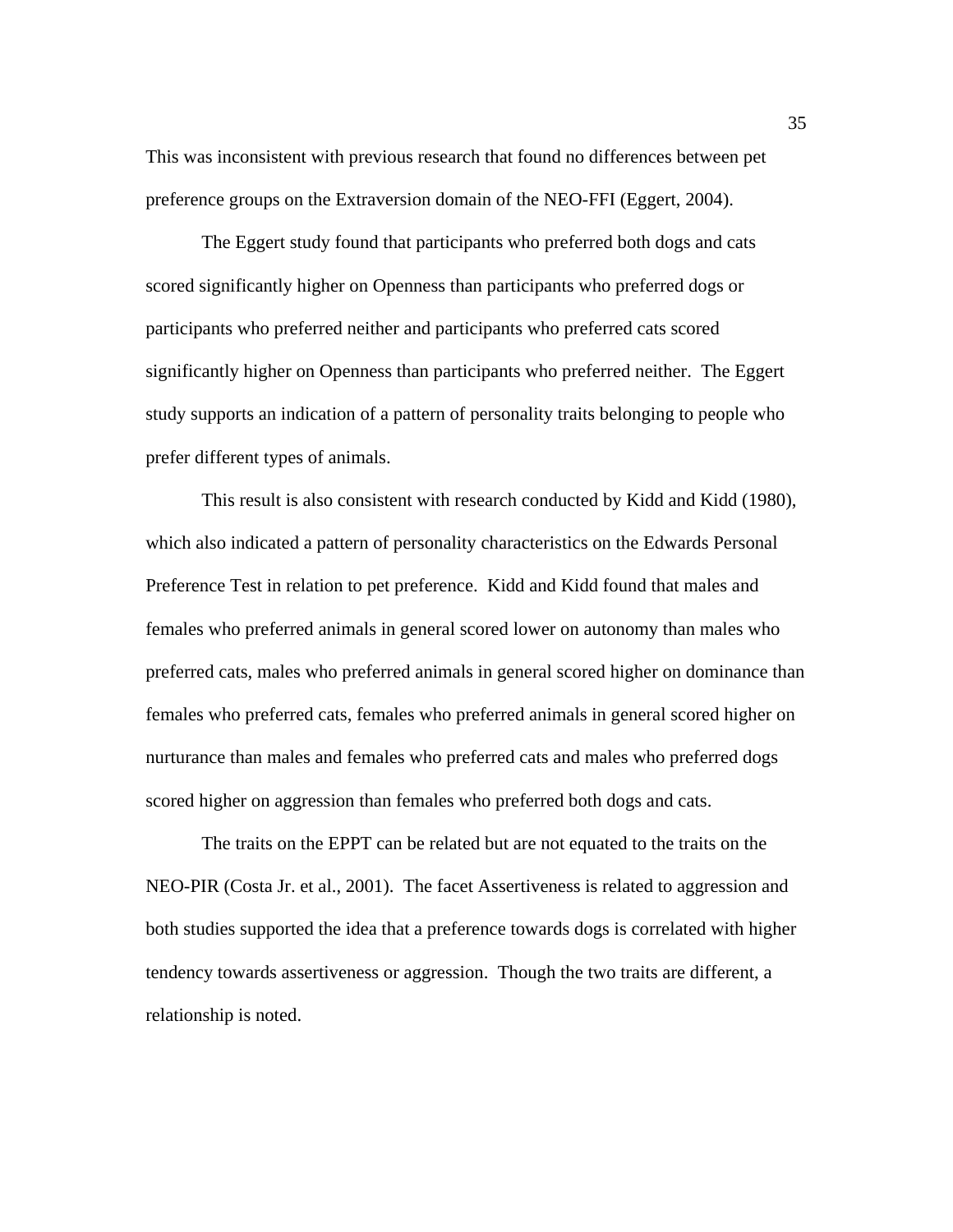This was inconsistent with previous research that found no differences between pet preference groups on the Extraversion domain of the NEO-FFI (Eggert, 2004).

The Eggert study found that participants who preferred both dogs and cats scored significantly higher on Openness than participants who preferred dogs or participants who preferred neither and participants who preferred cats scored significantly higher on Openness than participants who preferred neither. The Eggert study supports an indication of a pattern of personality traits belonging to people who prefer different types of animals.

This result is also consistent with research conducted by Kidd and Kidd (1980), which also indicated a pattern of personality characteristics on the Edwards Personal Preference Test in relation to pet preference. Kidd and Kidd found that males and females who preferred animals in general scored lower on autonomy than males who preferred cats, males who preferred animals in general scored higher on dominance than females who preferred cats, females who preferred animals in general scored higher on nurturance than males and females who preferred cats and males who preferred dogs scored higher on aggression than females who preferred both dogs and cats.

The traits on the EPPT can be related but are not equated to the traits on the NEO-PIR (Costa Jr. et al., 2001). The facet Assertiveness is related to aggression and both studies supported the idea that a preference towards dogs is correlated with higher tendency towards assertiveness or aggression. Though the two traits are different, a relationship is noted.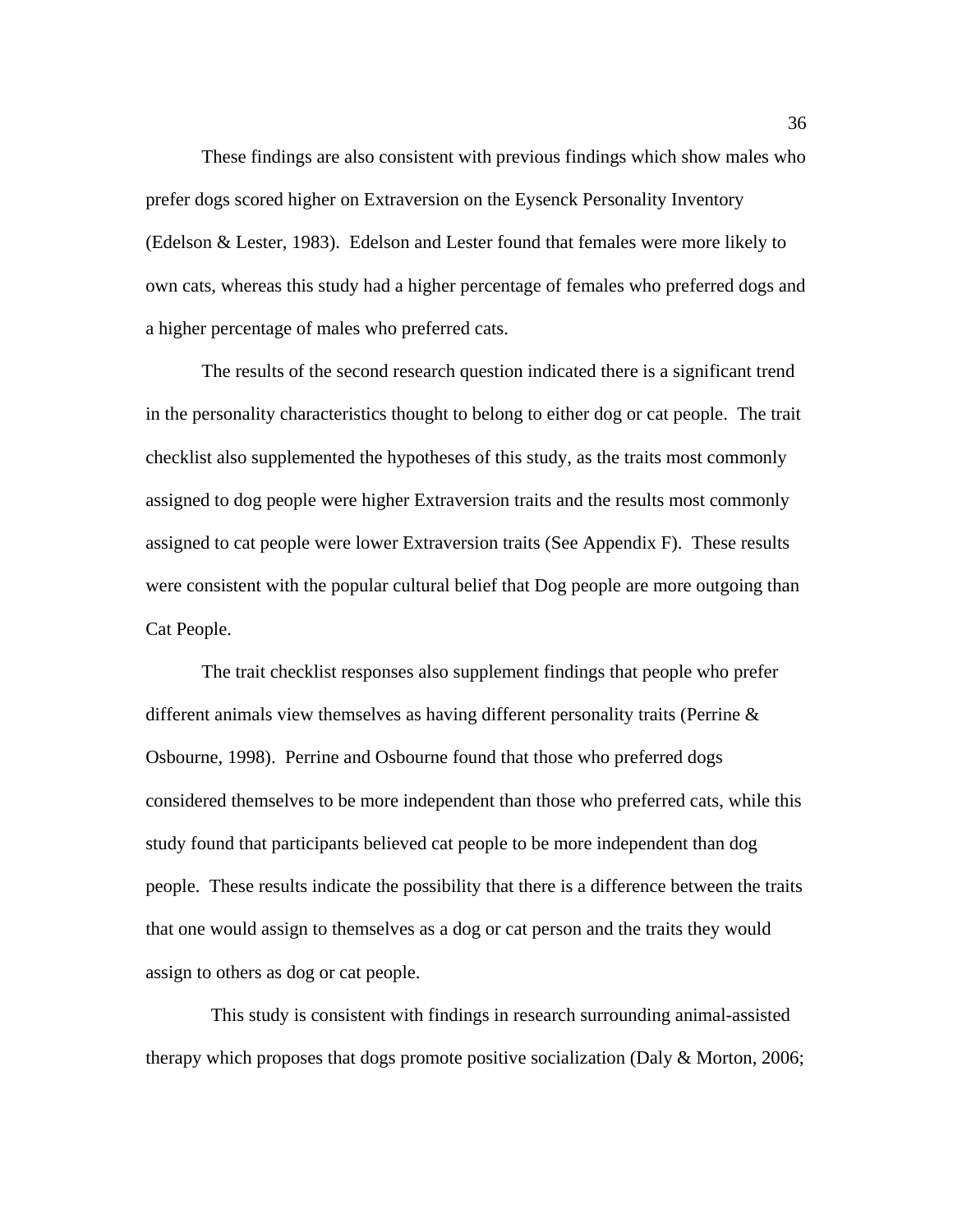These findings are also consistent with previous findings which show males who prefer dogs scored higher on Extraversion on the Eysenck Personality Inventory (Edelson & Lester, 1983). Edelson and Lester found that females were more likely to own cats, whereas this study had a higher percentage of females who preferred dogs and a higher percentage of males who preferred cats.

The results of the second research question indicated there is a significant trend in the personality characteristics thought to belong to either dog or cat people. The trait checklist also supplemented the hypotheses of this study, as the traits most commonly assigned to dog people were higher Extraversion traits and the results most commonly assigned to cat people were lower Extraversion traits (See Appendix F). These results were consistent with the popular cultural belief that Dog people are more outgoing than Cat People.

The trait checklist responses also supplement findings that people who prefer different animals view themselves as having different personality traits (Perrine & Osbourne, 1998). Perrine and Osbourne found that those who preferred dogs considered themselves to be more independent than those who preferred cats, while this study found that participants believed cat people to be more independent than dog people. These results indicate the possibility that there is a difference between the traits that one would assign to themselves as a dog or cat person and the traits they would assign to others as dog or cat people.

This study is consistent with findings in research surrounding animal-assisted therapy which proposes that dogs promote positive socialization (Daly & Morton, 2006;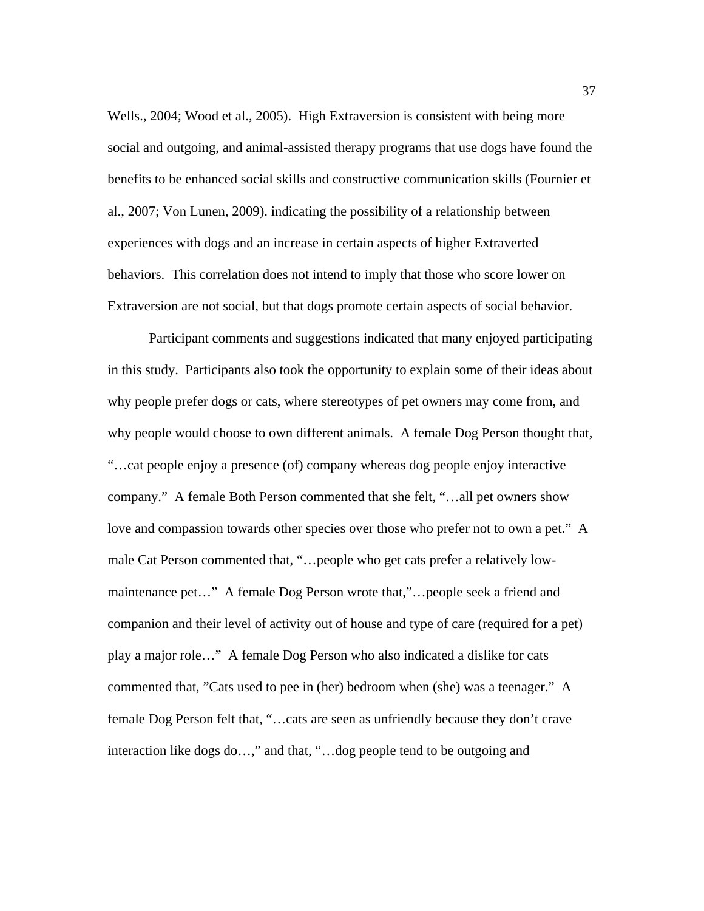Wells., 2004; Wood et al., 2005). High Extraversion is consistent with being more social and outgoing, and animal-assisted therapy programs that use dogs have found the benefits to be enhanced social skills and constructive communication skills (Fournier et al., 2007; Von Lunen, 2009). indicating the possibility of a relationship between experiences with dogs and an increase in certain aspects of higher Extraverted behaviors. This correlation does not intend to imply that those who score lower on Extraversion are not social, but that dogs promote certain aspects of social behavior.

Participant comments and suggestions indicated that many enjoyed participating in this study. Participants also took the opportunity to explain some of their ideas about why people prefer dogs or cats, where stereotypes of pet owners may come from, and why people would choose to own different animals. A female Dog Person thought that, "…cat people enjoy a presence (of) company whereas dog people enjoy interactive company." A female Both Person commented that she felt, "…all pet owners show love and compassion towards other species over those who prefer not to own a pet." A male Cat Person commented that, "…people who get cats prefer a relatively low-maintenance pet…" A female Dog Person wrote that,"…people seek a friend and companion and their level of activity out of house and type of care (required for a pet) play a major role…" A female Dog Person who also indicated a dislike for cats commented that, "Cats used to pee in (her) bedroom when (she) was a teenager." A female Dog Person felt that, "…cats are seen as unfriendly because they don't crave interaction like dogs do…," and that, "…dog people tend to be outgoing and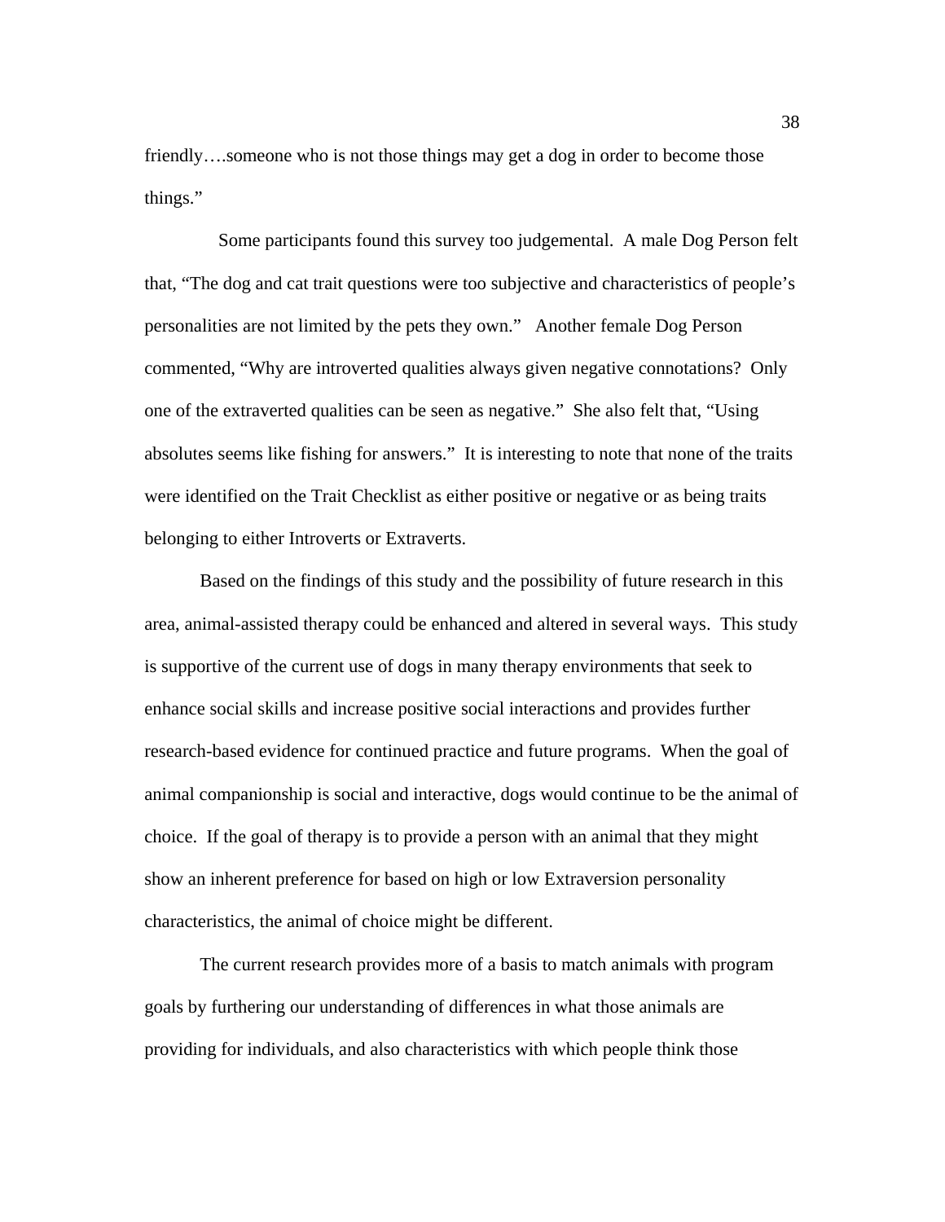friendly….someone who is not those things may get a dog in order to become those things."

Some participants found this survey too judgemental. A male Dog Person felt that, "The dog and cat trait questions were too subjective and characteristics of people's personalities are not limited by the pets they own." Another female Dog Person commented, "Why are introverted qualities always given negative connotations? Only one of the extraverted qualities can be seen as negative." She also felt that, "Using absolutes seems like fishing for answers." It is interesting to note that none of the traits were identified on the Trait Checklist as either positive or negative or as being traits belonging to either Introverts or Extraverts.

Based on the findings of this study and the possibility of future research in this area, animal-assisted therapy could be enhanced and altered in several ways. This study is supportive of the current use of dogs in many therapy environments that seek to enhance social skills and increase positive social interactions and provides further research-based evidence for continued practice and future programs. When the goal of animal companionship is social and interactive, dogs would continue to be the animal of choice. If the goal of therapy is to provide a person with an animal that they might show an inherent preference for based on high or low Extraversion personality characteristics, the animal of choice might be different.

The current research provides more of a basis to match animals with program goals by furthering our understanding of differences in what those animals are providing for individuals, and also characteristics with which people think those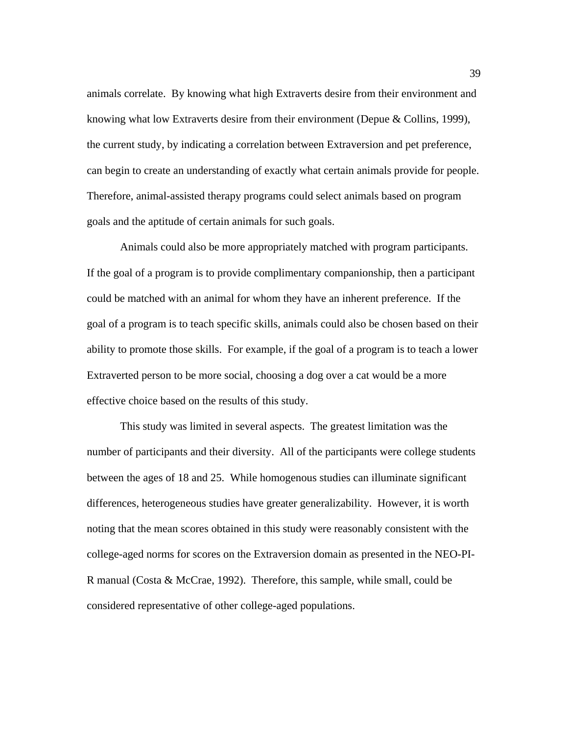animals correlate. By knowing what high Extraverts desire from their environment and knowing what low Extraverts desire from their environment (Depue & Collins, 1999), the current study, by indicating a correlation between Extraversion and pet preference, can begin to create an understanding of exactly what certain animals provide for people. Therefore, animal-assisted therapy programs could select animals based on program goals and the aptitude of certain animals for such goals.

Animals could also be more appropriately matched with program participants. If the goal of a program is to provide complimentary companionship, then a participant could be matched with an animal for whom they have an inherent preference. If the goal of a program is to teach specific skills, animals could also be chosen based on their ability to promote those skills. For example, if the goal of a program is to teach a lower Extraverted person to be more social, choosing a dog over a cat would be a more effective choice based on the results of this study.

This study was limited in several aspects. The greatest limitation was the number of participants and their diversity. All of the participants were college students between the ages of 18 and 25. While homogenous studies can illuminate significant differences, heterogeneous studies have greater generalizability. However, it is worth noting that the mean scores obtained in this study were reasonably consistent with the college-aged norms for scores on the Extraversion domain as presented in the NEO-PI-R manual (Costa & McCrae, 1992). Therefore, this sample, while small, could be considered representative of other college-aged populations.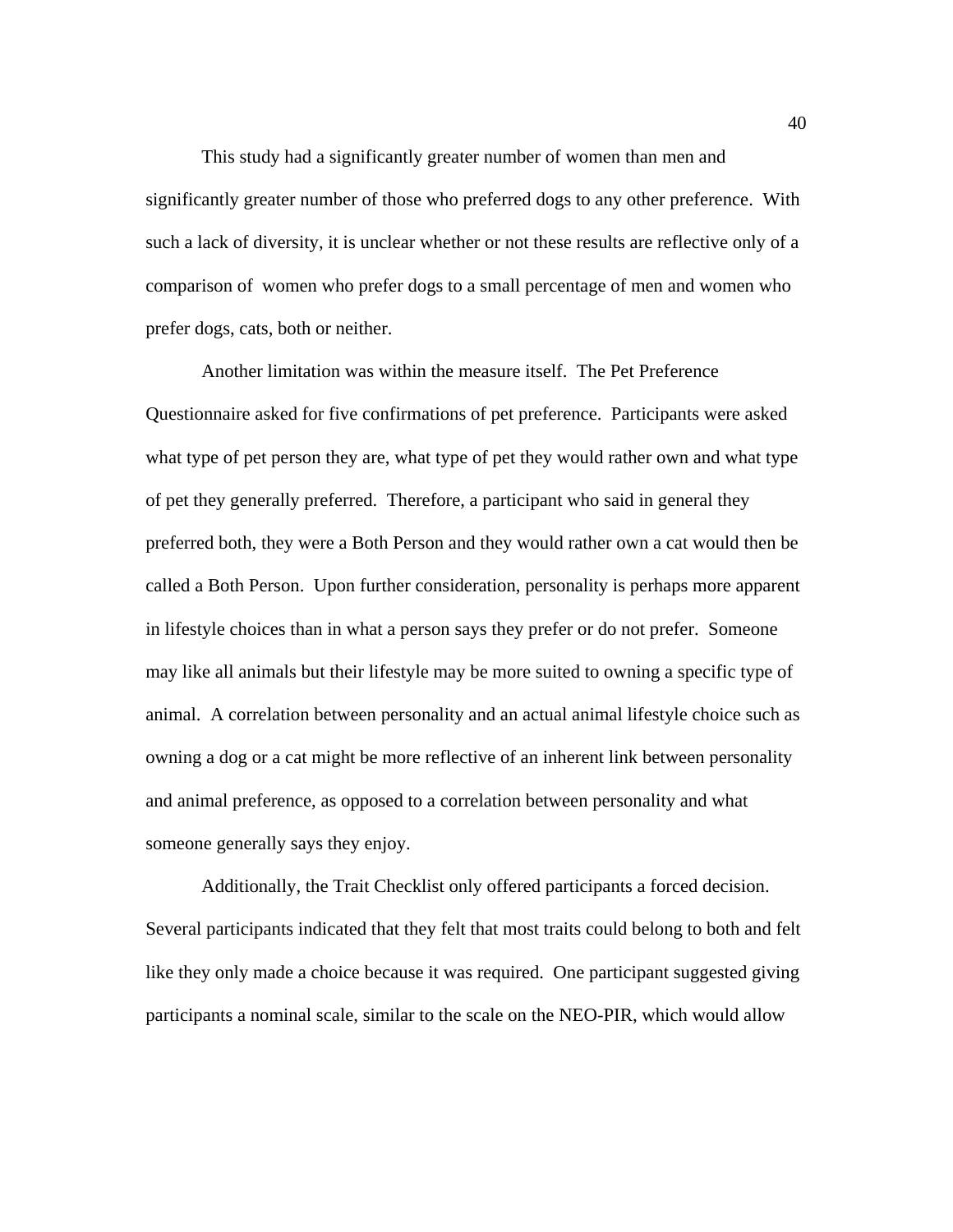This study had a significantly greater number of women than men and significantly greater number of those who preferred dogs to any other preference. With such a lack of diversity, it is unclear whether or not these results are reflective only of a comparison of women who prefer dogs to a small percentage of men and women who prefer dogs, cats, both or neither.

Another limitation was within the measure itself. The Pet Preference Questionnaire asked for five confirmations of pet preference. Participants were asked what type of pet person they are, what type of pet they would rather own and what type of pet they generally preferred. Therefore, a participant who said in general they preferred both, they were a Both Person and they would rather own a cat would then be called a Both Person. Upon further consideration, personality is perhaps more apparent in lifestyle choices than in what a person says they prefer or do not prefer. Someone may like all animals but their lifestyle may be more suited to owning a specific type of animal. A correlation between personality and an actual animal lifestyle choice such as owning a dog or a cat might be more reflective of an inherent link between personality and animal preference, as opposed to a correlation between personality and what someone generally says they enjoy.

Additionally, the Trait Checklist only offered participants a forced decision. Several participants indicated that they felt that most traits could belong to both and felt like they only made a choice because it was required. One participant suggested giving participants a nominal scale, similar to the scale on the NEO-PIR, which would allow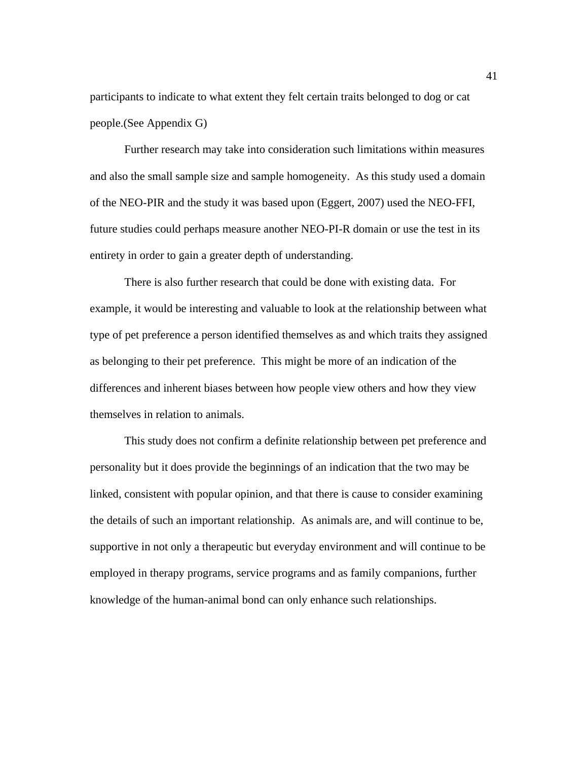participants to indicate to what extent they felt certain traits belonged to dog or cat people.(See Appendix G)

Further research may take into consideration such limitations within measures and also the small sample size and sample homogeneity. As this study used a domain of the NEO-PIR and the study it was based upon (Eggert, 2007) used the NEO-FFI, future studies could perhaps measure another NEO-PI-R domain or use the test in its entirety in order to gain a greater depth of understanding.

There is also further research that could be done with existing data. For example, it would be interesting and valuable to look at the relationship between what type of pet preference a person identified themselves as and which traits they assigned as belonging to their pet preference. This might be more of an indication of the differences and inherent biases between how people view others and how they view themselves in relation to animals.

This study does not confirm a definite relationship between pet preference and personality but it does provide the beginnings of an indication that the two may be linked, consistent with popular opinion, and that there is cause to consider examining the details of such an important relationship. As animals are, and will continue to be, supportive in not only a therapeutic but everyday environment and will continue to be employed in therapy programs, service programs and as family companions, further knowledge of the human-animal bond can only enhance such relationships.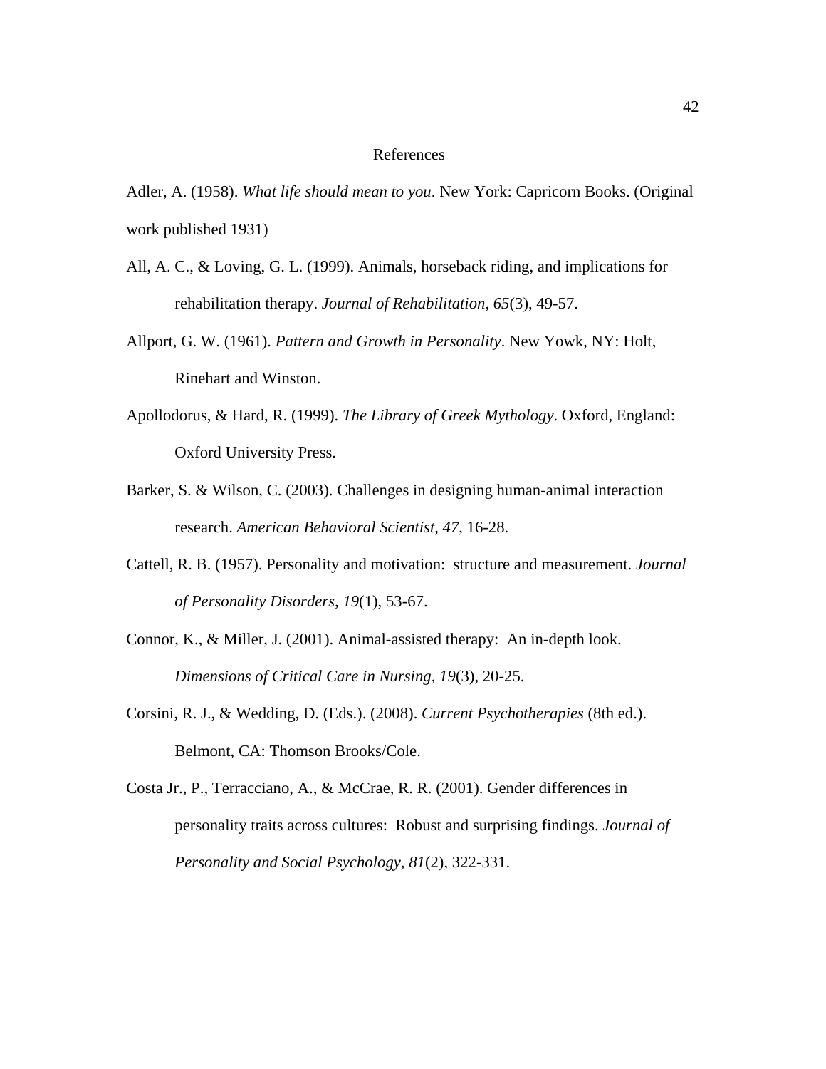# References

Adler, A. (1958). *What life should mean to you*. New York: Capricorn Books. (Original work published 1931)

All, A. C., & Loving, G. L. (1999). Animals, horseback riding, and implications for rehabilitation therapy. *Journal of Rehabilitation, 65*(3), 49-57.

Allport, G. W. (1961). *Pattern and Growth in Personality*. New Yowk, NY: Holt, Rinehart and Winston.

Apollodorus, & Hard, R. (1999). *The Library of Greek Mythology*. Oxford, England: Oxford University Press.

Barker, S. & Wilson, C. (2003). Challenges in designing human-animal interaction research. *American Behavioral Scientist, 47*, 16-28.

Cattell, R. B. (1957). Personality and motivation: structure and measurement. *Journal of Personality Disorders, 19*(1), 53-67.

Connor, K., & Miller, J. (2001). Animal-assisted therapy: An in-depth look. *Dimensions of Critical Care in Nursing, 19*(3), 20-25.

Corsini, R. J., & Wedding, D. (Eds.). (2008). *Current Psychotherapies* (8th ed.). Belmont, CA: Thomson Brooks/Cole.

Costa Jr., P., Terracciano, A., & McCrae, R. R. (2001). Gender differences in personality traits across cultures: Robust and surprising findings. *Journal of Personality and Social Psychology, 81*(2), 322-331.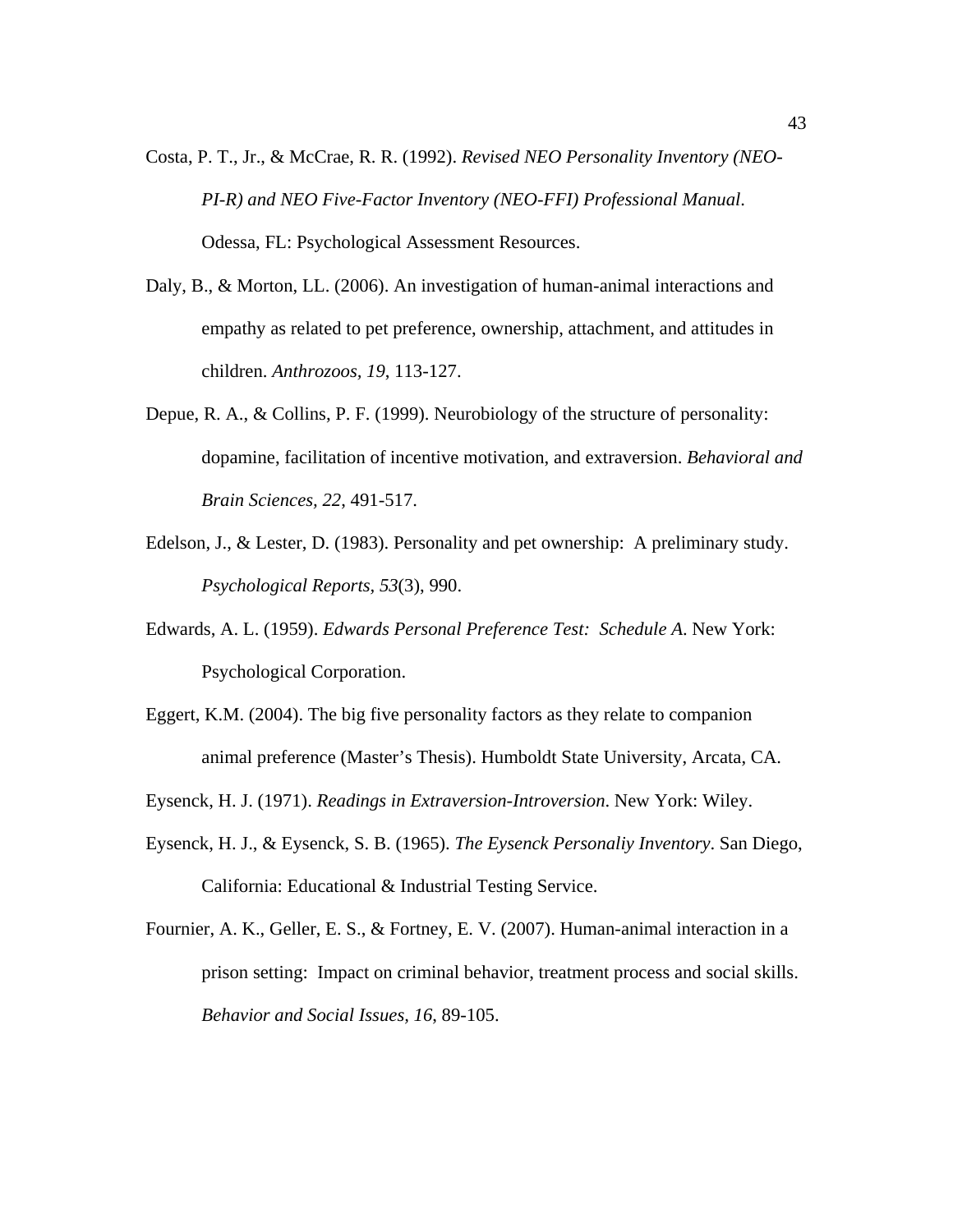Costa, P. T., Jr., & McCrae, R. R. (1992). *Revised NEO Personality Inventory (NEO-PI-R) and NEO Five-Factor Inventory (NEO-FFI) Professional Manual*. Odessa, FL: Psychological Assessment Resources.

Daly, B., & Morton, LL. (2006). An investigation of human-animal interactions and empathy as related to pet preference, ownership, attachment, and attitudes in children. *Anthrozoos, 19*, 113-127.

Depue, R. A., & Collins, P. F. (1999). Neurobiology of the structure of personality: dopamine, facilitation of incentive motivation, and extraversion. *Behavioral and Brain Sciences, 22*, 491-517.

Edelson, J., & Lester, D. (1983). Personality and pet ownership: A preliminary study. *Psychological Reports, 53*(3), 990.

Edwards, A. L. (1959). *Edwards Personal Preference Test: Schedule A*. New York: Psychological Corporation.

Eggert, K.M. (2004). The big five personality factors as they relate to companion animal preference (Master's Thesis). Humboldt State University, Arcata, CA.

Eysenck, H. J. (1971). *Readings in Extraversion-Introversion*. New York: Wiley.

Eysenck, H. J., & Eysenck, S. B. (1965). *The Eysenck Personaliy Inventory*. San Diego, California: Educational & Industrial Testing Service.

Fournier, A. K., Geller, E. S., & Fortney, E. V. (2007). Human-animal interaction in a prison setting: Impact on criminal behavior, treatment process and social skills. *Behavior and Social Issues*, *16*, 89-105.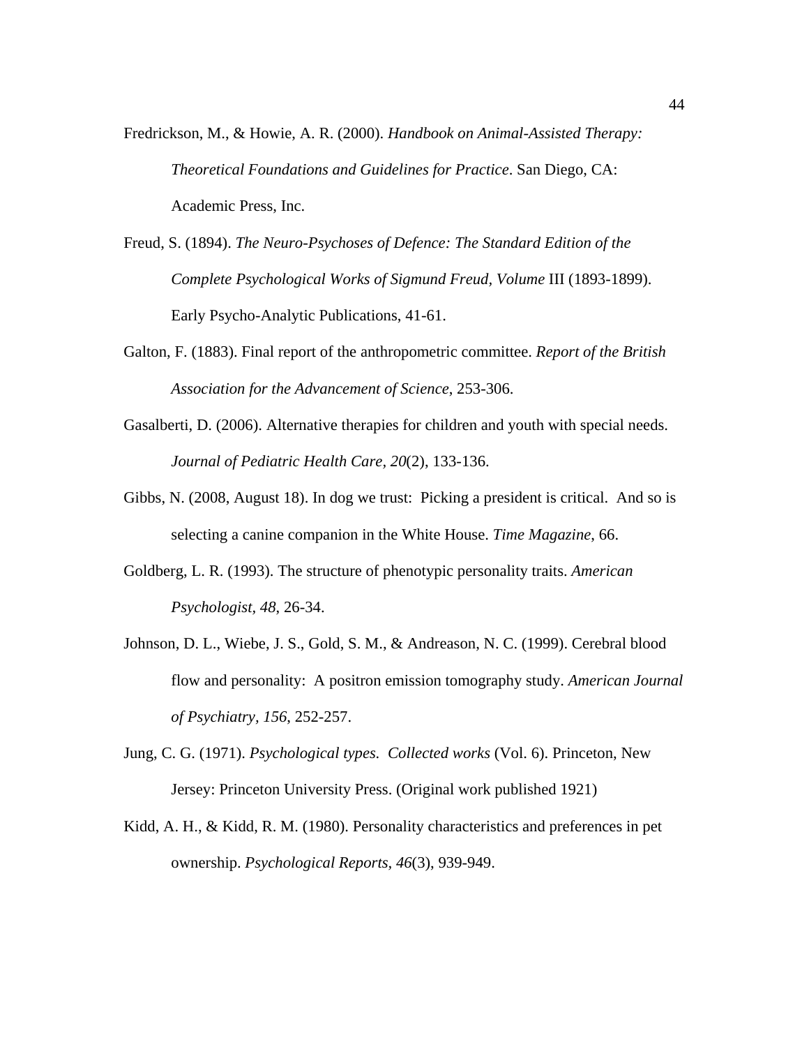Fredrickson, M., & Howie, A. R. (2000). *Handbook on Animal-Assisted Therapy: Theoretical Foundations and Guidelines for Practice*. San Diego, CA: Academic Press, Inc.

Freud, S. (1894). *The Neuro-Psychoses of Defence: The Standard Edition of the Complete Psychological Works of Sigmund Freud, Volume* III (1893-1899). Early Psycho-Analytic Publications, 41-61.

Galton, F. (1883). Final report of the anthropometric committee. *Report of the British Association for the Advancement of Science*, 253-306.

Gasalberti, D. (2006). Alternative therapies for children and youth with special needs. *Journal of Pediatric Health Care, 20*(2), 133-136.

Gibbs, N. (2008, August 18). In dog we trust: Picking a president is critical. And so is selecting a canine companion in the White House. *Time Magazine*, 66.

Goldberg, L. R. (1993). The structure of phenotypic personality traits. *American Psychologist, 48*, 26-34.

Johnson, D. L., Wiebe, J. S., Gold, S. M., & Andreason, N. C. (1999). Cerebral blood flow and personality: A positron emission tomography study. *American Journal of Psychiatry, 156*, 252-257.

Jung, C. G. (1971). *Psychological types. Collected works* (Vol. 6). Princeton, New Jersey: Princeton University Press. (Original work published 1921)

Kidd, A. H., & Kidd, R. M. (1980). Personality characteristics and preferences in pet ownership. *Psychological Reports, 46*(3), 939-949.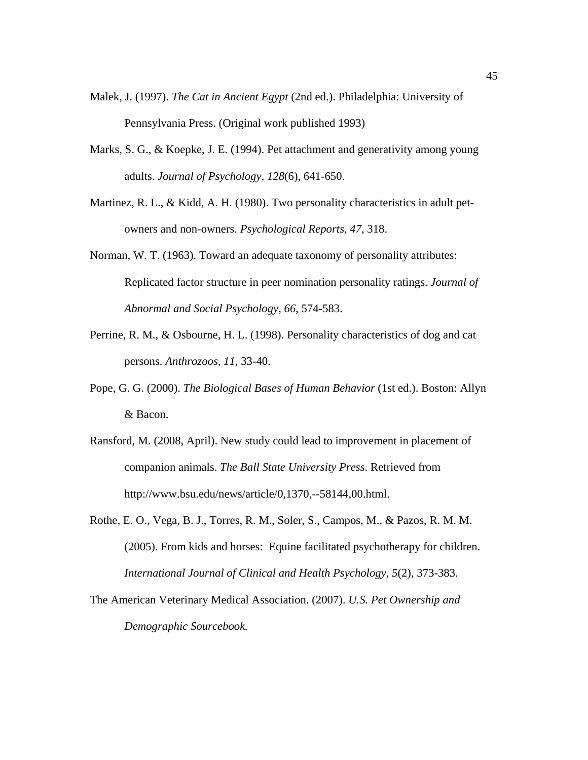Malek, J. (1997). *The Cat in Ancient Egypt* (2nd ed.). Philadelphia: University of Pennsylvania Press. (Original work published 1993)

Marks, S. G., & Koepke, J. E. (1994). Pet attachment and generativity among young adults. *Journal of Psychology, 128*(6), 641-650.

Martinez, R. L., & Kidd, A. H. (1980). Two personality characteristics in adult pet-owners and non-owners. *Psychological Reports, 47*, 318.

Norman, W. T. (1963). Toward an adequate taxonomy of personality attributes: Replicated factor structure in peer nomination personality ratings. *Journal of Abnormal and Social Psychology, 66*, 574-583.

Perrine, R. M., & Osbourne, H. L. (1998). Personality characteristics of dog and cat persons. *Anthrozoos, 11*, 33-40.

Pope, G. G. (2000). *The Biological Bases of Human Behavior* (1st ed.). Boston: Allyn & Bacon.

Ransford, M. (2008, April). New study could lead to improvement in placement of companion animals. *The Ball State University Press*. Retrieved from http://www.bsu.edu/news/article/0,1370,--58144,00.html.

Rothe, E. O., Vega, B. J., Torres, R. M., Soler, S., Campos, M., & Pazos, R. M. M. (2005). From kids and horses: Equine facilitated psychotherapy for children. *International Journal of Clinical and Health Psychology, 5*(2), 373-383.

The American Veterinary Medical Association. (2007). *U.S. Pet Ownership and Demographic Sourcebook.*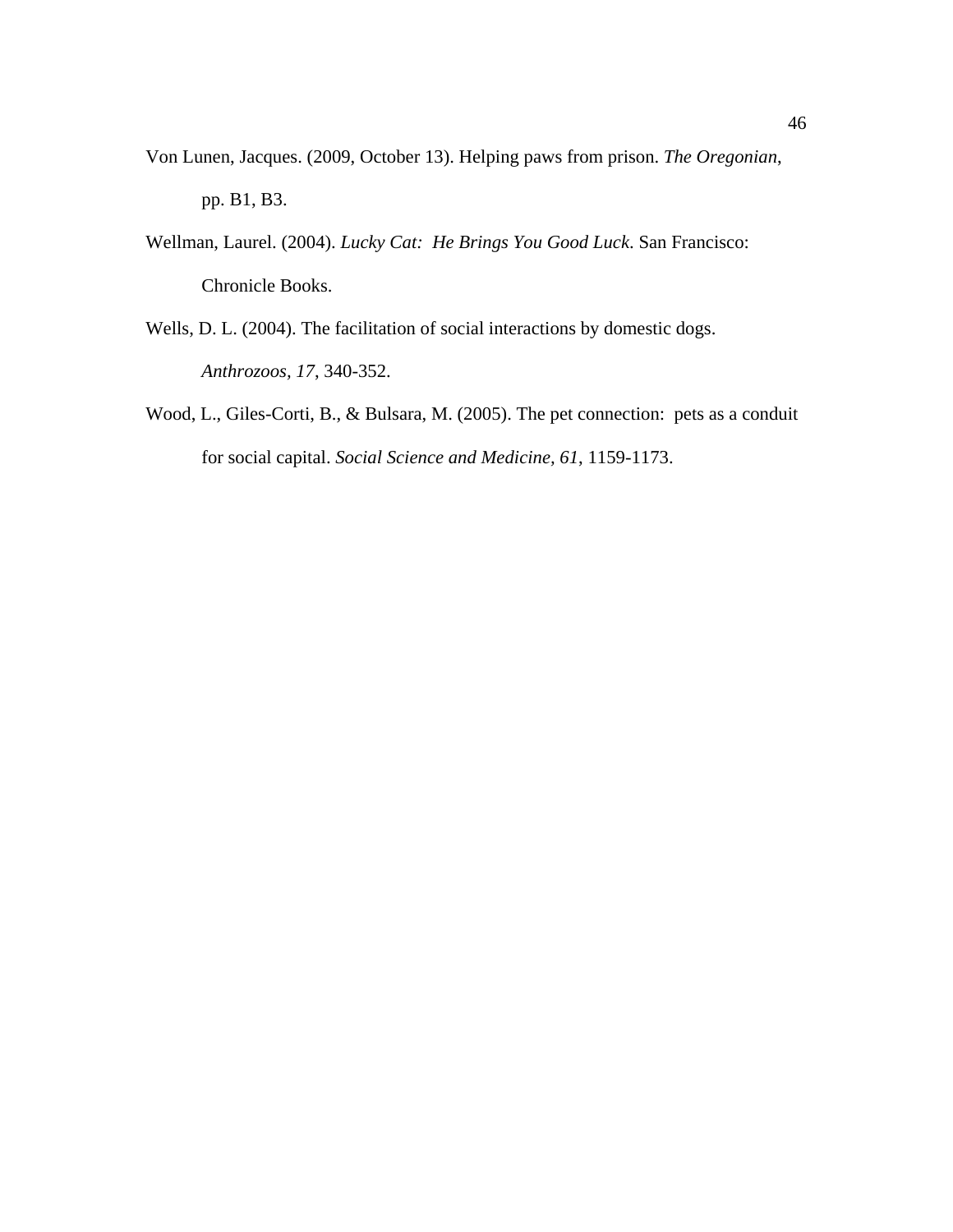Von Lunen, Jacques. (2009, October 13). Helping paws from prison. *The Oregonian*, pp. B1, B3.

Wellman, Laurel. (2004). *Lucky Cat: He Brings You Good Luck*. San Francisco: Chronicle Books.

Wells, D. L. (2004). The facilitation of social interactions by domestic dogs. *Anthrozoos, 17*, 340-352.

Wood, L., Giles-Corti, B., & Bulsara, M. (2005). The pet connection: pets as a conduit for social capital. *Social Science and Medicine, 61*, 1159-1173.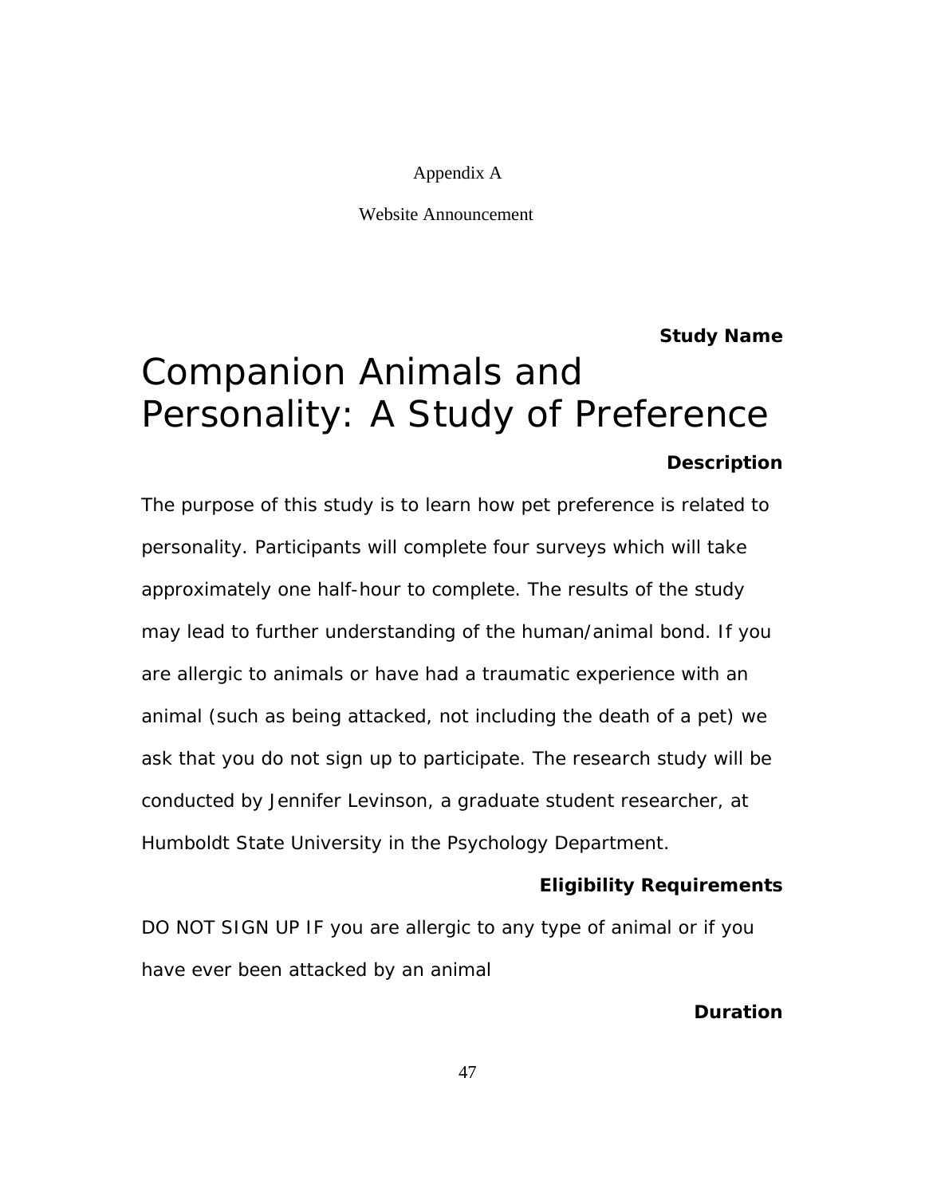Appendix A

Website Announcement

**Study Name**

# Companion Animals and Personality: A Study of Preference

**Description**

The purpose of this study is to learn how pet preference is related to personality. Participants will complete four surveys which will take approximately one half-hour to complete. The results of the study may lead to further understanding of the human/animal bond. If you are allergic to animals or have had a traumatic experience with an animal (such as being attacked, not including the death of a pet) we ask that you do not sign up to participate. The research study will be conducted by Jennifer Levinson, a graduate student researcher, at Humboldt State University in the Psychology Department.

**Eligibility Requirements**

DO NOT SIGN UP IF you are allergic to any type of animal or if you have ever been attacked by an animal

**Duration**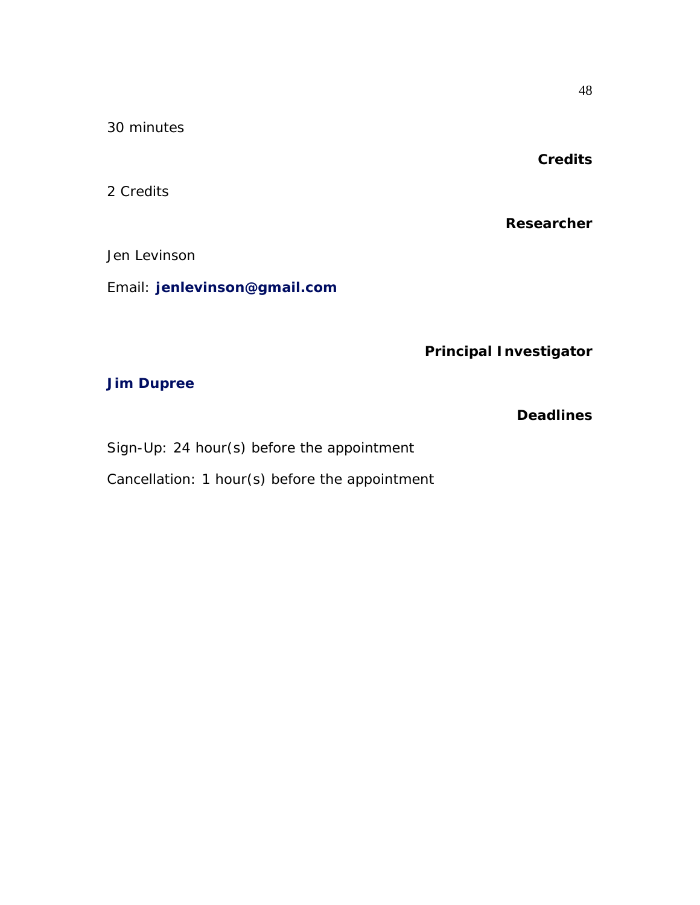30 minutes

**Credits**

2 Credits

**Researcher**

Jen Levinson

Email: **jenlevinson@gmail.com**

**Principal Investigator**

**Jim Dupree**

**Deadlines**

Sign-Up: 24 hour(s) before the appointment

Cancellation: 1 hour(s) before the appointment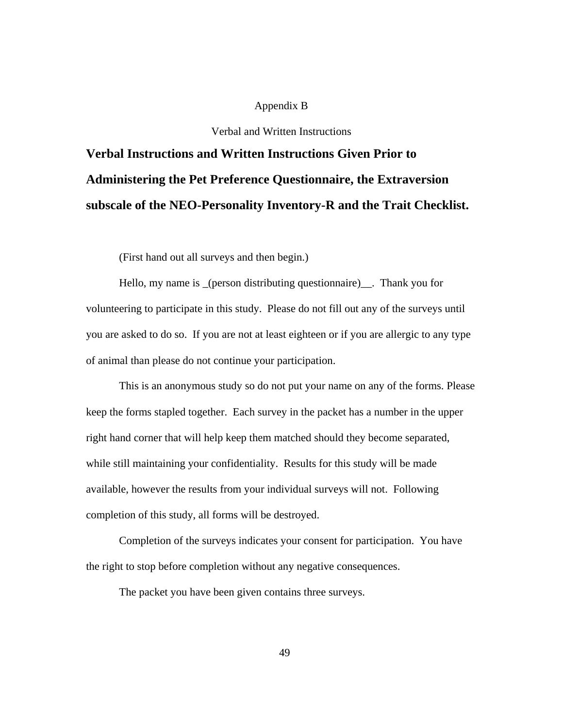# Appendix B

## Verbal and Written Instructions

**Verbal Instructions and Written Instructions Given Prior to Administering the Pet Preference Questionnaire, the Extraversion subscale of the NEO-Personality Inventory-R and the Trait Checklist.**

(First hand out all surveys and then begin.)

Hello, my name is _(person distributing questionnaire)__. Thank you for volunteering to participate in this study. Please do not fill out any of the surveys until you are asked to do so. If you are not at least eighteen or if you are allergic to any type of animal than please do not continue your participation.

This is an anonymous study so do not put your name on any of the forms. Please keep the forms stapled together. Each survey in the packet has a number in the upper right hand corner that will help keep them matched should they become separated, while still maintaining your confidentiality. Results for this study will be made available, however the results from your individual surveys will not. Following completion of this study, all forms will be destroyed.

Completion of the surveys indicates your consent for participation. You have the right to stop before completion without any negative consequences.

The packet you have been given contains three surveys.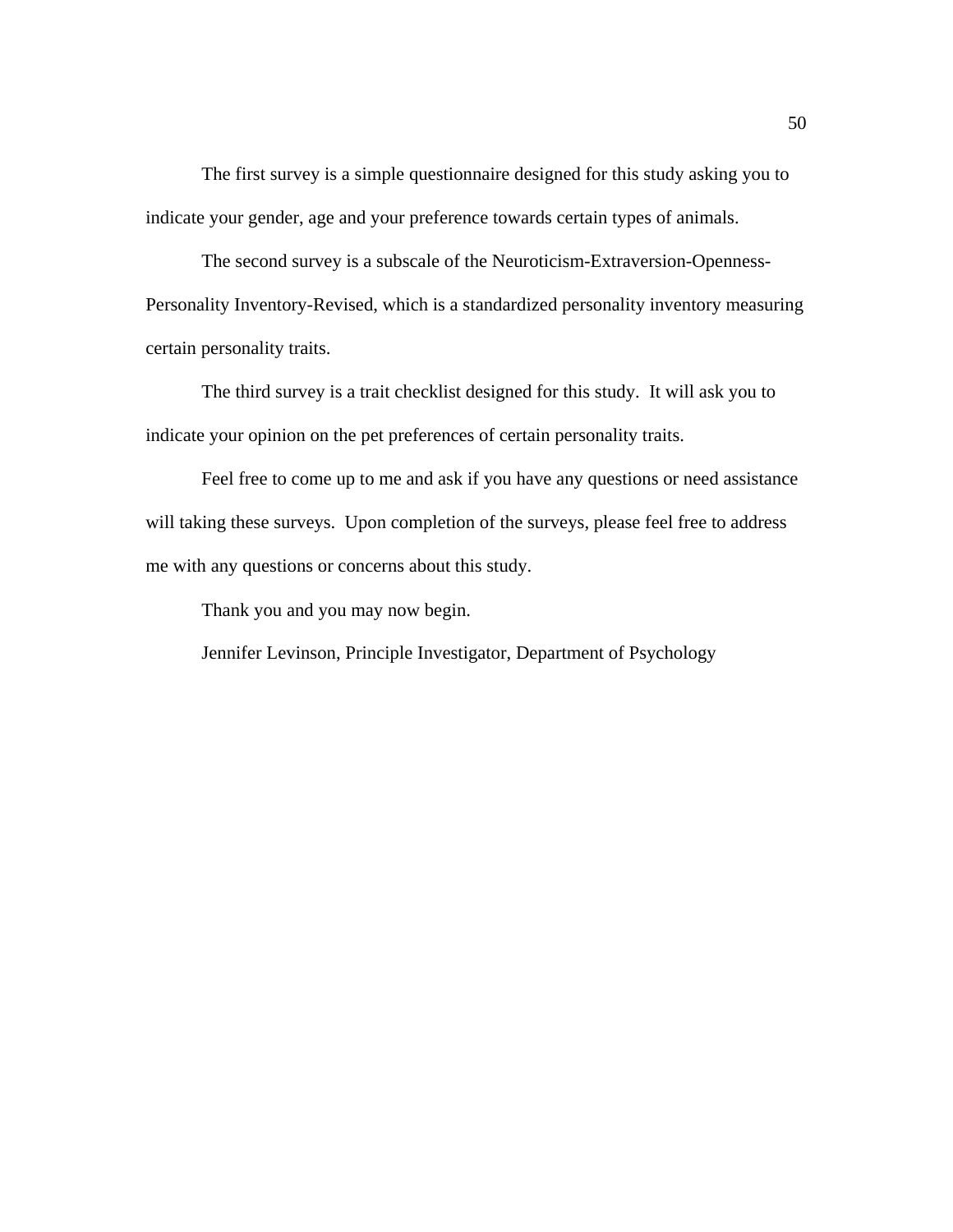The first survey is a simple questionnaire designed for this study asking you to indicate your gender, age and your preference towards certain types of animals.

The second survey is a subscale of the Neuroticism-Extraversion-Openness-Personality Inventory-Revised, which is a standardized personality inventory measuring certain personality traits.

The third survey is a trait checklist designed for this study.  It will ask you to indicate your opinion on the pet preferences of certain personality traits.

Feel free to come up to me and ask if you have any questions or need assistance will taking these surveys.  Upon completion of the surveys, please feel free to address me with any questions or concerns about this study.

Thank you and you may now begin.

Jennifer Levinson, Principle Investigator, Department of Psychology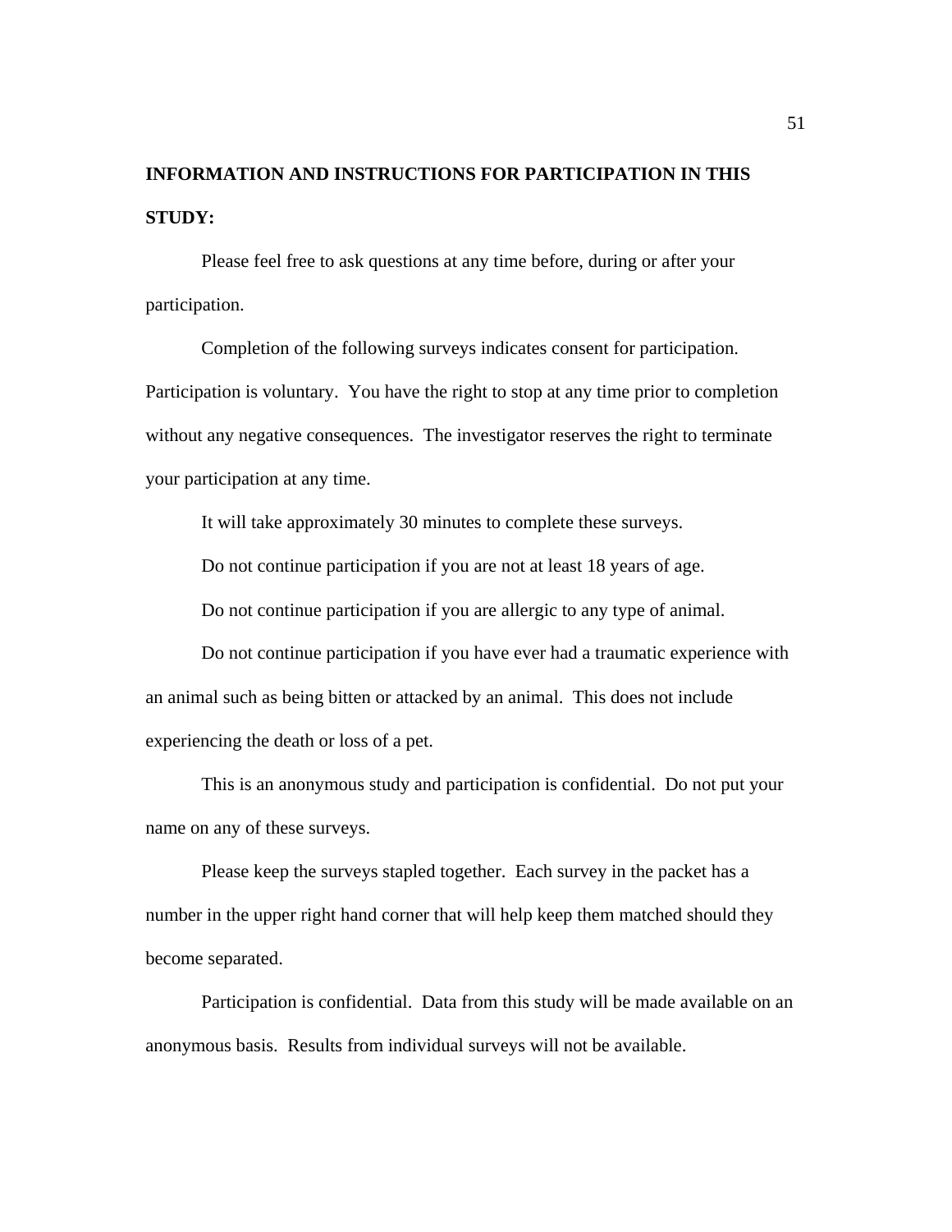**INFORMATION AND INSTRUCTIONS FOR PARTICIPATION IN THIS STUDY:**

Please feel free to ask questions at any time before, during or after your participation.

Completion of the following surveys indicates consent for participation. Participation is voluntary. You have the right to stop at any time prior to completion without any negative consequences. The investigator reserves the right to terminate your participation at any time.

It will take approximately 30 minutes to complete these surveys.

Do not continue participation if you are not at least 18 years of age.

Do not continue participation if you are allergic to any type of animal.

Do not continue participation if you have ever had a traumatic experience with an animal such as being bitten or attacked by an animal. This does not include experiencing the death or loss of a pet.

This is an anonymous study and participation is confidential. Do not put your name on any of these surveys.

Please keep the surveys stapled together. Each survey in the packet has a number in the upper right hand corner that will help keep them matched should they become separated.

Participation is confidential. Data from this study will be made available on an anonymous basis. Results from individual surveys will not be available.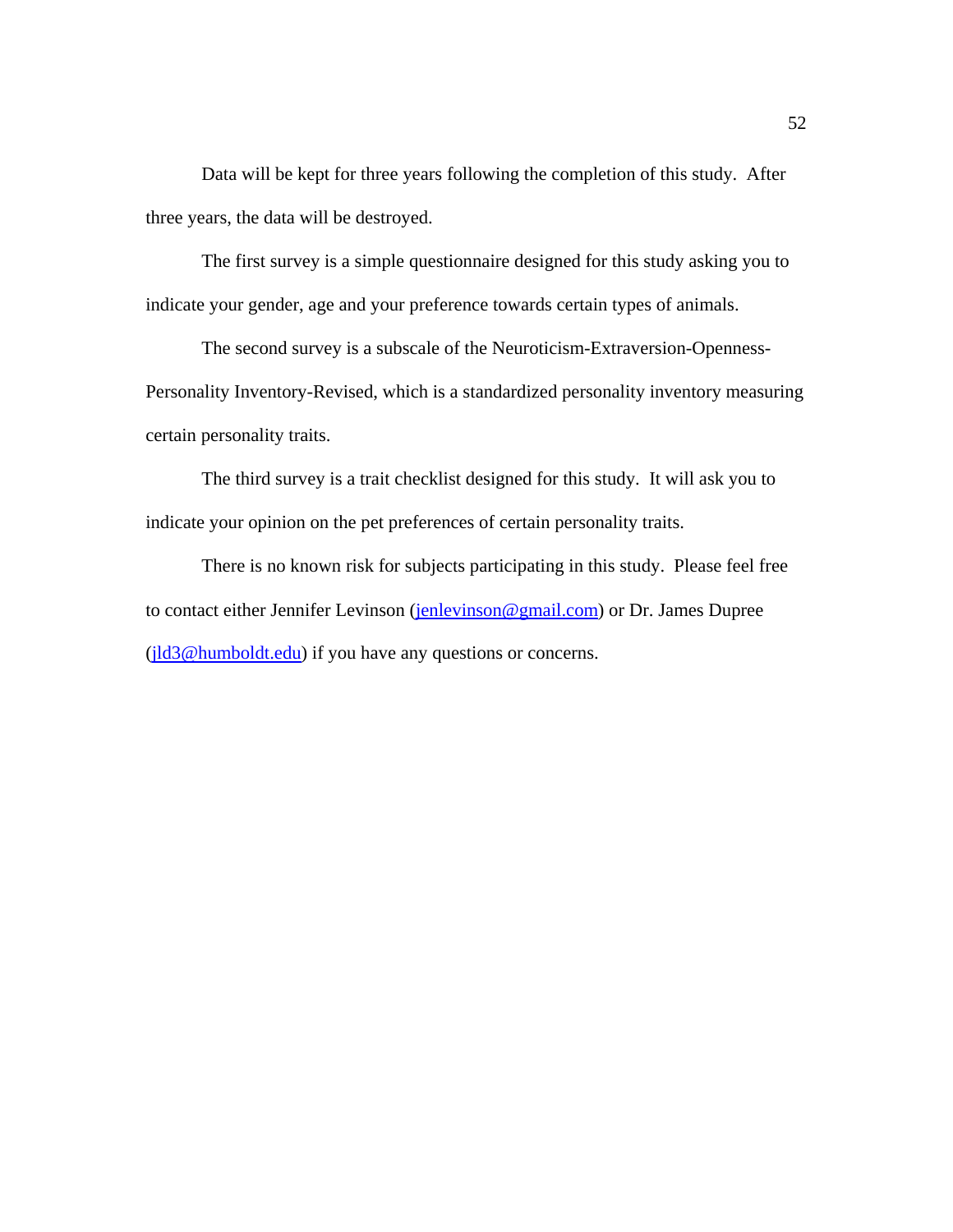Data will be kept for three years following the completion of this study. After three years, the data will be destroyed.

The first survey is a simple questionnaire designed for this study asking you to indicate your gender, age and your preference towards certain types of animals.

The second survey is a subscale of the Neuroticism-Extraversion-Openness-Personality Inventory-Revised, which is a standardized personality inventory measuring certain personality traits.

The third survey is a trait checklist designed for this study. It will ask you to indicate your opinion on the pet preferences of certain personality traits.

There is no known risk for subjects participating in this study. Please feel free to contact either Jennifer Levinson (jenlevinson@gmail.com) or Dr. James Dupree (jld3@humboldt.edu) if you have any questions or concerns.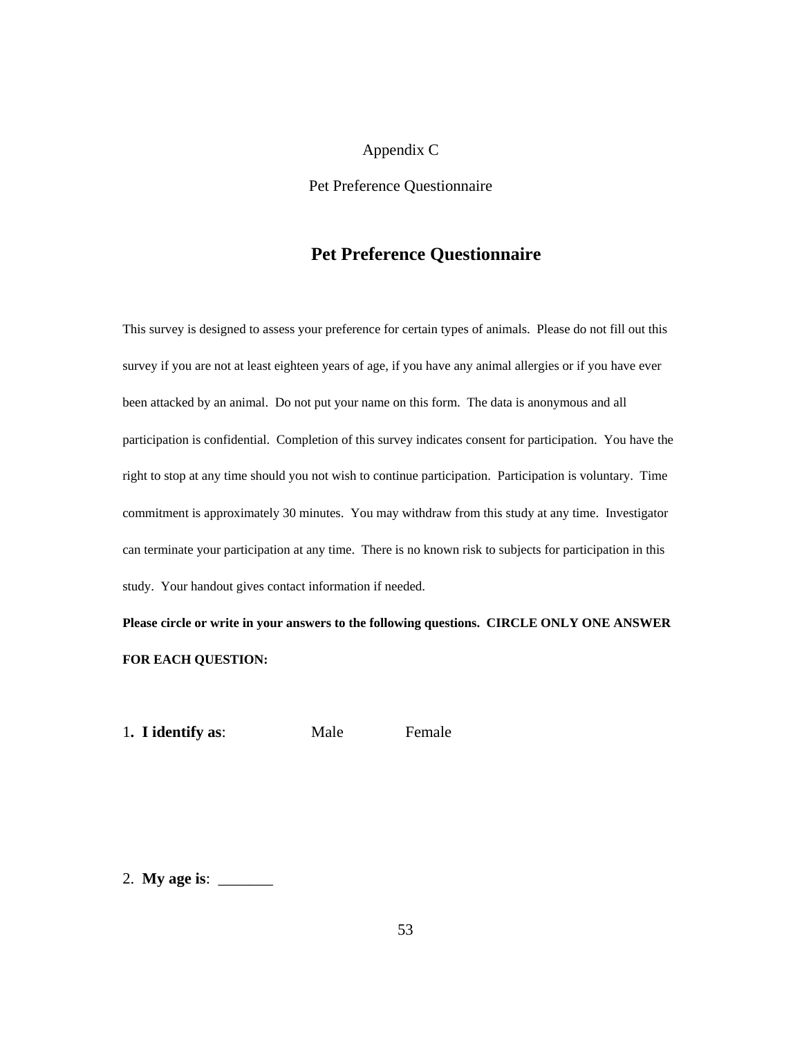Appendix C

Pet Preference Questionnaire

# Pet Preference Questionnaire

This survey is designed to assess your preference for certain types of animals. Please do not fill out this survey if you are not at least eighteen years of age, if you have any animal allergies or if you have ever been attacked by an animal. Do not put your name on this form. The data is anonymous and all participation is confidential. Completion of this survey indicates consent for participation. You have the right to stop at any time should you not wish to continue participation. Participation is voluntary. Time commitment is approximately 30 minutes. You may withdraw from this study at any time. Investigator can terminate your participation at any time. There is no known risk to subjects for participation in this study. Your handout gives contact information if needed.

**Please circle or write in your answers to the following questions. CIRCLE ONLY ONE ANSWER FOR EACH QUESTION:**

1**. I identify as**: Male Female

2. **My age is**: _______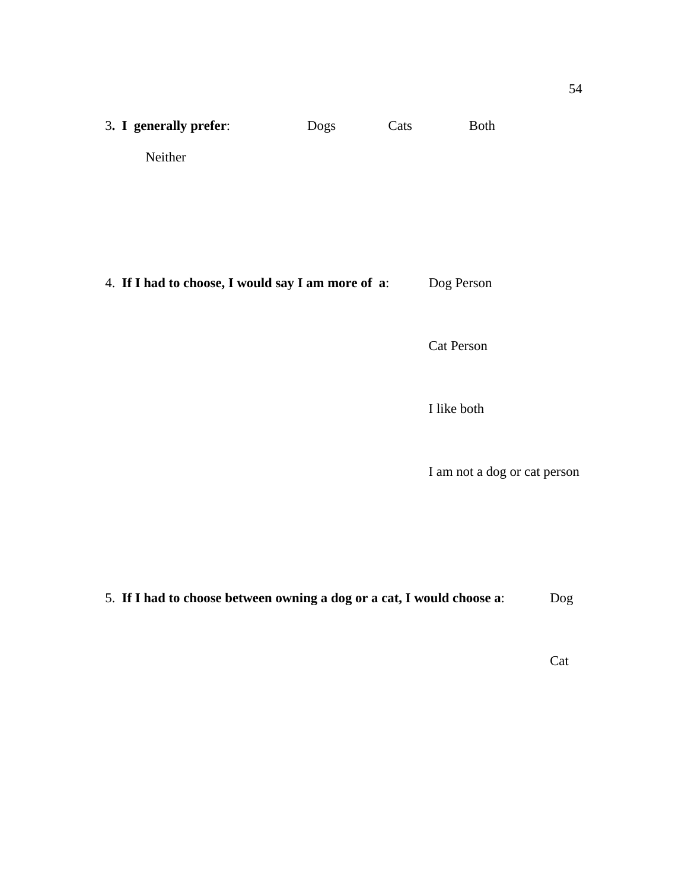3**. I generally prefer**: Dogs Cats Both

Neither

4. **If I had to choose, I would say I am more of a**: Dog Person

Cat Person

I like both

I am not a dog or cat person

5. **If I had to choose between owning a dog or a cat, I would choose a**: Dog

Cat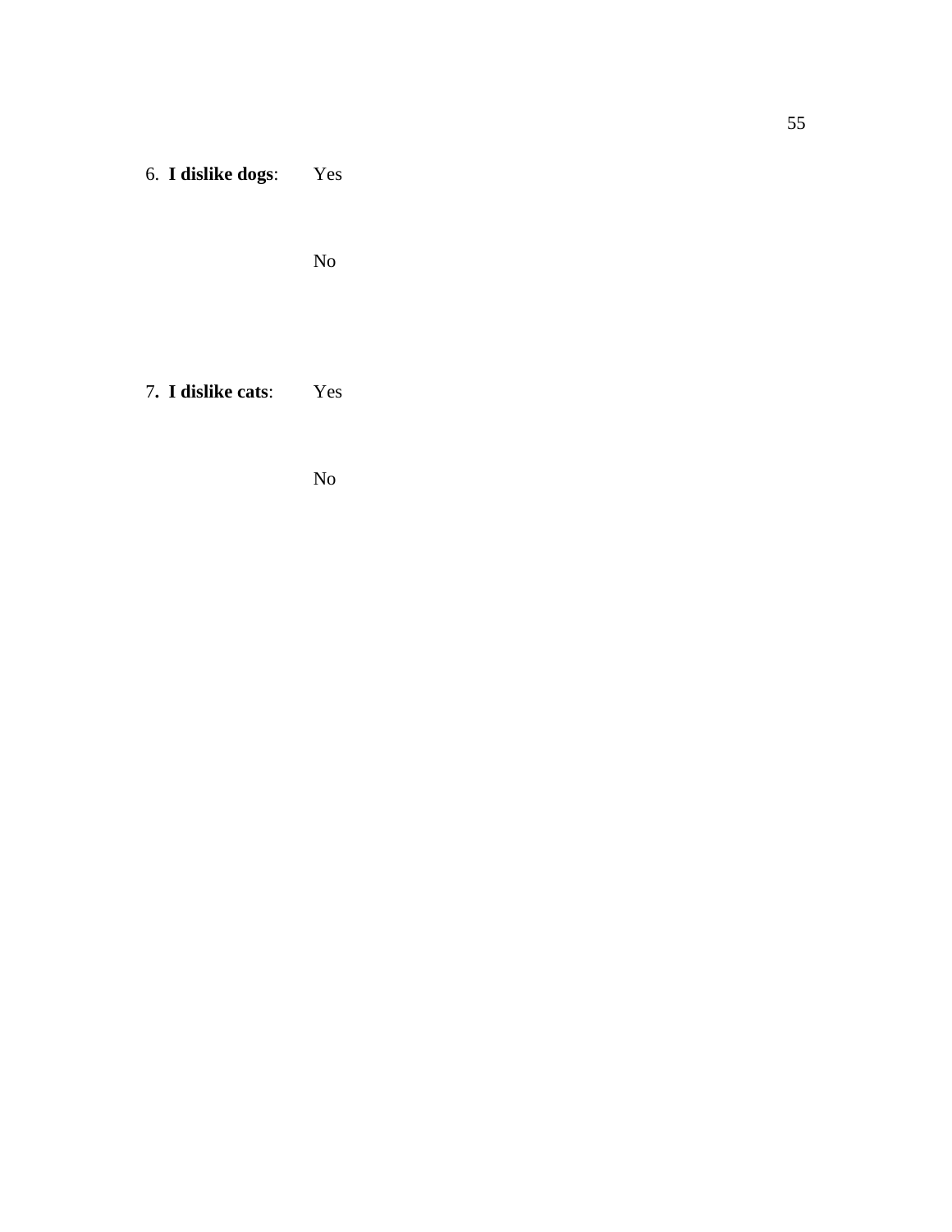6. **I dislike dogs**: Yes

No

7**. I dislike cats**: Yes

No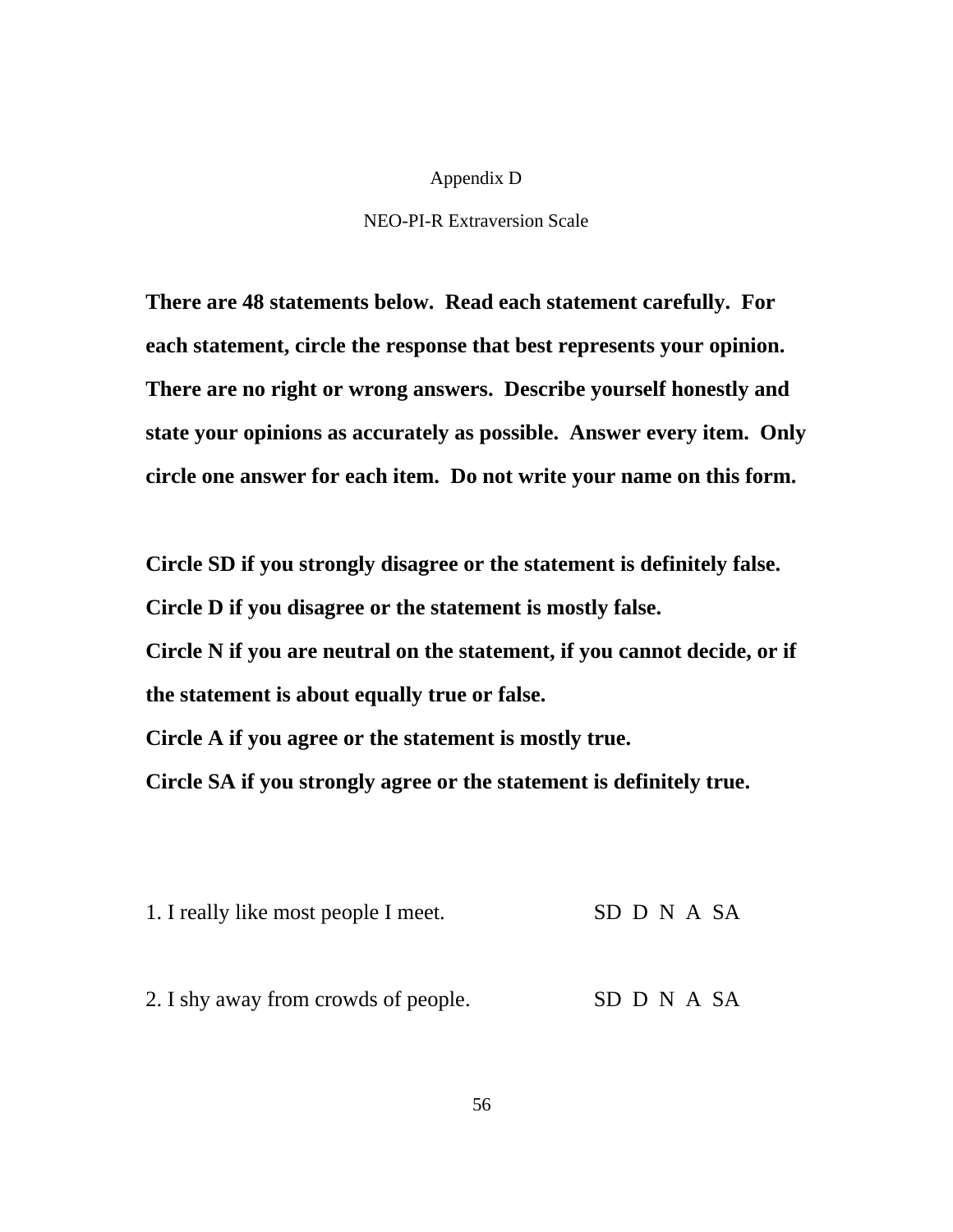# Appendix D

## NEO-PI-R Extraversion Scale

**There are 48 statements below. Read each statement carefully. For each statement, circle the response that best represents your opinion. There are no right or wrong answers. Describe yourself honestly and state your opinions as accurately as possible. Answer every item. Only circle one answer for each item. Do not write your name on this form.**

**Circle SD if you strongly disagree or the statement is definitely false.**
**Circle D if you disagree or the statement is mostly false.**
**Circle N if you are neutral on the statement, if you cannot decide, or if the statement is about equally true or false.**
**Circle A if you agree or the statement is mostly true.**
**Circle SA if you strongly agree or the statement is definitely true.**

1. I really like most people I meet. SD D N A SA

2. I shy away from crowds of people. SD D N A SA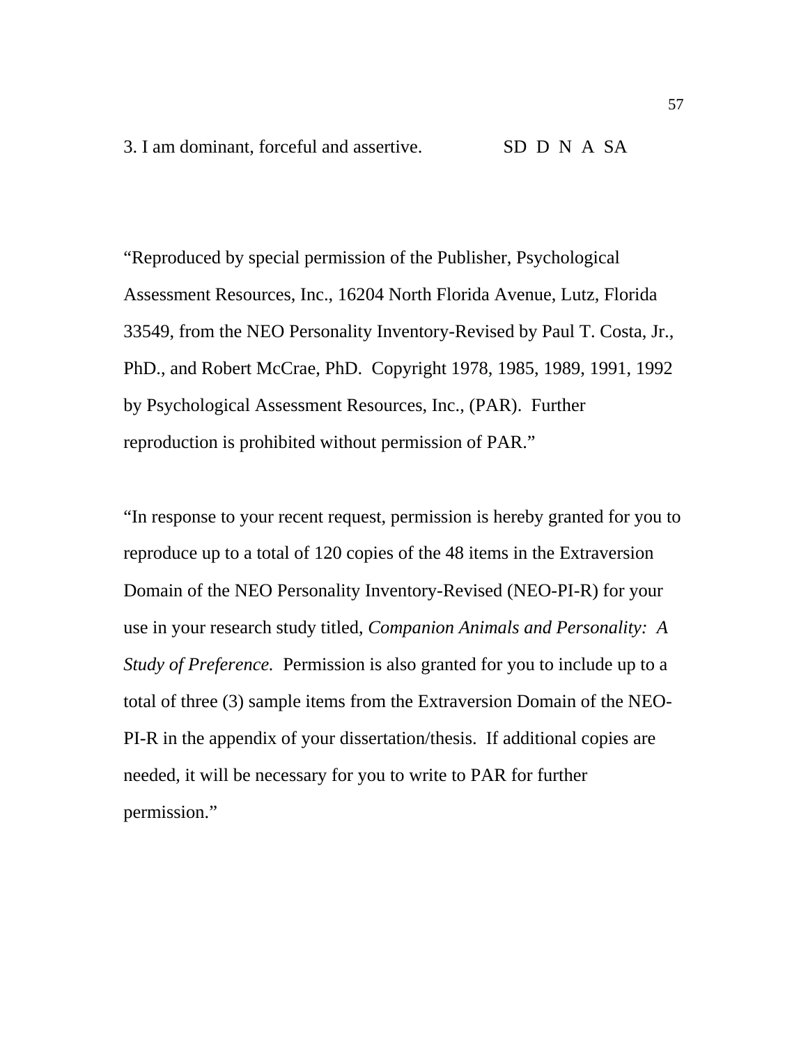3. I am dominant, forceful and assertive. SD D N A SA

"Reproduced by special permission of the Publisher, Psychological Assessment Resources, Inc., 16204 North Florida Avenue, Lutz, Florida 33549, from the NEO Personality Inventory-Revised by Paul T. Costa, Jr., PhD., and Robert McCrae, PhD. Copyright 1978, 1985, 1989, 1991, 1992 by Psychological Assessment Resources, Inc., (PAR). Further reproduction is prohibited without permission of PAR."

"In response to your recent request, permission is hereby granted for you to reproduce up to a total of 120 copies of the 48 items in the Extraversion Domain of the NEO Personality Inventory-Revised (NEO-PI-R) for your use in your research study titled, *Companion Animals and Personality: A Study of Preference.* Permission is also granted for you to include up to a total of three (3) sample items from the Extraversion Domain of the NEO-PI-R in the appendix of your dissertation/thesis. If additional copies are needed, it will be necessary for you to write to PAR for further permission."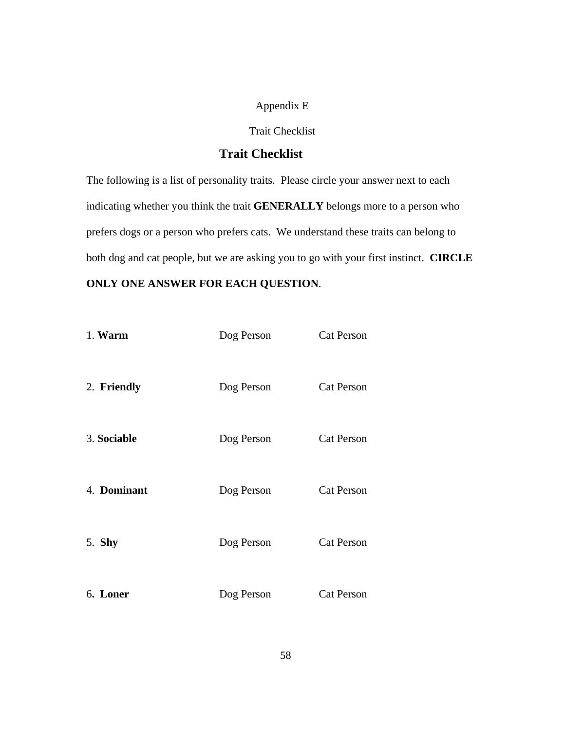Appendix E

Trait Checklist

## Trait Checklist

The following is a list of personality traits. Please circle your answer next to each indicating whether you think the trait **GENERALLY** belongs more to a person who prefers dogs or a person who prefers cats. We understand these traits can belong to both dog and cat people, but we are asking you to go with your first instinct. **CIRCLE ONLY ONE ANSWER FOR EACH QUESTION**.

| | | |
|---|---|---|
| 1. **Warm** | Dog Person | Cat Person |
| 2. **Friendly** | Dog Person | Cat Person |
| 3. **Sociable** | Dog Person | Cat Person |
| 4. **Dominant** | Dog Person | Cat Person |
| 5. **Shy** | Dog Person | Cat Person |
| 6**. Loner** | Dog Person | Cat Person |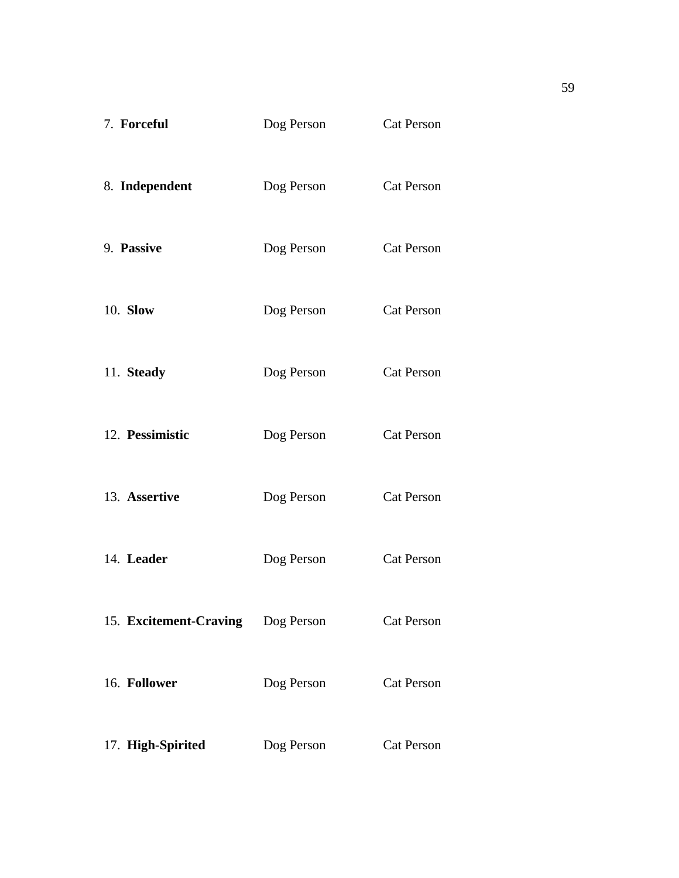7. **Forceful** Dog Person Cat Person

8. **Independent** Dog Person Cat Person

9. **Passive** Dog Person Cat Person

10. **Slow** Dog Person Cat Person

11. **Steady** Dog Person Cat Person

12. **Pessimistic** Dog Person Cat Person

13. **Assertive** Dog Person Cat Person

14. **Leader** Dog Person Cat Person

15. **Excitement-Craving** Dog Person Cat Person

16. **Follower** Dog Person Cat Person

17. **High-Spirited** Dog Person Cat Person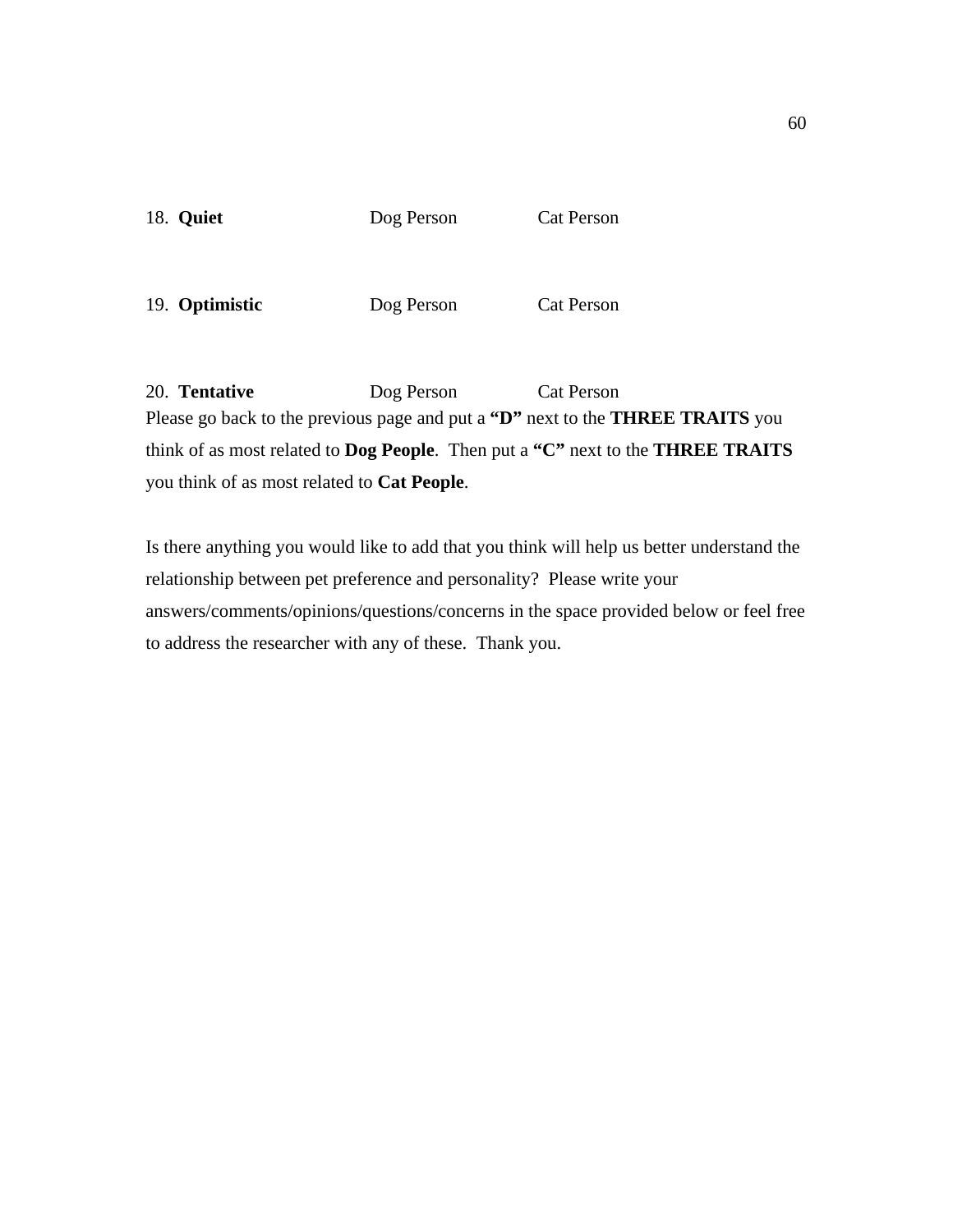18. **Quiet** Dog Person Cat Person

19. **Optimistic** Dog Person Cat Person

20. **Tentative** Dog Person Cat Person

Please go back to the previous page and put a **"D"** next to the **THREE TRAITS** you think of as most related to **Dog People**. Then put a **"C"** next to the **THREE TRAITS** you think of as most related to **Cat People**.

Is there anything you would like to add that you think will help us better understand the relationship between pet preference and personality? Please write your answers/comments/opinions/questions/concerns in the space provided below or feel free to address the researcher with any of these. Thank you.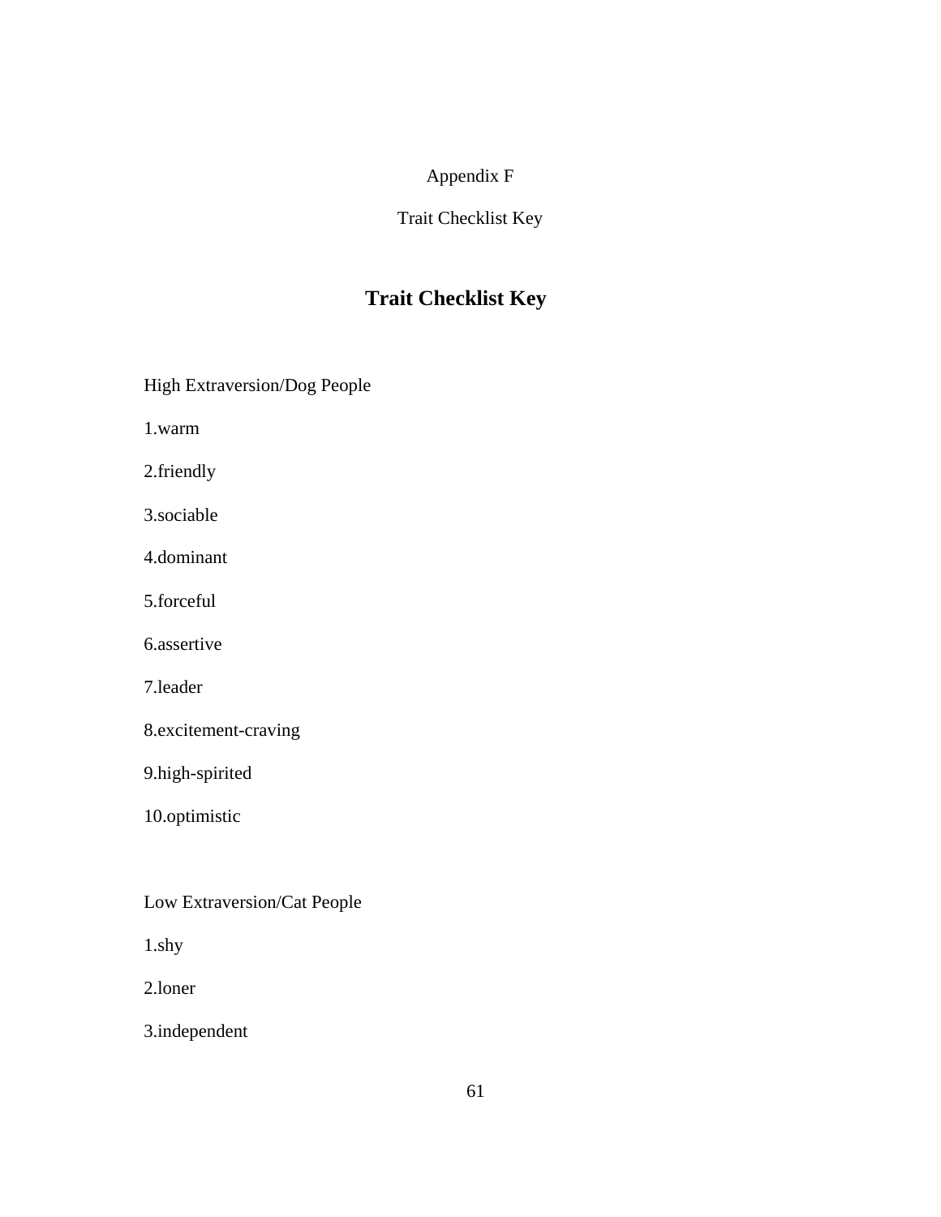Appendix F

Trait Checklist Key

# Trait Checklist Key

High Extraversion/Dog People

1.warm

2.friendly

3.sociable

4.dominant

5.forceful

6.assertive

7.leader

8.excitement-craving

9.high-spirited

10.optimistic

Low Extraversion/Cat People

1.shy

2.loner

3.independent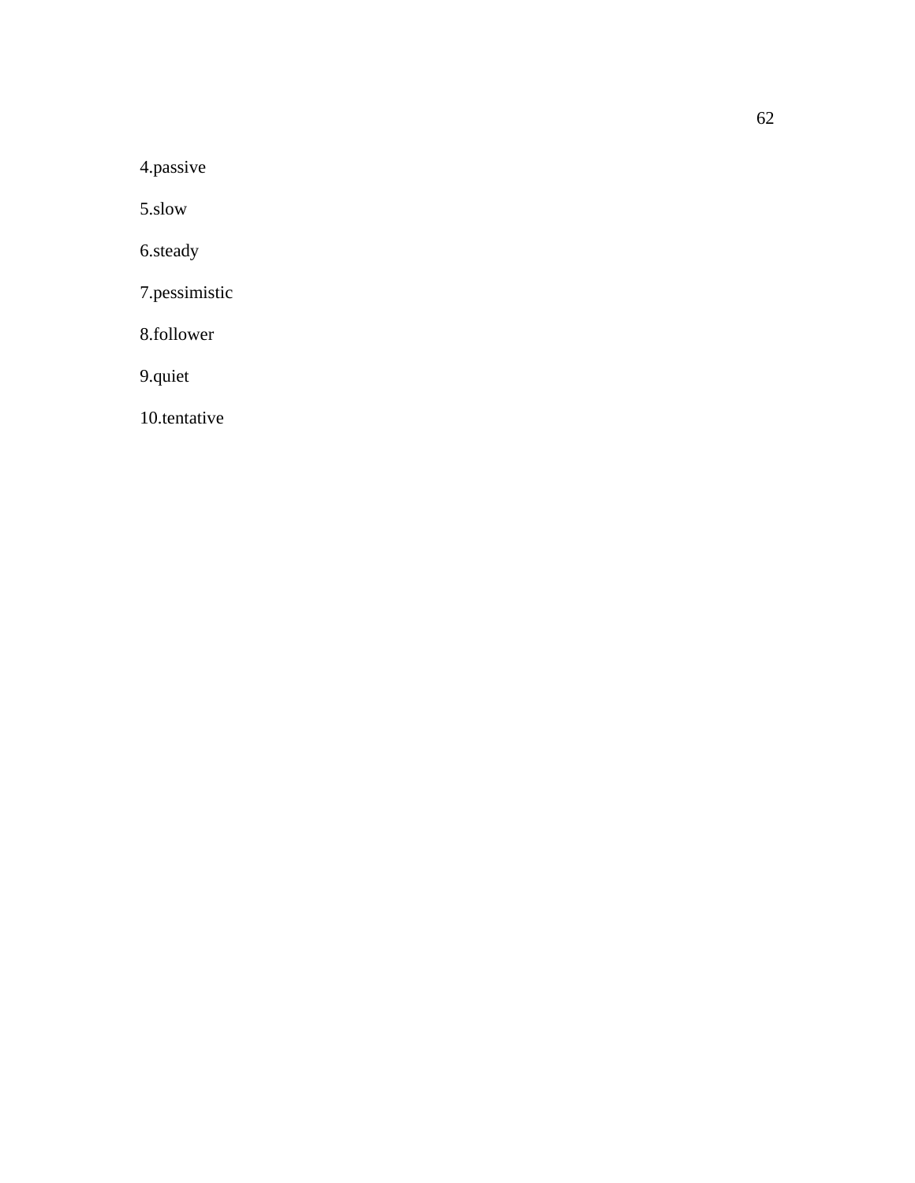4.passive

5.slow

6.steady

7.pessimistic

8.follower

9.quiet

10.tentative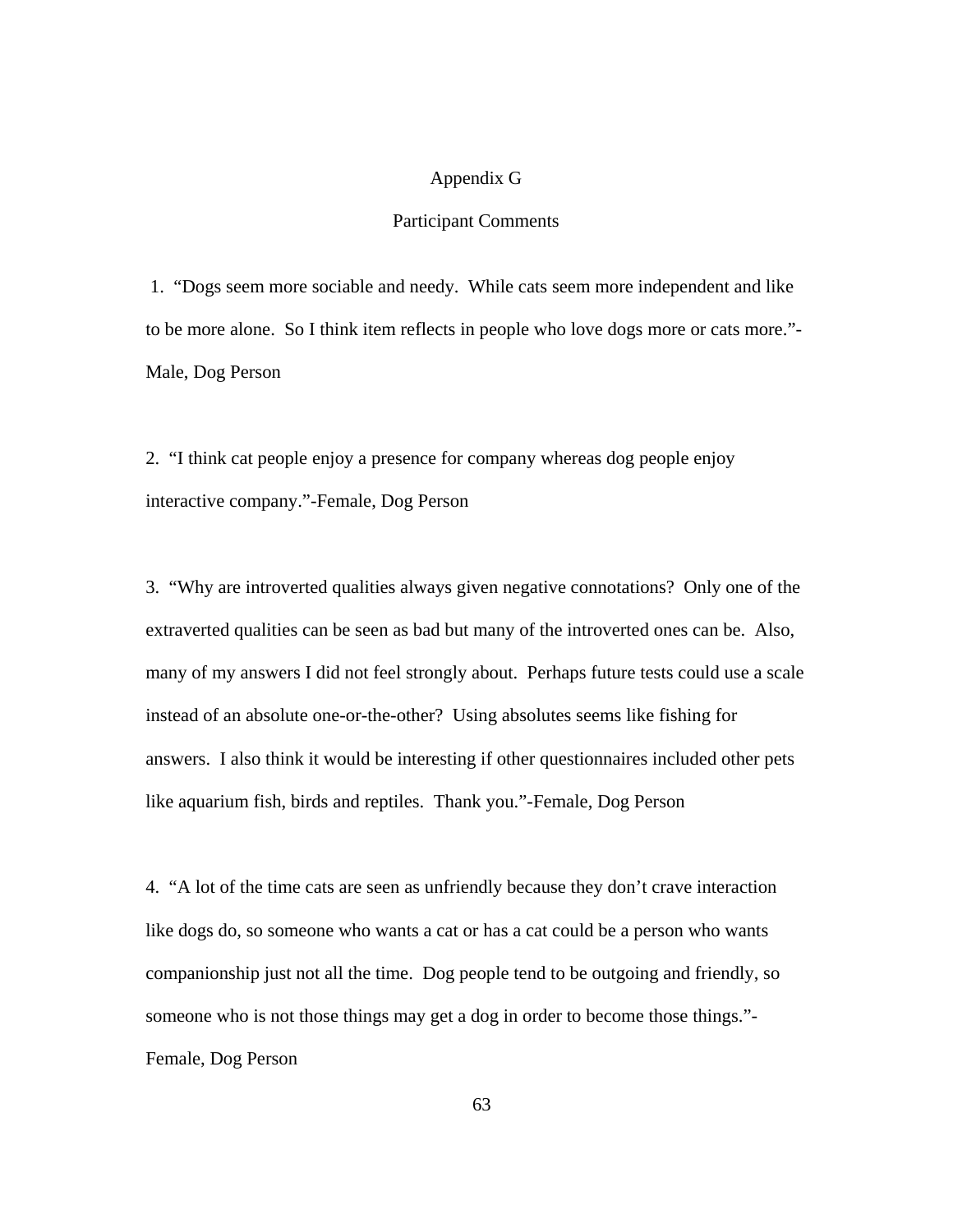# Appendix G

## Participant Comments

1. "Dogs seem more sociable and needy. While cats seem more independent and like to be more alone. So I think item reflects in people who love dogs more or cats more."-Male, Dog Person

2. "I think cat people enjoy a presence for company whereas dog people enjoy interactive company."-Female, Dog Person

3. "Why are introverted qualities always given negative connotations? Only one of the extraverted qualities can be seen as bad but many of the introverted ones can be. Also, many of my answers I did not feel strongly about. Perhaps future tests could use a scale instead of an absolute one-or-the-other? Using absolutes seems like fishing for answers. I also think it would be interesting if other questionnaires included other pets like aquarium fish, birds and reptiles. Thank you."-Female, Dog Person

4. "A lot of the time cats are seen as unfriendly because they don't crave interaction like dogs do, so someone who wants a cat or has a cat could be a person who wants companionship just not all the time. Dog people tend to be outgoing and friendly, so someone who is not those things may get a dog in order to become those things."-Female, Dog Person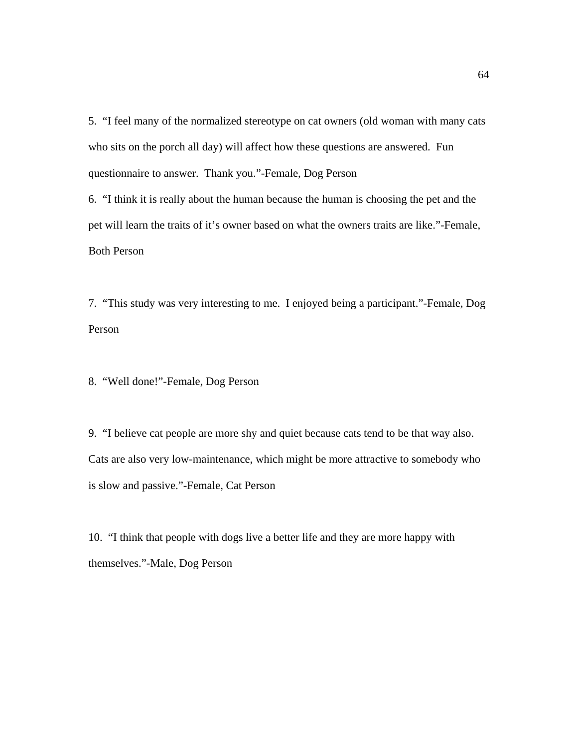5. “I feel many of the normalized stereotype on cat owners (old woman with many cats who sits on the porch all day) will affect how these questions are answered. Fun questionnaire to answer. Thank you.”-Female, Dog Person

6. “I think it is really about the human because the human is choosing the pet and the pet will learn the traits of it’s owner based on what the owners traits are like.”-Female, Both Person

7. “This study was very interesting to me. I enjoyed being a participant.”-Female, Dog Person

8. “Well done!”-Female, Dog Person

9. “I believe cat people are more shy and quiet because cats tend to be that way also. Cats are also very low-maintenance, which might be more attractive to somebody who is slow and passive.”-Female, Cat Person

10. “I think that people with dogs live a better life and they are more happy with themselves.”-Male, Dog Person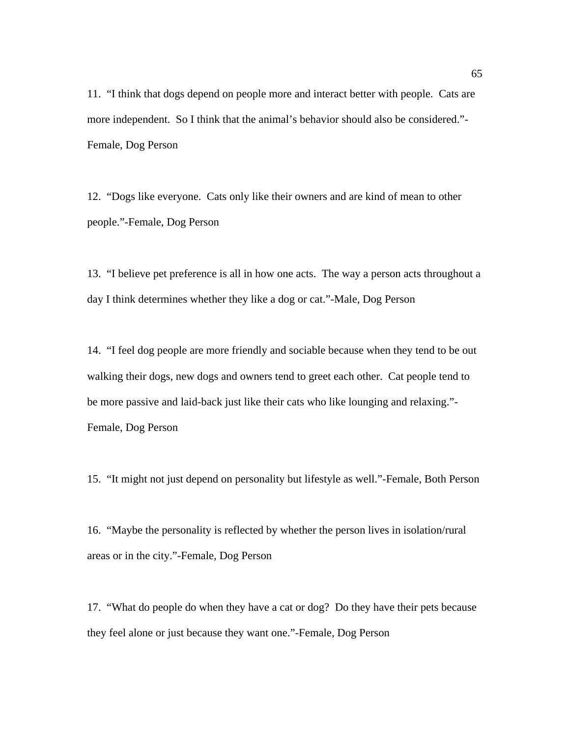11. “I think that dogs depend on people more and interact better with people. Cats are more independent. So I think that the animal’s behavior should also be considered.”-Female, Dog Person

12. “Dogs like everyone. Cats only like their owners and are kind of mean to other people.”-Female, Dog Person

13. “I believe pet preference is all in how one acts. The way a person acts throughout a day I think determines whether they like a dog or cat.”-Male, Dog Person

14. “I feel dog people are more friendly and sociable because when they tend to be out walking their dogs, new dogs and owners tend to greet each other. Cat people tend to be more passive and laid-back just like their cats who like lounging and relaxing.”-Female, Dog Person

15. “It might not just depend on personality but lifestyle as well.”-Female, Both Person

16. “Maybe the personality is reflected by whether the person lives in isolation/rural areas or in the city.”-Female, Dog Person

17. “What do people do when they have a cat or dog? Do they have their pets because they feel alone or just because they want one.”-Female, Dog Person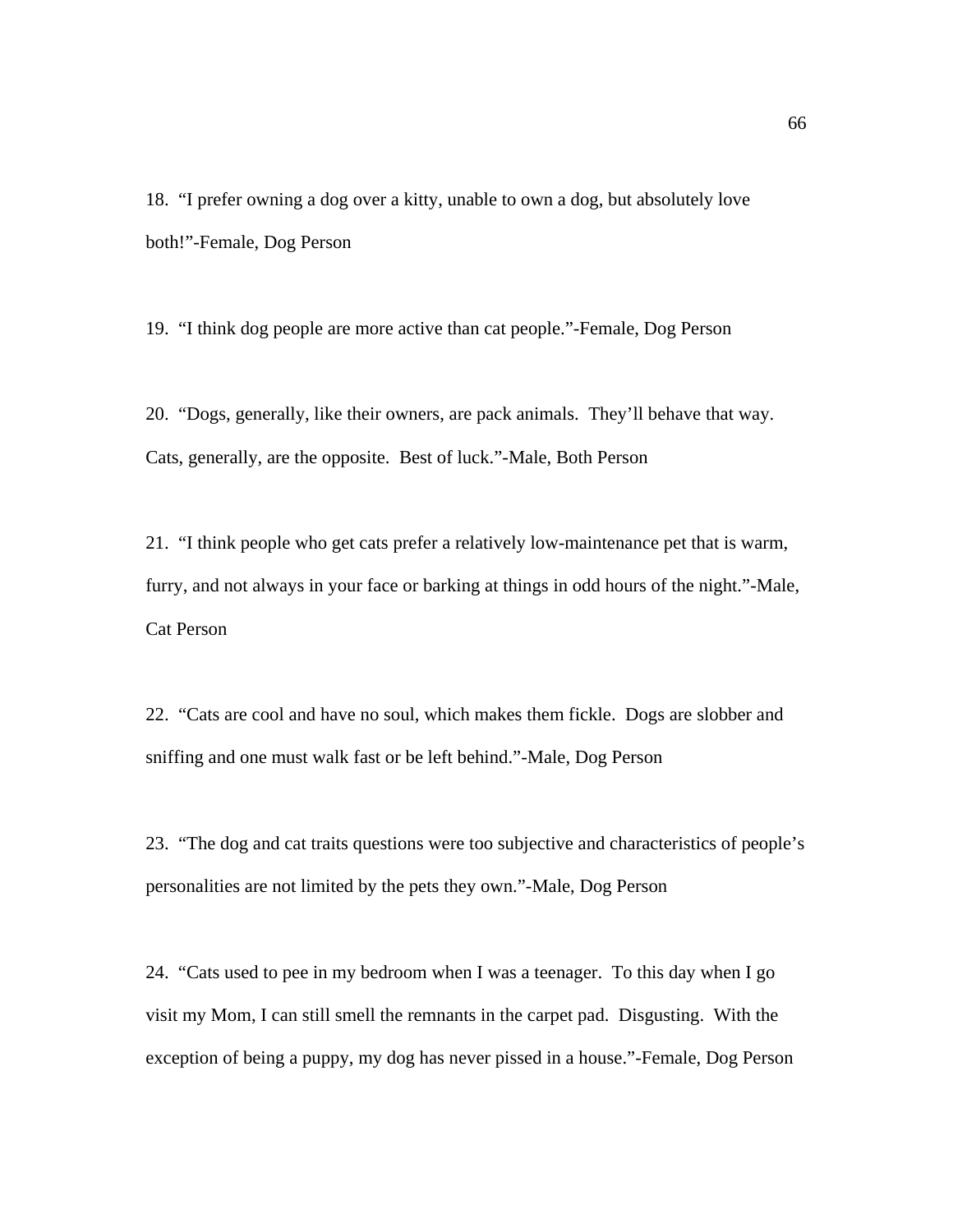18. “I prefer owning a dog over a kitty, unable to own a dog, but absolutely love both!”-Female, Dog Person

19. “I think dog people are more active than cat people.”-Female, Dog Person

20. “Dogs, generally, like their owners, are pack animals. They’ll behave that way. Cats, generally, are the opposite. Best of luck.”-Male, Both Person

21. “I think people who get cats prefer a relatively low-maintenance pet that is warm, furry, and not always in your face or barking at things in odd hours of the night.”-Male, Cat Person

22. “Cats are cool and have no soul, which makes them fickle. Dogs are slobber and sniffing and one must walk fast or be left behind.”-Male, Dog Person

23. “The dog and cat traits questions were too subjective and characteristics of people’s personalities are not limited by the pets they own.”-Male, Dog Person

24. “Cats used to pee in my bedroom when I was a teenager. To this day when I go visit my Mom, I can still smell the remnants in the carpet pad. Disgusting. With the exception of being a puppy, my dog has never pissed in a house.”-Female, Dog Person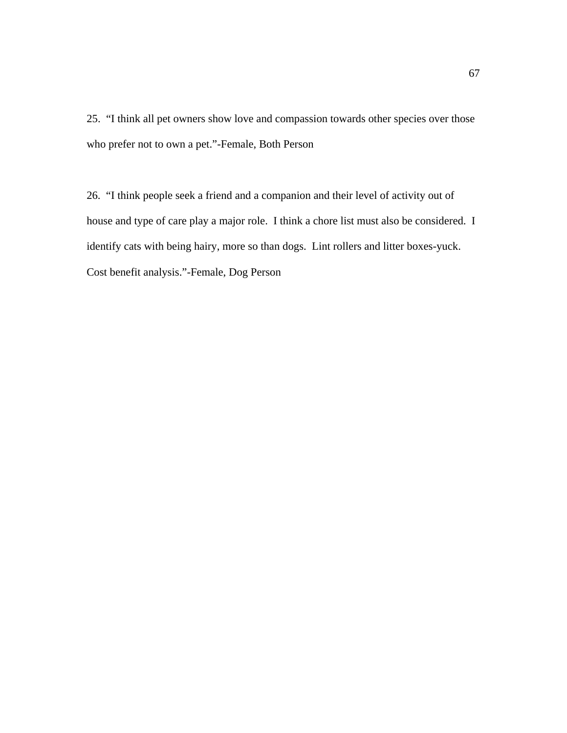25. “I think all pet owners show love and compassion towards other species over those who prefer not to own a pet.”-Female, Both Person

26. “I think people seek a friend and a companion and their level of activity out of house and type of care play a major role. I think a chore list must also be considered. I identify cats with being hairy, more so than dogs. Lint rollers and litter boxes-yuck. Cost benefit analysis.”-Female, Dog Person